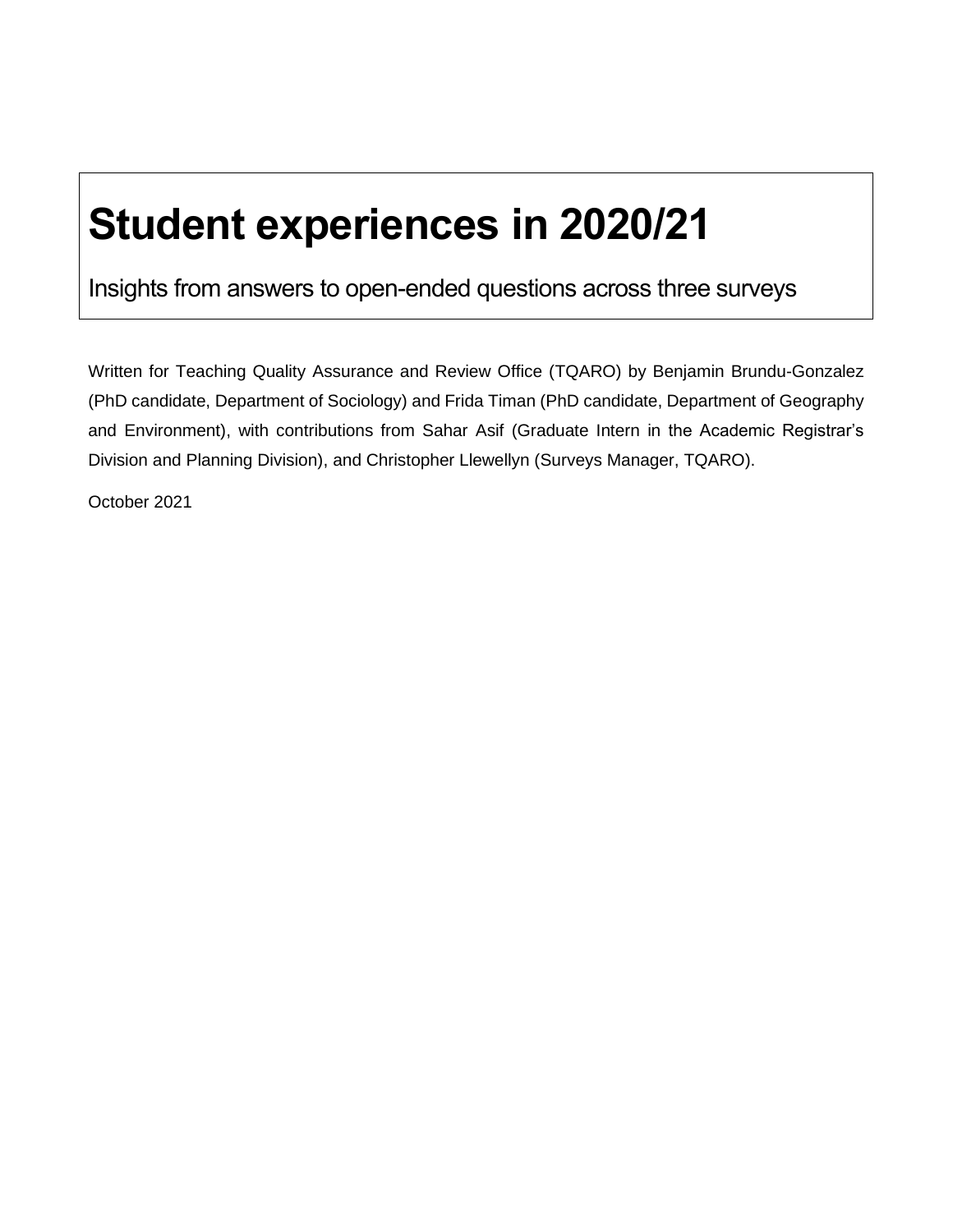# Student experiences in 2020/21

Insights from answers to open-ended questions across three surveys

Written for Teaching Quality Assurance and Review Office (TQARO) by Benjamin Brundu-Gonzalez (PhD candidate, Department of Sociology) and Frida Timan (PhD candidate, Department of Geography and Environment), with contributions from Sahar Asif (Graduate Intern in the Academic Registrar's Division and Planning Division), and Christopher Llewellyn (Surveys Manager, TQARO).

October 2021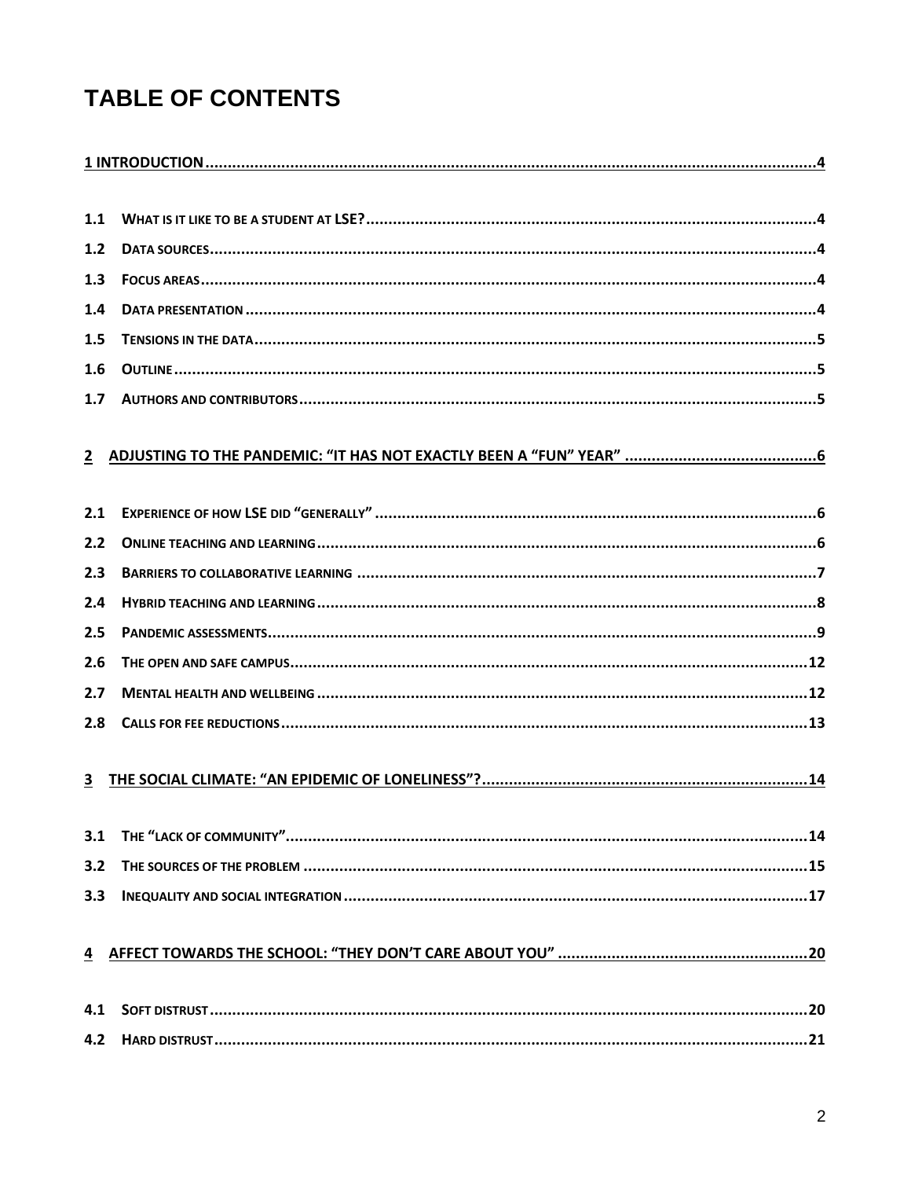# TABLE OF CONTENTS

**1 INTRODUCTION** .......... 4

- **1.1 WHAT IS IT LIKE TO BE A STUDENT AT LSE?** .......... 4
- **1.2 DATA SOURCES** .......... 4
- **1.3 FOCUS AREAS** .......... 4
- **1.4 DATA PRESENTATION** .......... 4
- **1.5 TENSIONS IN THE DATA** .......... 5
- **1.6 OUTLINE** .......... 5
- **1.7 AUTHORS AND CONTRIBUTORS** .......... 5

**2 ADJUSTING TO THE PANDEMIC: "IT HAS NOT EXACTLY BEEN A "FUN" YEAR"** .......... 6

- **2.1 EXPERIENCE OF HOW LSE DID "GENERALLY"** .......... 6
- **2.2 ONLINE TEACHING AND LEARNING** .......... 6
- **2.3 BARRIERS TO COLLABORATIVE LEARNING** .......... 7
- **2.4 HYBRID TEACHING AND LEARNING** .......... 8
- **2.5 PANDEMIC ASSESSMENTS** .......... 9
- **2.6 THE OPEN AND SAFE CAMPUS** .......... 12
- **2.7 MENTAL HEALTH AND WELLBEING** .......... 12
- **2.8 CALLS FOR FEE REDUCTIONS** .......... 13

**3 THE SOCIAL CLIMATE: "AN EPIDEMIC OF LONELINESS"?** .......... 14

- **3.1 THE "LACK OF COMMUNITY"** .......... 14
- **3.2 THE SOURCES OF THE PROBLEM** .......... 15
- **3.3 INEQUALITY AND SOCIAL INTEGRATION** .......... 17

**4 AFFECT TOWARDS THE SCHOOL: "THEY DON'T CARE ABOUT YOU"** .......... 20

- **4.1 SOFT DISTRUST** .......... 20
- **4.2 HARD DISTRUST** .......... 21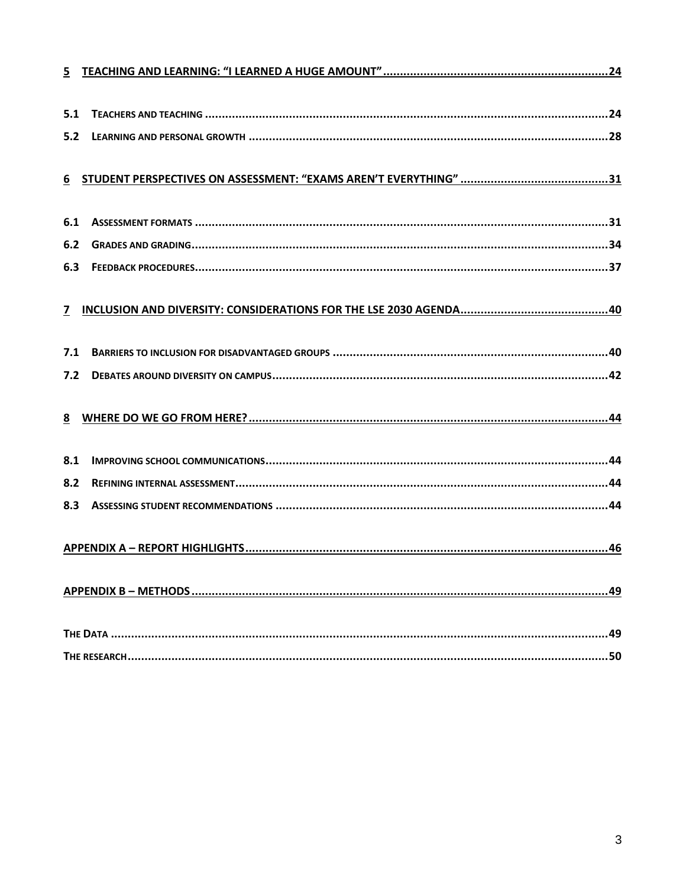**5 TEACHING AND LEARNING: "I LEARNED A HUGE AMOUNT" .......... 24**

**5.1 TEACHERS AND TEACHING .......... 24**

**5.2 LEARNING AND PERSONAL GROWTH .......... 28**

**6 STUDENT PERSPECTIVES ON ASSESSMENT: "EXAMS AREN'T EVERYTHING" .......... 31**

**6.1 ASSESSMENT FORMATS .......... 31**

**6.2 GRADES AND GRADING .......... 34**

**6.3 FEEDBACK PROCEDURES .......... 37**

**7 INCLUSION AND DIVERSITY: CONSIDERATIONS FOR THE LSE 2030 AGENDA .......... 40**

**7.1 BARRIERS TO INCLUSION FOR DISADVANTAGED GROUPS .......... 40**

**7.2 DEBATES AROUND DIVERSITY ON CAMPUS .......... 42**

**8 WHERE DO WE GO FROM HERE? .......... 44**

**8.1 IMPROVING SCHOOL COMMUNICATIONS .......... 44**

**8.2 REFINING INTERNAL ASSESSMENT .......... 44**

**8.3 ASSESSING STUDENT RECOMMENDATIONS .......... 44**

**APPENDIX A – REPORT HIGHLIGHTS .......... 46**

**APPENDIX B – METHODS .......... 49**

**THE DATA .......... 49**

**THE RESEARCH .......... 50**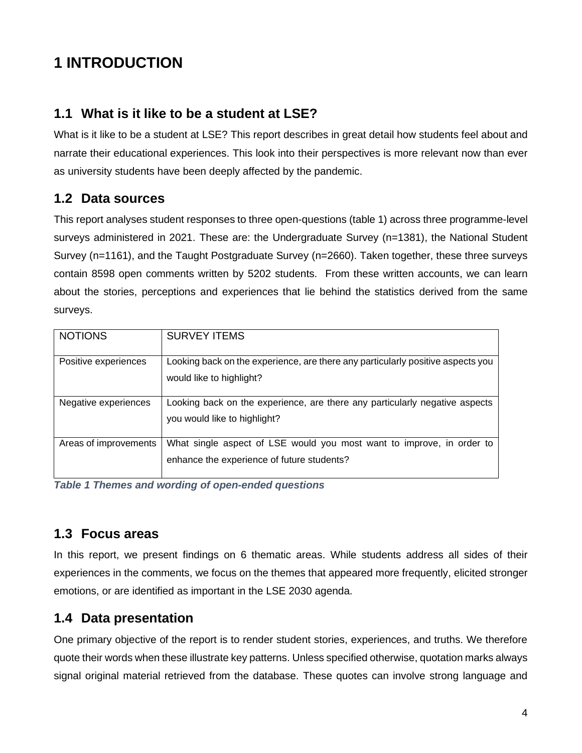# 1 INTRODUCTION

## 1.1 What is it like to be a student at LSE?

What is it like to be a student at LSE? This report describes in great detail how students feel about and narrate their educational experiences. This look into their perspectives is more relevant now than ever as university students have been deeply affected by the pandemic.

## 1.2 Data sources

This report analyses student responses to three open-questions (table 1) across three programme-level surveys administered in 2021. These are: the Undergraduate Survey (n=1381), the National Student Survey (n=1161), and the Taught Postgraduate Survey (n=2660). Taken together, these three surveys contain 8598 open comments written by 5202 students. From these written accounts, we can learn about the stories, perceptions and experiences that lie behind the statistics derived from the same surveys.

| NOTIONS | SURVEY ITEMS |
|---|---|
| Positive experiences | Looking back on the experience, are there any particularly positive aspects you would like to highlight? |
| Negative experiences | Looking back on the experience, are there any particularly negative aspects you would like to highlight? |
| Areas of improvements | What single aspect of LSE would you most want to improve, in order to enhance the experience of future students? |

***Table 1 Themes and wording of open-ended questions***

## 1.3 Focus areas

In this report, we present findings on 6 thematic areas. While students address all sides of their experiences in the comments, we focus on the themes that appeared more frequently, elicited stronger emotions, or are identified as important in the LSE 2030 agenda.

## 1.4 Data presentation

One primary objective of the report is to render student stories, experiences, and truths. We therefore quote their words when these illustrate key patterns. Unless specified otherwise, quotation marks always signal original material retrieved from the database. These quotes can involve strong language and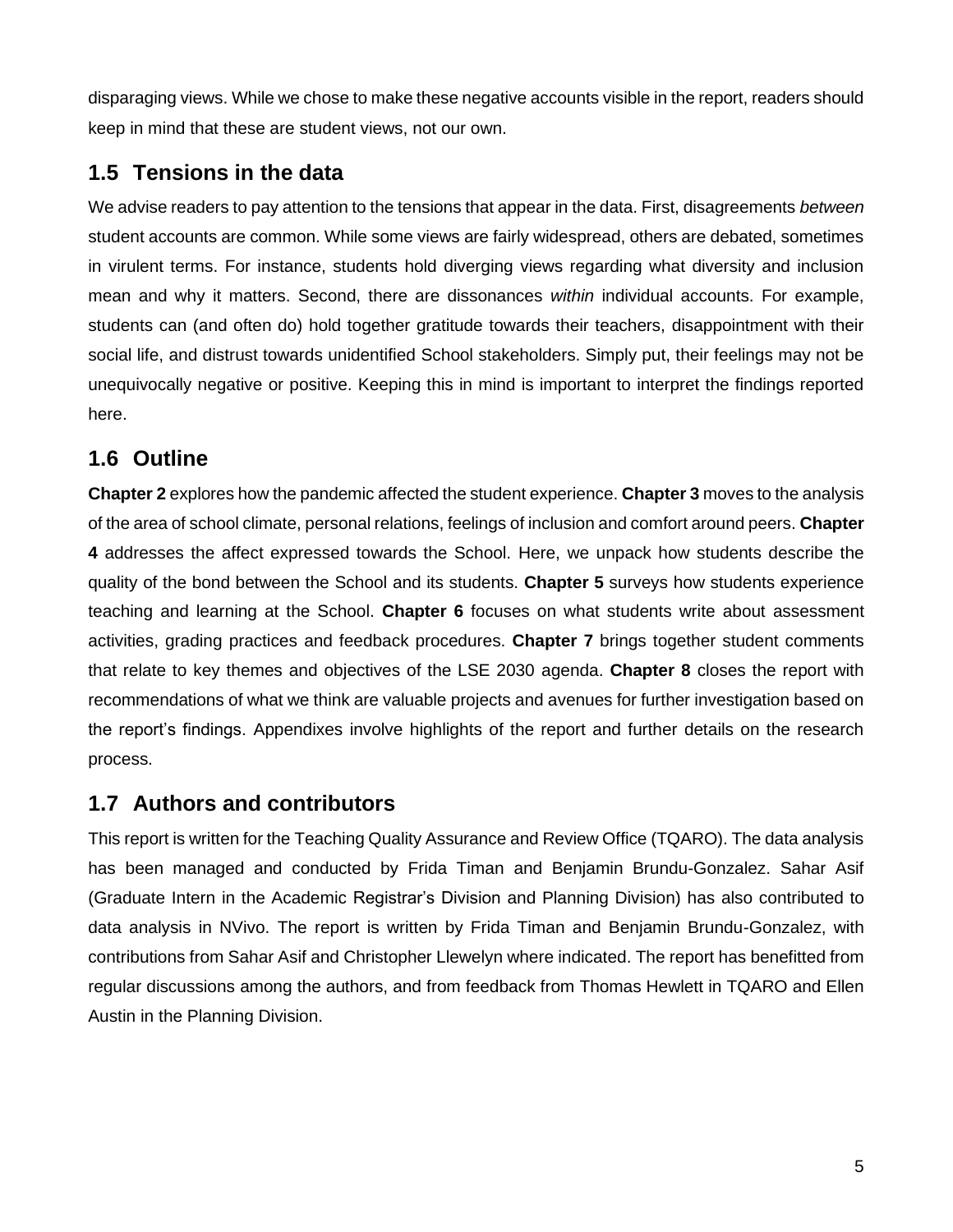disparaging views. While we chose to make these negative accounts visible in the report, readers should keep in mind that these are student views, not our own.

## 1.5 Tensions in the data

We advise readers to pay attention to the tensions that appear in the data. First, disagreements *between* student accounts are common. While some views are fairly widespread, others are debated, sometimes in virulent terms. For instance, students hold diverging views regarding what diversity and inclusion mean and why it matters. Second, there are dissonances *within* individual accounts. For example, students can (and often do) hold together gratitude towards their teachers, disappointment with their social life, and distrust towards unidentified School stakeholders. Simply put, their feelings may not be unequivocally negative or positive. Keeping this in mind is important to interpret the findings reported here.

## 1.6 Outline

**Chapter 2** explores how the pandemic affected the student experience. **Chapter 3** moves to the analysis of the area of school climate, personal relations, feelings of inclusion and comfort around peers. **Chapter 4** addresses the affect expressed towards the School. Here, we unpack how students describe the quality of the bond between the School and its students. **Chapter 5** surveys how students experience teaching and learning at the School. **Chapter 6** focuses on what students write about assessment activities, grading practices and feedback procedures. **Chapter 7** brings together student comments that relate to key themes and objectives of the LSE 2030 agenda. **Chapter 8** closes the report with recommendations of what we think are valuable projects and avenues for further investigation based on the report's findings. Appendixes involve highlights of the report and further details on the research process.

## 1.7 Authors and contributors

This report is written for the Teaching Quality Assurance and Review Office (TQARO). The data analysis has been managed and conducted by Frida Timan and Benjamin Brundu-Gonzalez. Sahar Asif (Graduate Intern in the Academic Registrar's Division and Planning Division) has also contributed to data analysis in NVivo. The report is written by Frida Timan and Benjamin Brundu-Gonzalez, with contributions from Sahar Asif and Christopher Llewelyn where indicated. The report has benefitted from regular discussions among the authors, and from feedback from Thomas Hewlett in TQARO and Ellen Austin in the Planning Division.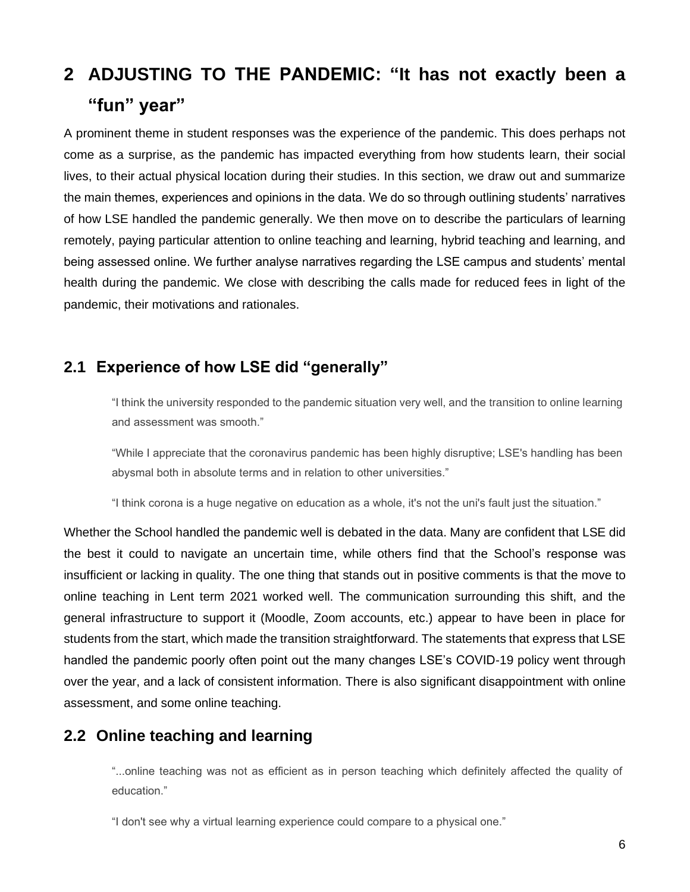# 2 ADJUSTING TO THE PANDEMIC: "It has not exactly been a "fun" year"

A prominent theme in student responses was the experience of the pandemic. This does perhaps not come as a surprise, as the pandemic has impacted everything from how students learn, their social lives, to their actual physical location during their studies. In this section, we draw out and summarize the main themes, experiences and opinions in the data. We do so through outlining students' narratives of how LSE handled the pandemic generally. We then move on to describe the particulars of learning remotely, paying particular attention to online teaching and learning, hybrid teaching and learning, and being assessed online. We further analyse narratives regarding the LSE campus and students' mental health during the pandemic. We close with describing the calls made for reduced fees in light of the pandemic, their motivations and rationales.

## 2.1 Experience of how LSE did "generally"

> "I think the university responded to the pandemic situation very well, and the transition to online learning and assessment was smooth."
>
> "While I appreciate that the coronavirus pandemic has been highly disruptive; LSE's handling has been abysmal both in absolute terms and in relation to other universities."
>
> "I think corona is a huge negative on education as a whole, it's not the uni's fault just the situation."

Whether the School handled the pandemic well is debated in the data. Many are confident that LSE did the best it could to navigate an uncertain time, while others find that the School's response was insufficient or lacking in quality. The one thing that stands out in positive comments is that the move to online teaching in Lent term 2021 worked well. The communication surrounding this shift, and the general infrastructure to support it (Moodle, Zoom accounts, etc.) appear to have been in place for students from the start, which made the transition straightforward. The statements that express that LSE handled the pandemic poorly often point out the many changes LSE's COVID-19 policy went through over the year, and a lack of consistent information. There is also significant disappointment with online assessment, and some online teaching.

## 2.2 Online teaching and learning

> "...online teaching was not as efficient as in person teaching which definitely affected the quality of education."
>
> "I don't see why a virtual learning experience could compare to a physical one."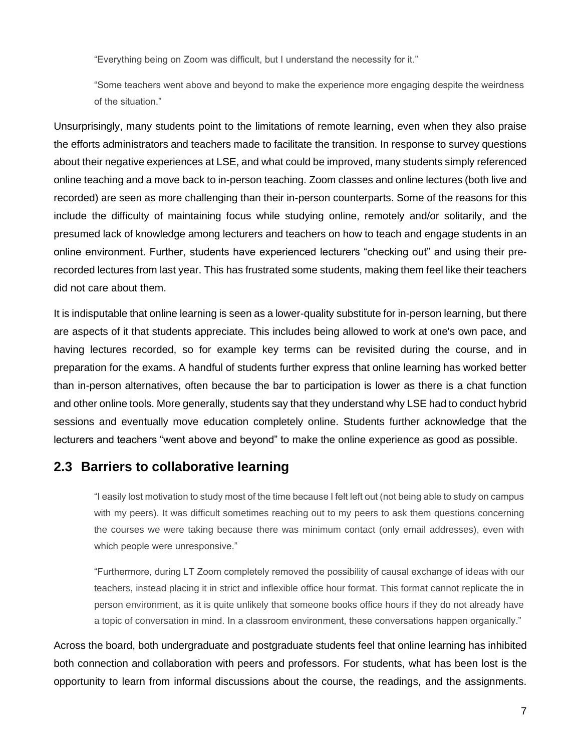> "Everything being on Zoom was difficult, but I understand the necessity for it."
>
> "Some teachers went above and beyond to make the experience more engaging despite the weirdness of the situation."

Unsurprisingly, many students point to the limitations of remote learning, even when they also praise the efforts administrators and teachers made to facilitate the transition. In response to survey questions about their negative experiences at LSE, and what could be improved, many students simply referenced online teaching and a move back to in-person teaching. Zoom classes and online lectures (both live and recorded) are seen as more challenging than their in-person counterparts. Some of the reasons for this include the difficulty of maintaining focus while studying online, remotely and/or solitarily, and the presumed lack of knowledge among lecturers and teachers on how to teach and engage students in an online environment. Further, students have experienced lecturers "checking out" and using their pre-recorded lectures from last year. This has frustrated some students, making them feel like their teachers did not care about them.

It is indisputable that online learning is seen as a lower-quality substitute for in-person learning, but there are aspects of it that students appreciate. This includes being allowed to work at one's own pace, and having lectures recorded, so for example key terms can be revisited during the course, and in preparation for the exams. A handful of students further express that online learning has worked better than in-person alternatives, often because the bar to participation is lower as there is a chat function and other online tools. More generally, students say that they understand why LSE had to conduct hybrid sessions and eventually move education completely online. Students further acknowledge that the lecturers and teachers "went above and beyond" to make the online experience as good as possible.

## 2.3 Barriers to collaborative learning

> "I easily lost motivation to study most of the time because I felt left out (not being able to study on campus with my peers). It was difficult sometimes reaching out to my peers to ask them questions concerning the courses we were taking because there was minimum contact (only email addresses), even with which people were unresponsive."
>
> "Furthermore, during LT Zoom completely removed the possibility of causal exchange of ideas with our teachers, instead placing it in strict and inflexible office hour format. This format cannot replicate the in person environment, as it is quite unlikely that someone books office hours if they do not already have a topic of conversation in mind. In a classroom environment, these conversations happen organically."

Across the board, both undergraduate and postgraduate students feel that online learning has inhibited both connection and collaboration with peers and professors. For students, what has been lost is the opportunity to learn from informal discussions about the course, the readings, and the assignments.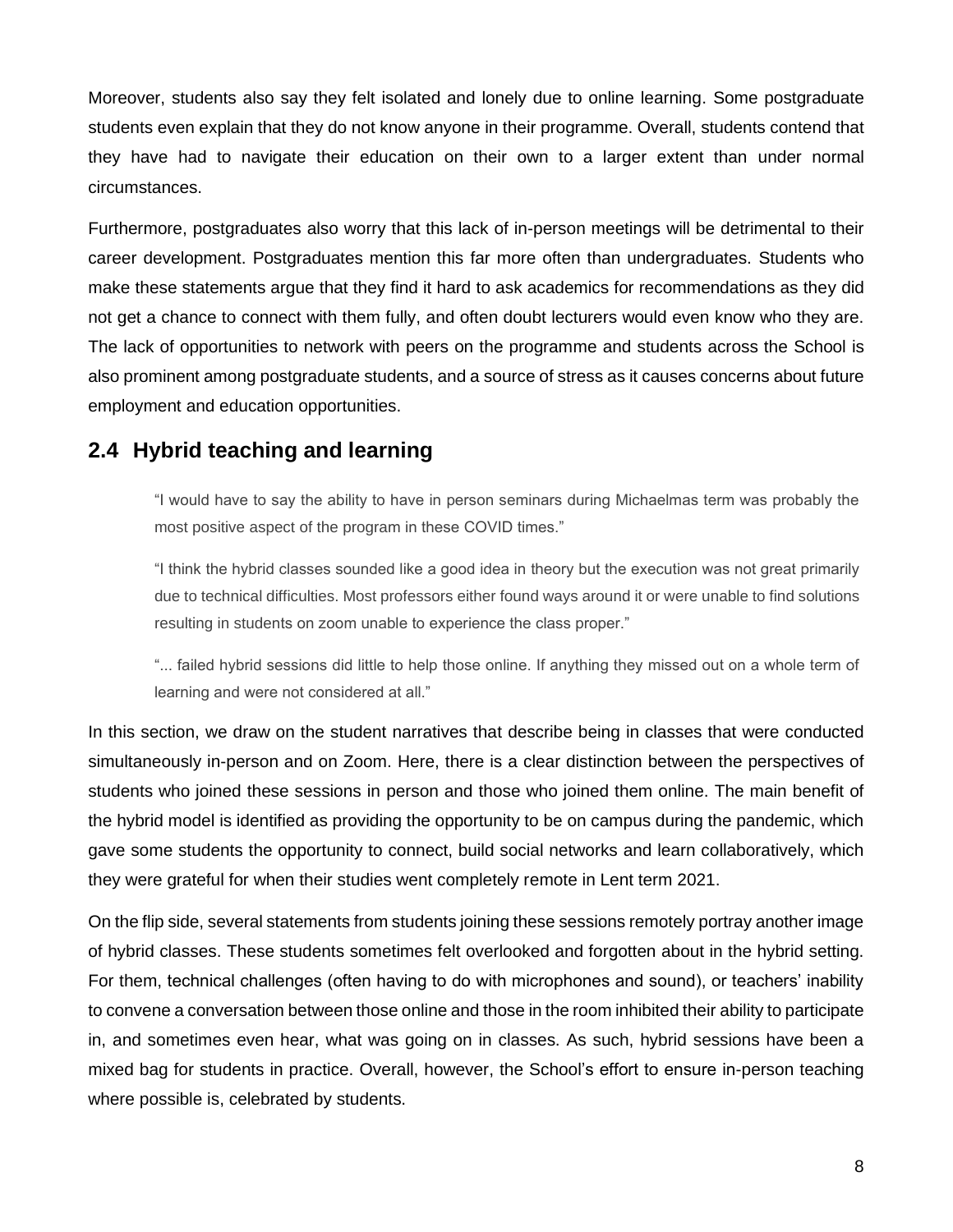Moreover, students also say they felt isolated and lonely due to online learning. Some postgraduate students even explain that they do not know anyone in their programme. Overall, students contend that they have had to navigate their education on their own to a larger extent than under normal circumstances.

Furthermore, postgraduates also worry that this lack of in-person meetings will be detrimental to their career development. Postgraduates mention this far more often than undergraduates. Students who make these statements argue that they find it hard to ask academics for recommendations as they did not get a chance to connect with them fully, and often doubt lecturers would even know who they are. The lack of opportunities to network with peers on the programme and students across the School is also prominent among postgraduate students, and a source of stress as it causes concerns about future employment and education opportunities.

## 2.4 Hybrid teaching and learning

> "I would have to say the ability to have in person seminars during Michaelmas term was probably the most positive aspect of the program in these COVID times."
>
> "I think the hybrid classes sounded like a good idea in theory but the execution was not great primarily due to technical difficulties. Most professors either found ways around it or were unable to find solutions resulting in students on zoom unable to experience the class proper."
>
> "... failed hybrid sessions did little to help those online. If anything they missed out on a whole term of learning and were not considered at all."

In this section, we draw on the student narratives that describe being in classes that were conducted simultaneously in-person and on Zoom. Here, there is a clear distinction between the perspectives of students who joined these sessions in person and those who joined them online. The main benefit of the hybrid model is identified as providing the opportunity to be on campus during the pandemic, which gave some students the opportunity to connect, build social networks and learn collaboratively, which they were grateful for when their studies went completely remote in Lent term 2021.

On the flip side, several statements from students joining these sessions remotely portray another image of hybrid classes. These students sometimes felt overlooked and forgotten about in the hybrid setting. For them, technical challenges (often having to do with microphones and sound), or teachers' inability to convene a conversation between those online and those in the room inhibited their ability to participate in, and sometimes even hear, what was going on in classes. As such, hybrid sessions have been a mixed bag for students in practice. Overall, however, the School's effort to ensure in-person teaching where possible is, celebrated by students.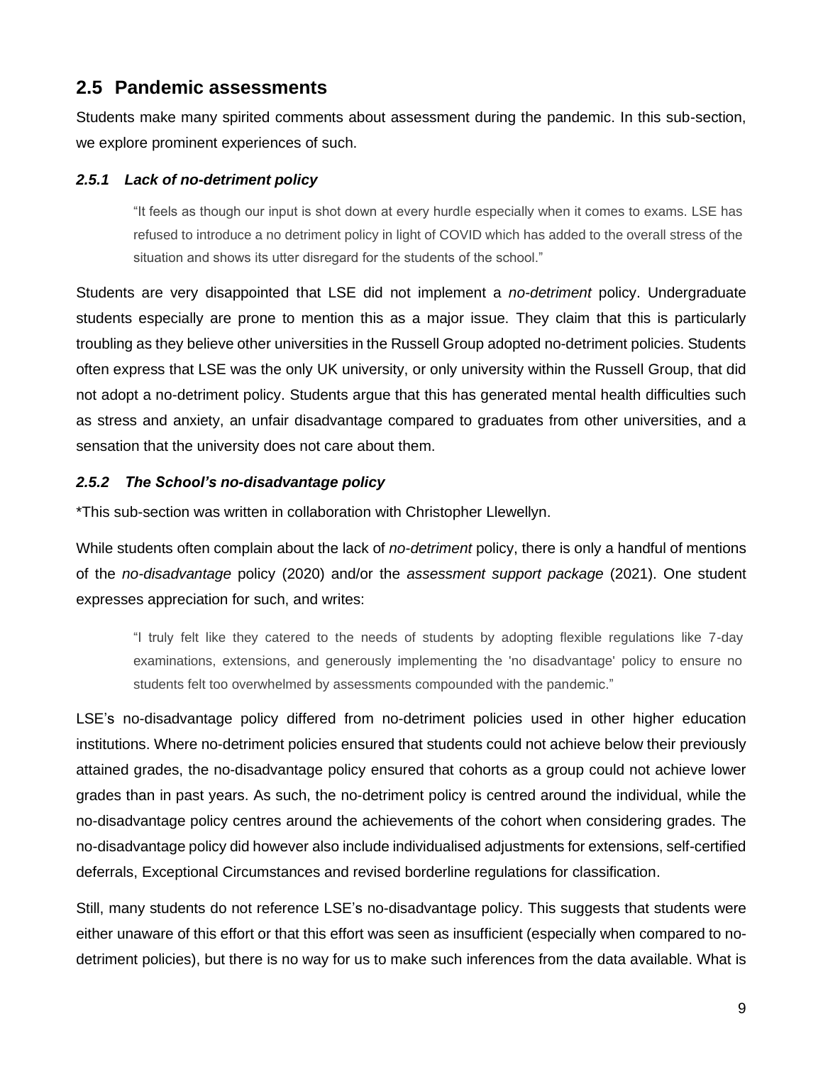## 2.5 Pandemic assessments

Students make many spirited comments about assessment during the pandemic. In this sub-section, we explore prominent experiences of such.

### *2.5.1 Lack of no-detriment policy*

> "It feels as though our input is shot down at every hurdle especially when it comes to exams. LSE has refused to introduce a no detriment policy in light of COVID which has added to the overall stress of the situation and shows its utter disregard for the students of the school."

Students are very disappointed that LSE did not implement a *no-detriment* policy. Undergraduate students especially are prone to mention this as a major issue. They claim that this is particularly troubling as they believe other universities in the Russell Group adopted no-detriment policies. Students often express that LSE was the only UK university, or only university within the Russell Group, that did not adopt a no-detriment policy. Students argue that this has generated mental health difficulties such as stress and anxiety, an unfair disadvantage compared to graduates from other universities, and a sensation that the university does not care about them.

### *2.5.2 The School's no-disadvantage policy*

*This sub-section was written in collaboration with Christopher Llewellyn.

While students often complain about the lack of *no-detriment* policy, there is only a handful of mentions of the *no-disadvantage* policy (2020) and/or the *assessment support package* (2021). One student expresses appreciation for such, and writes:

> "I truly felt like they catered to the needs of students by adopting flexible regulations like 7-day examinations, extensions, and generously implementing the 'no disadvantage' policy to ensure no students felt too overwhelmed by assessments compounded with the pandemic."

LSE's no-disadvantage policy differed from no-detriment policies used in other higher education institutions. Where no-detriment policies ensured that students could not achieve below their previously attained grades, the no-disadvantage policy ensured that cohorts as a group could not achieve lower grades than in past years. As such, the no-detriment policy is centred around the individual, while the no-disadvantage policy centres around the achievements of the cohort when considering grades. The no-disadvantage policy did however also include individualised adjustments for extensions, self-certified deferrals, Exceptional Circumstances and revised borderline regulations for classification.

Still, many students do not reference LSE's no-disadvantage policy. This suggests that students were either unaware of this effort or that this effort was seen as insufficient (especially when compared to no-detriment policies), but there is no way for us to make such inferences from the data available. What is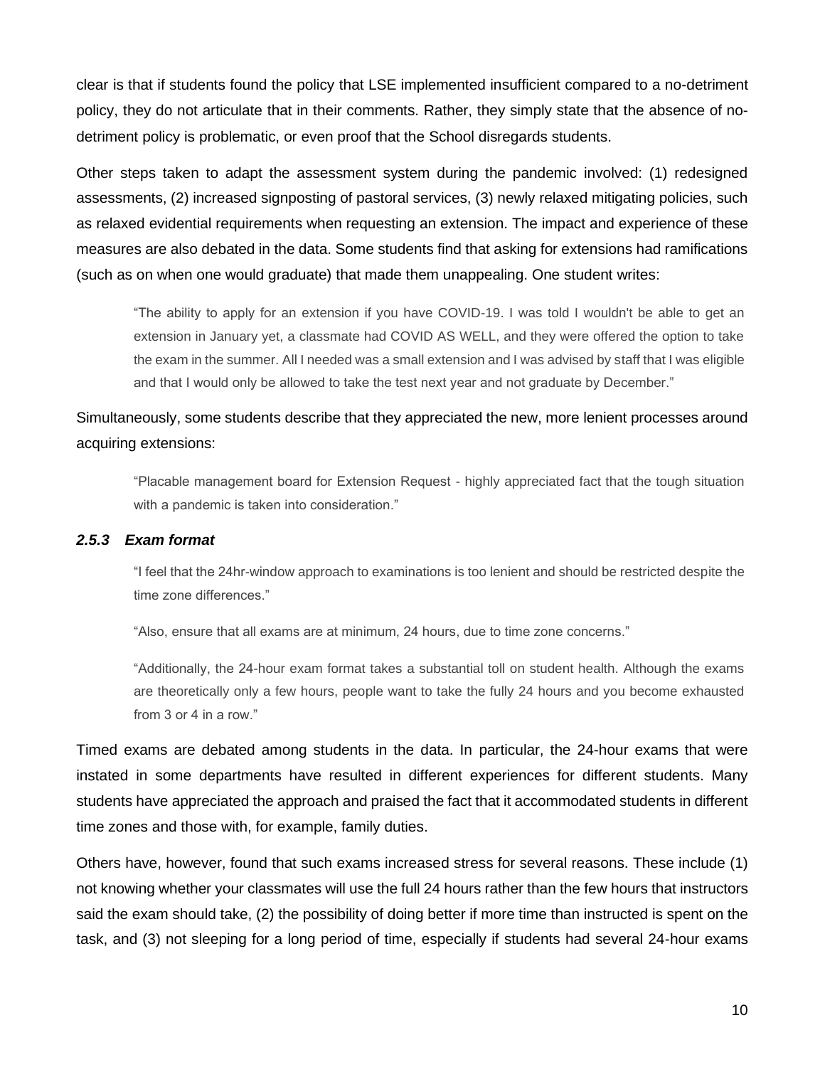clear is that if students found the policy that LSE implemented insufficient compared to a no-detriment policy, they do not articulate that in their comments. Rather, they simply state that the absence of no-detriment policy is problematic, or even proof that the School disregards students.

Other steps taken to adapt the assessment system during the pandemic involved: (1) redesigned assessments, (2) increased signposting of pastoral services, (3) newly relaxed mitigating policies, such as relaxed evidential requirements when requesting an extension. The impact and experience of these measures are also debated in the data. Some students find that asking for extensions had ramifications (such as on when one would graduate) that made them unappealing. One student writes:

> "The ability to apply for an extension if you have COVID-19. I was told I wouldn't be able to get an extension in January yet, a classmate had COVID AS WELL, and they were offered the option to take the exam in the summer. All I needed was a small extension and I was advised by staff that I was eligible and that I would only be allowed to take the test next year and not graduate by December."

Simultaneously, some students describe that they appreciated the new, more lenient processes around acquiring extensions:

> "Placable management board for Extension Request - highly appreciated fact that the tough situation with a pandemic is taken into consideration."

### *2.5.3 Exam format*

> "I feel that the 24hr-window approach to examinations is too lenient and should be restricted despite the time zone differences."
>
> "Also, ensure that all exams are at minimum, 24 hours, due to time zone concerns."
>
> "Additionally, the 24-hour exam format takes a substantial toll on student health. Although the exams are theoretically only a few hours, people want to take the fully 24 hours and you become exhausted from 3 or 4 in a row."

Timed exams are debated among students in the data. In particular, the 24-hour exams that were instated in some departments have resulted in different experiences for different students. Many students have appreciated the approach and praised the fact that it accommodated students in different time zones and those with, for example, family duties.

Others have, however, found that such exams increased stress for several reasons. These include (1) not knowing whether your classmates will use the full 24 hours rather than the few hours that instructors said the exam should take, (2) the possibility of doing better if more time than instructed is spent on the task, and (3) not sleeping for a long period of time, especially if students had several 24-hour exams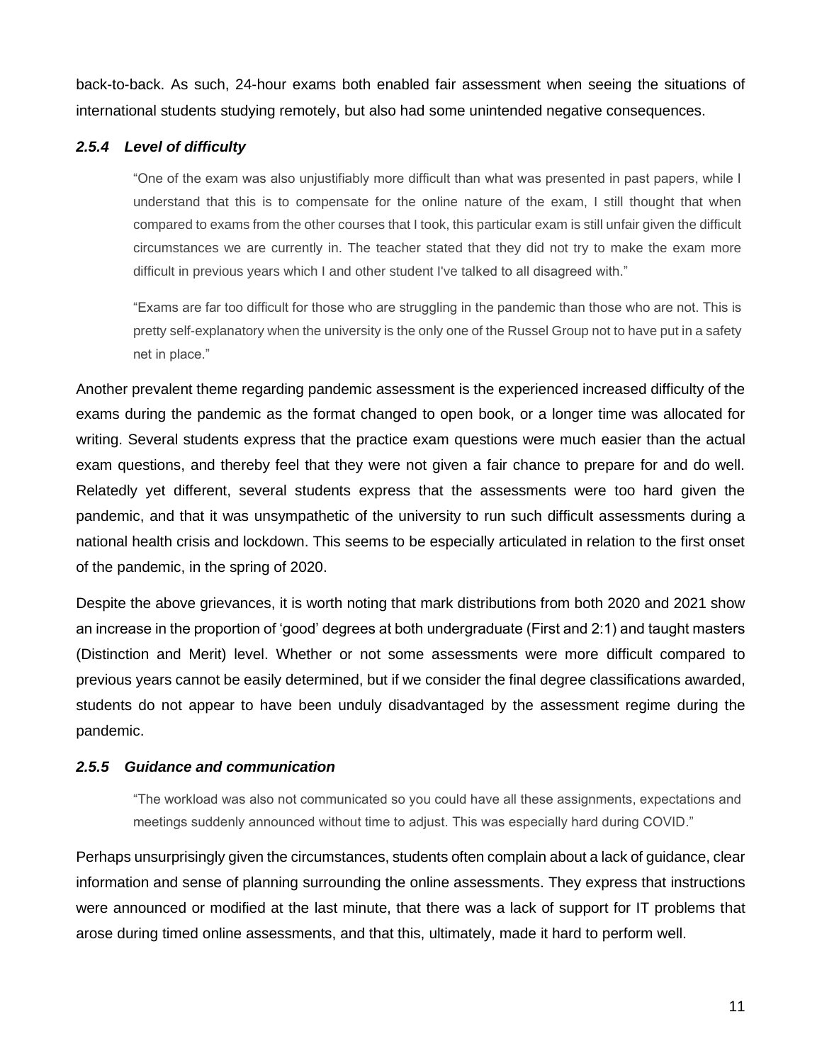back-to-back. As such, 24-hour exams both enabled fair assessment when seeing the situations of international students studying remotely, but also had some unintended negative consequences.

### *2.5.4 Level of difficulty*

> "One of the exam was also unjustifiably more difficult than what was presented in past papers, while I understand that this is to compensate for the online nature of the exam, I still thought that when compared to exams from the other courses that I took, this particular exam is still unfair given the difficult circumstances we are currently in. The teacher stated that they did not try to make the exam more difficult in previous years which I and other student I've talked to all disagreed with."

> "Exams are far too difficult for those who are struggling in the pandemic than those who are not. This is pretty self-explanatory when the university is the only one of the Russel Group not to have put in a safety net in place."

Another prevalent theme regarding pandemic assessment is the experienced increased difficulty of the exams during the pandemic as the format changed to open book, or a longer time was allocated for writing. Several students express that the practice exam questions were much easier than the actual exam questions, and thereby feel that they were not given a fair chance to prepare for and do well. Relatedly yet different, several students express that the assessments were too hard given the pandemic, and that it was unsympathetic of the university to run such difficult assessments during a national health crisis and lockdown. This seems to be especially articulated in relation to the first onset of the pandemic, in the spring of 2020.

Despite the above grievances, it is worth noting that mark distributions from both 2020 and 2021 show an increase in the proportion of 'good' degrees at both undergraduate (First and 2:1) and taught masters (Distinction and Merit) level. Whether or not some assessments were more difficult compared to previous years cannot be easily determined, but if we consider the final degree classifications awarded, students do not appear to have been unduly disadvantaged by the assessment regime during the pandemic.

### *2.5.5 Guidance and communication*

> "The workload was also not communicated so you could have all these assignments, expectations and meetings suddenly announced without time to adjust. This was especially hard during COVID."

Perhaps unsurprisingly given the circumstances, students often complain about a lack of guidance, clear information and sense of planning surrounding the online assessments. They express that instructions were announced or modified at the last minute, that there was a lack of support for IT problems that arose during timed online assessments, and that this, ultimately, made it hard to perform well.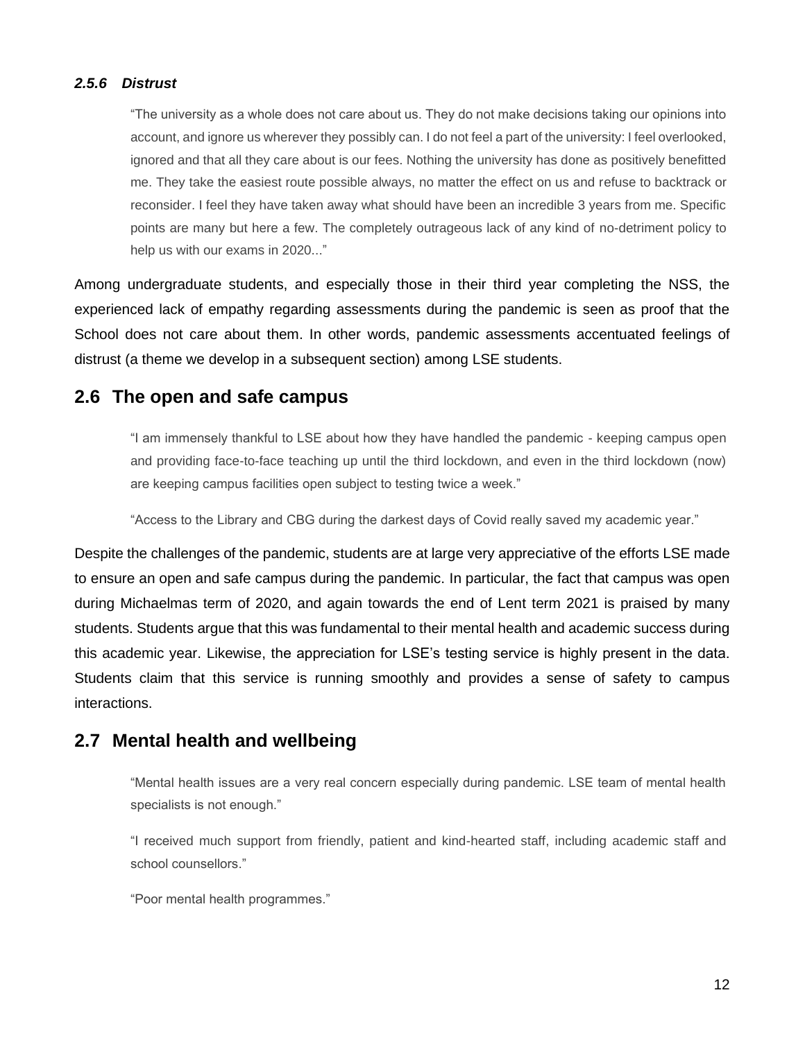#### *2.5.6 Distrust*

> "The university as a whole does not care about us. They do not make decisions taking our opinions into account, and ignore us wherever they possibly can. I do not feel a part of the university: I feel overlooked, ignored and that all they care about is our fees. Nothing the university has done as positively benefitted me. They take the easiest route possible always, no matter the effect on us and refuse to backtrack or reconsider. I feel they have taken away what should have been an incredible 3 years from me. Specific points are many but here a few. The completely outrageous lack of any kind of no-detriment policy to help us with our exams in 2020..."

Among undergraduate students, and especially those in their third year completing the NSS, the experienced lack of empathy regarding assessments during the pandemic is seen as proof that the School does not care about them. In other words, pandemic assessments accentuated feelings of distrust (a theme we develop in a subsequent section) among LSE students.

## 2.6 The open and safe campus

> "I am immensely thankful to LSE about how they have handled the pandemic - keeping campus open and providing face-to-face teaching up until the third lockdown, and even in the third lockdown (now) are keeping campus facilities open subject to testing twice a week."

> "Access to the Library and CBG during the darkest days of Covid really saved my academic year."

Despite the challenges of the pandemic, students are at large very appreciative of the efforts LSE made to ensure an open and safe campus during the pandemic. In particular, the fact that campus was open during Michaelmas term of 2020, and again towards the end of Lent term 2021 is praised by many students. Students argue that this was fundamental to their mental health and academic success during this academic year. Likewise, the appreciation for LSE's testing service is highly present in the data. Students claim that this service is running smoothly and provides a sense of safety to campus interactions.

## 2.7 Mental health and wellbeing

> "Mental health issues are a very real concern especially during pandemic. LSE team of mental health specialists is not enough."

> "I received much support from friendly, patient and kind-hearted staff, including academic staff and school counsellors."

> "Poor mental health programmes."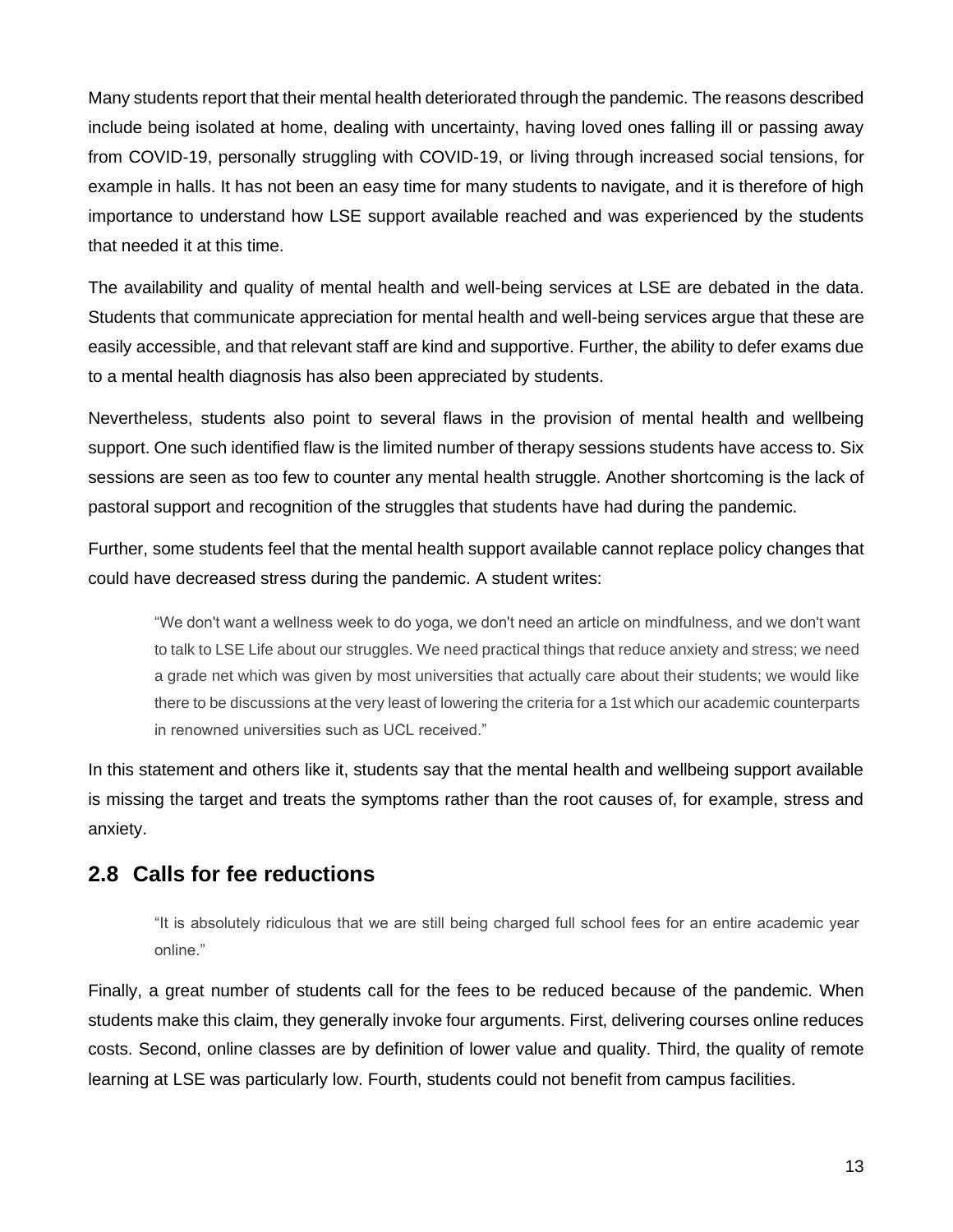Many students report that their mental health deteriorated through the pandemic. The reasons described include being isolated at home, dealing with uncertainty, having loved ones falling ill or passing away from COVID-19, personally struggling with COVID-19, or living through increased social tensions, for example in halls. It has not been an easy time for many students to navigate, and it is therefore of high importance to understand how LSE support available reached and was experienced by the students that needed it at this time.

The availability and quality of mental health and well-being services at LSE are debated in the data. Students that communicate appreciation for mental health and well-being services argue that these are easily accessible, and that relevant staff are kind and supportive. Further, the ability to defer exams due to a mental health diagnosis has also been appreciated by students.

Nevertheless, students also point to several flaws in the provision of mental health and wellbeing support. One such identified flaw is the limited number of therapy sessions students have access to. Six sessions are seen as too few to counter any mental health struggle. Another shortcoming is the lack of pastoral support and recognition of the struggles that students have had during the pandemic.

Further, some students feel that the mental health support available cannot replace policy changes that could have decreased stress during the pandemic. A student writes:

> "We don't want a wellness week to do yoga, we don't need an article on mindfulness, and we don't want to talk to LSE Life about our struggles. We need practical things that reduce anxiety and stress; we need a grade net which was given by most universities that actually care about their students; we would like there to be discussions at the very least of lowering the criteria for a 1st which our academic counterparts in renowned universities such as UCL received."

In this statement and others like it, students say that the mental health and wellbeing support available is missing the target and treats the symptoms rather than the root causes of, for example, stress and anxiety.

## 2.8 Calls for fee reductions

> "It is absolutely ridiculous that we are still being charged full school fees for an entire academic year online."

Finally, a great number of students call for the fees to be reduced because of the pandemic. When students make this claim, they generally invoke four arguments. First, delivering courses online reduces costs. Second, online classes are by definition of lower value and quality. Third, the quality of remote learning at LSE was particularly low. Fourth, students could not benefit from campus facilities.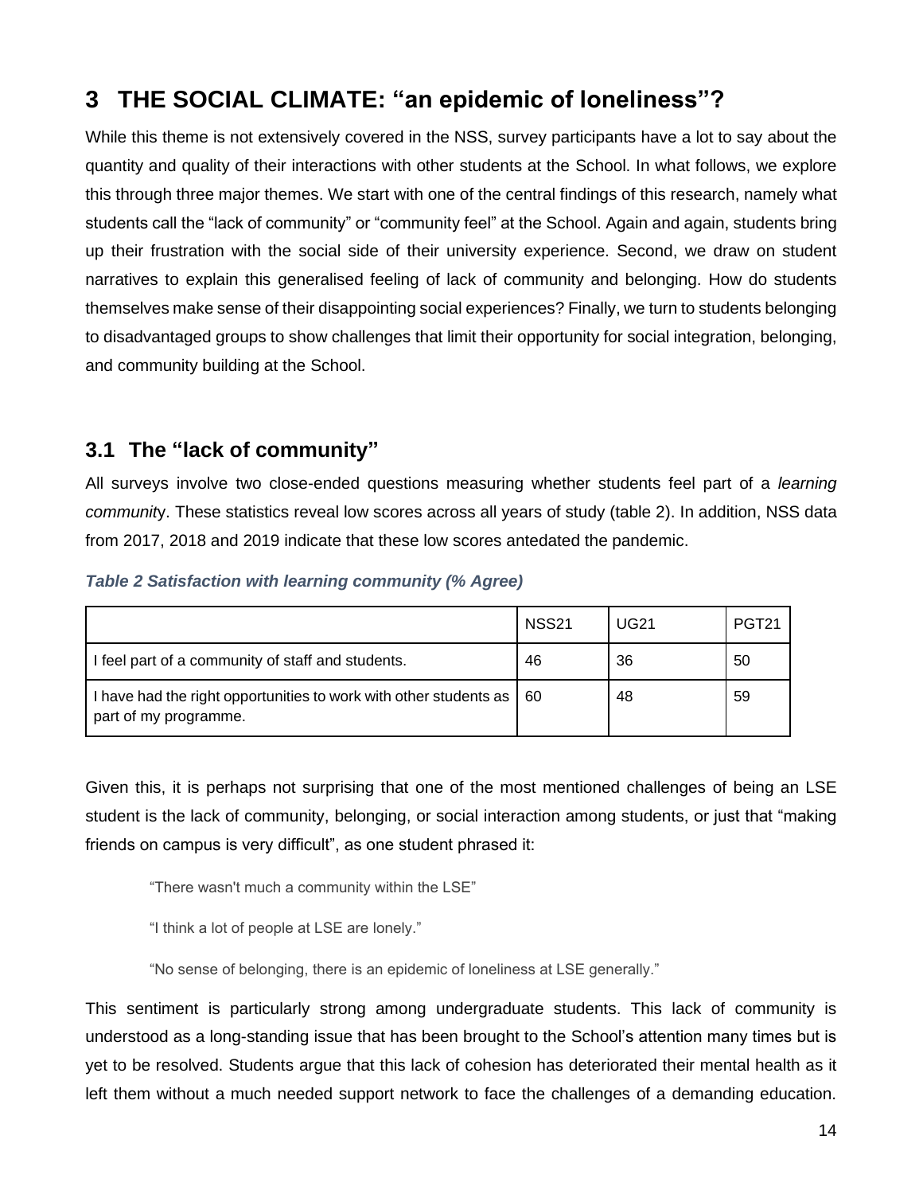## 3 THE SOCIAL CLIMATE: "an epidemic of loneliness"?

While this theme is not extensively covered in the NSS, survey participants have a lot to say about the quantity and quality of their interactions with other students at the School. In what follows, we explore this through three major themes. We start with one of the central findings of this research, namely what students call the "lack of community" or "community feel" at the School. Again and again, students bring up their frustration with the social side of their university experience. Second, we draw on student narratives to explain this generalised feeling of lack of community and belonging. How do students themselves make sense of their disappointing social experiences? Finally, we turn to students belonging to disadvantaged groups to show challenges that limit their opportunity for social integration, belonging, and community building at the School.

### 3.1 The "lack of community"

All surveys involve two close-ended questions measuring whether students feel part of a *learning community*. These statistics reveal low scores across all years of study (table 2). In addition, NSS data from 2017, 2018 and 2019 indicate that these low scores antedated the pandemic.

***Table 2 Satisfaction with learning community (% Agree)***

| | NSS21 | UG21 | PGT21 |
|---|---|---|---|
| I feel part of a community of staff and students. | 46 | 36 | 50 |
| I have had the right opportunities to work with other students as part of my programme. | 60 | 48 | 59 |

Given this, it is perhaps not surprising that one of the most mentioned challenges of being an LSE student is the lack of community, belonging, or social interaction among students, or just that "making friends on campus is very difficult", as one student phrased it:

> "There wasn't much a community within the LSE"
>
> "I think a lot of people at LSE are lonely."
>
> "No sense of belonging, there is an epidemic of loneliness at LSE generally."

This sentiment is particularly strong among undergraduate students. This lack of community is understood as a long-standing issue that has been brought to the School's attention many times but is yet to be resolved. Students argue that this lack of cohesion has deteriorated their mental health as it left them without a much needed support network to face the challenges of a demanding education.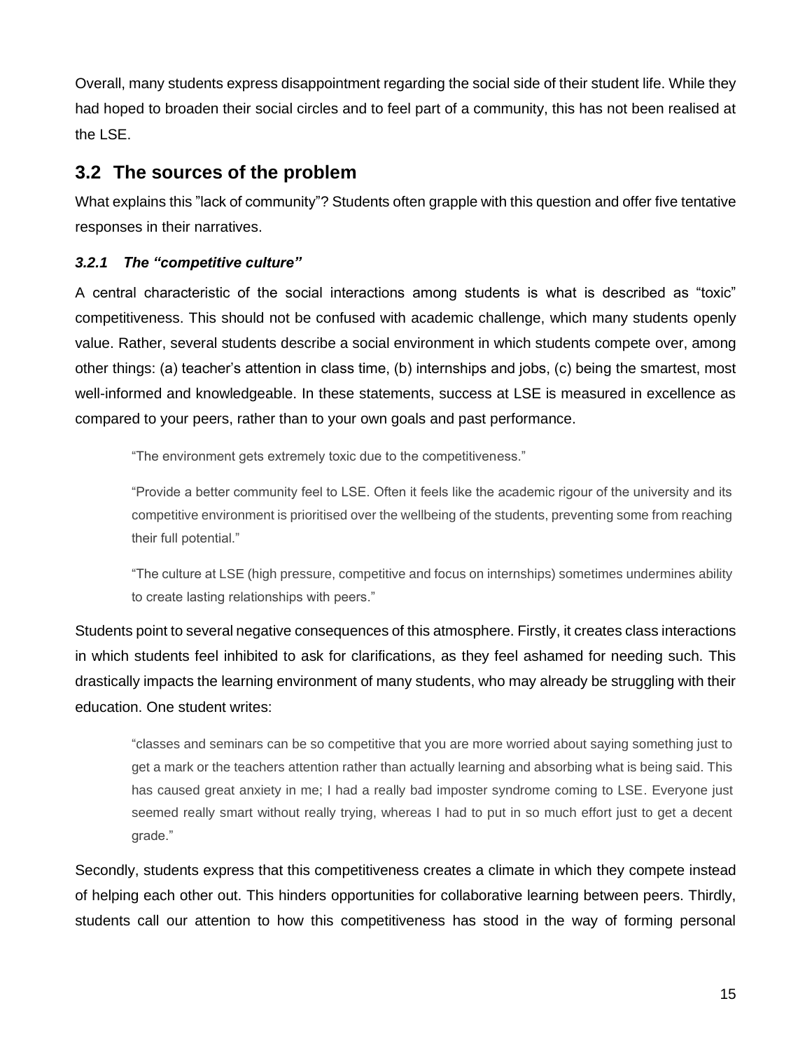Overall, many students express disappointment regarding the social side of their student life. While they had hoped to broaden their social circles and to feel part of a community, this has not been realised at the LSE.

## 3.2 The sources of the problem

What explains this ”lack of community”? Students often grapple with this question and offer five tentative responses in their narratives.

### *3.2.1 The “competitive culture”*

A central characteristic of the social interactions among students is what is described as “toxic” competitiveness. This should not be confused with academic challenge, which many students openly value. Rather, several students describe a social environment in which students compete over, among other things: (a) teacher’s attention in class time, (b) internships and jobs, (c) being the smartest, most well-informed and knowledgeable. In these statements, success at LSE is measured in excellence as compared to your peers, rather than to your own goals and past performance.

> “The environment gets extremely toxic due to the competitiveness.”
>
> “Provide a better community feel to LSE. Often it feels like the academic rigour of the university and its competitive environment is prioritised over the wellbeing of the students, preventing some from reaching their full potential.”
>
> “The culture at LSE (high pressure, competitive and focus on internships) sometimes undermines ability to create lasting relationships with peers.”

Students point to several negative consequences of this atmosphere. Firstly, it creates class interactions in which students feel inhibited to ask for clarifications, as they feel ashamed for needing such. This drastically impacts the learning environment of many students, who may already be struggling with their education. One student writes:

> “classes and seminars can be so competitive that you are more worried about saying something just to get a mark or the teachers attention rather than actually learning and absorbing what is being said. This has caused great anxiety in me; I had a really bad imposter syndrome coming to LSE. Everyone just seemed really smart without really trying, whereas I had to put in so much effort just to get a decent grade.”

Secondly, students express that this competitiveness creates a climate in which they compete instead of helping each other out. This hinders opportunities for collaborative learning between peers. Thirdly, students call our attention to how this competitiveness has stood in the way of forming personal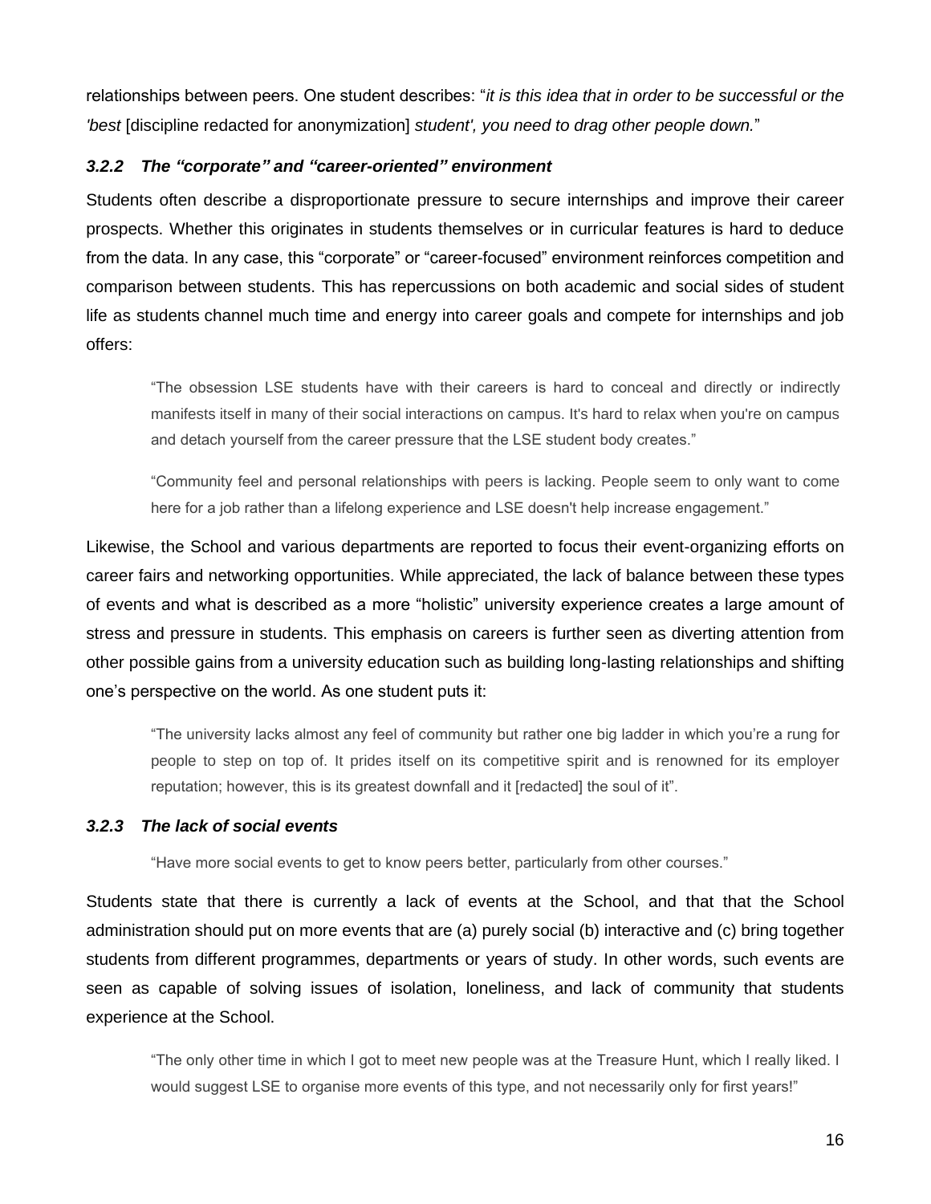relationships between peers. One student describes: "*it is this idea that in order to be successful or the 'best* [discipline redacted for anonymization] *student', you need to drag other people down.*"

### *3.2.2 The "corporate" and "career-oriented" environment*

Students often describe a disproportionate pressure to secure internships and improve their career prospects. Whether this originates in students themselves or in curricular features is hard to deduce from the data. In any case, this "corporate" or "career-focused" environment reinforces competition and comparison between students. This has repercussions on both academic and social sides of student life as students channel much time and energy into career goals and compete for internships and job offers:

> "The obsession LSE students have with their careers is hard to conceal and directly or indirectly manifests itself in many of their social interactions on campus. It's hard to relax when you're on campus and detach yourself from the career pressure that the LSE student body creates."

> "Community feel and personal relationships with peers is lacking. People seem to only want to come here for a job rather than a lifelong experience and LSE doesn't help increase engagement."

Likewise, the School and various departments are reported to focus their event-organizing efforts on career fairs and networking opportunities. While appreciated, the lack of balance between these types of events and what is described as a more "holistic" university experience creates a large amount of stress and pressure in students. This emphasis on careers is further seen as diverting attention from other possible gains from a university education such as building long-lasting relationships and shifting one's perspective on the world. As one student puts it:

> "The university lacks almost any feel of community but rather one big ladder in which you're a rung for people to step on top of. It prides itself on its competitive spirit and is renowned for its employer reputation; however, this is its greatest downfall and it [redacted] the soul of it".

### *3.2.3 The lack of social events*

> "Have more social events to get to know peers better, particularly from other courses."

Students state that there is currently a lack of events at the School, and that that the School administration should put on more events that are (a) purely social (b) interactive and (c) bring together students from different programmes, departments or years of study. In other words, such events are seen as capable of solving issues of isolation, loneliness, and lack of community that students experience at the School.

> "The only other time in which I got to meet new people was at the Treasure Hunt, which I really liked. I would suggest LSE to organise more events of this type, and not necessarily only for first years!"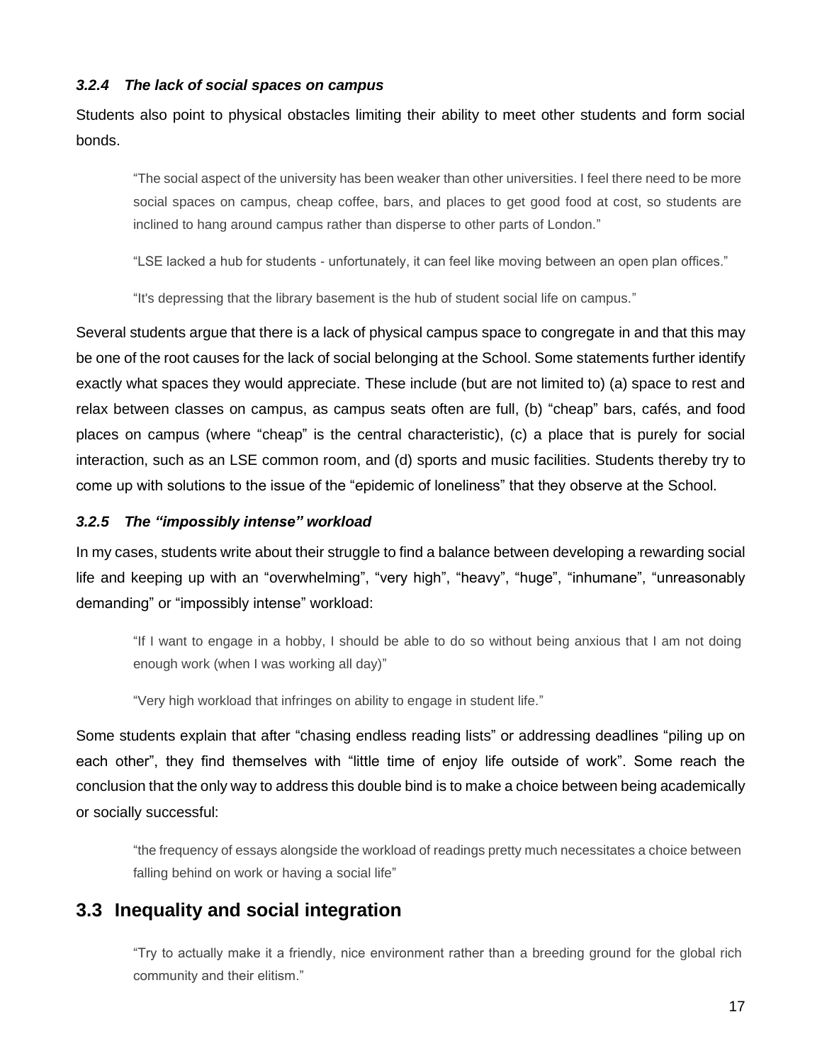#### *3.2.4 The lack of social spaces on campus*

Students also point to physical obstacles limiting their ability to meet other students and form social bonds.

> "The social aspect of the university has been weaker than other universities. I feel there need to be more social spaces on campus, cheap coffee, bars, and places to get good food at cost, so students are inclined to hang around campus rather than disperse to other parts of London."
>
> "LSE lacked a hub for students - unfortunately, it can feel like moving between an open plan offices."
>
> "It's depressing that the library basement is the hub of student social life on campus."

Several students argue that there is a lack of physical campus space to congregate in and that this may be one of the root causes for the lack of social belonging at the School. Some statements further identify exactly what spaces they would appreciate. These include (but are not limited to) (a) space to rest and relax between classes on campus, as campus seats often are full, (b) "cheap" bars, cafés, and food places on campus (where "cheap" is the central characteristic), (c) a place that is purely for social interaction, such as an LSE common room, and (d) sports and music facilities. Students thereby try to come up with solutions to the issue of the "epidemic of loneliness" that they observe at the School.

#### *3.2.5 The "impossibly intense" workload*

In my cases, students write about their struggle to find a balance between developing a rewarding social life and keeping up with an "overwhelming", "very high", "heavy", "huge", "inhumane", "unreasonably demanding" or "impossibly intense" workload:

> "If I want to engage in a hobby, I should be able to do so without being anxious that I am not doing enough work (when I was working all day)"
>
> "Very high workload that infringes on ability to engage in student life."

Some students explain that after "chasing endless reading lists" or addressing deadlines "piling up on each other", they find themselves with "little time of enjoy life outside of work". Some reach the conclusion that the only way to address this double bind is to make a choice between being academically or socially successful:

> "the frequency of essays alongside the workload of readings pretty much necessitates a choice between falling behind on work or having a social life"

## 3.3 Inequality and social integration

> "Try to actually make it a friendly, nice environment rather than a breeding ground for the global rich community and their elitism."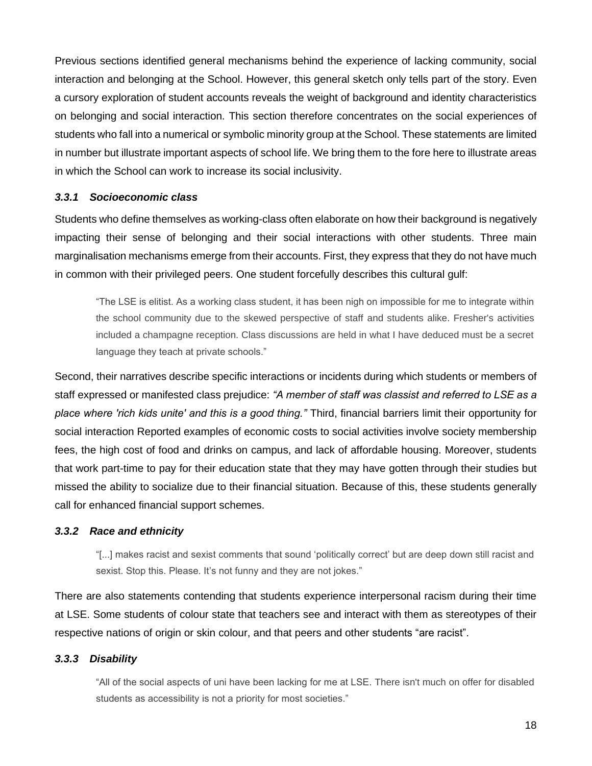Previous sections identified general mechanisms behind the experience of lacking community, social interaction and belonging at the School. However, this general sketch only tells part of the story. Even a cursory exploration of student accounts reveals the weight of background and identity characteristics on belonging and social interaction. This section therefore concentrates on the social experiences of students who fall into a numerical or symbolic minority group at the School. These statements are limited in number but illustrate important aspects of school life. We bring them to the fore here to illustrate areas in which the School can work to increase its social inclusivity.

### *3.3.1 Socioeconomic class*

Students who define themselves as working-class often elaborate on how their background is negatively impacting their sense of belonging and their social interactions with other students. Three main marginalisation mechanisms emerge from their accounts. First, they express that they do not have much in common with their privileged peers. One student forcefully describes this cultural gulf:

> "The LSE is elitist. As a working class student, it has been nigh on impossible for me to integrate within the school community due to the skewed perspective of staff and students alike. Fresher's activities included a champagne reception. Class discussions are held in what I have deduced must be a secret language they teach at private schools."

Second, their narratives describe specific interactions or incidents during which students or members of staff expressed or manifested class prejudice: *"A member of staff was classist and referred to LSE as a place where 'rich kids unite' and this is a good thing."* Third, financial barriers limit their opportunity for social interaction Reported examples of economic costs to social activities involve society membership fees, the high cost of food and drinks on campus, and lack of affordable housing. Moreover, students that work part-time to pay for their education state that they may have gotten through their studies but missed the ability to socialize due to their financial situation. Because of this, these students generally call for enhanced financial support schemes.

### *3.3.2 Race and ethnicity*

> "[...] makes racist and sexist comments that sound 'politically correct' but are deep down still racist and sexist. Stop this. Please. It's not funny and they are not jokes."

There are also statements contending that students experience interpersonal racism during their time at LSE. Some students of colour state that teachers see and interact with them as stereotypes of their respective nations of origin or skin colour, and that peers and other students "are racist".

### *3.3.3 Disability*

> "All of the social aspects of uni have been lacking for me at LSE. There isn't much on offer for disabled students as accessibility is not a priority for most societies."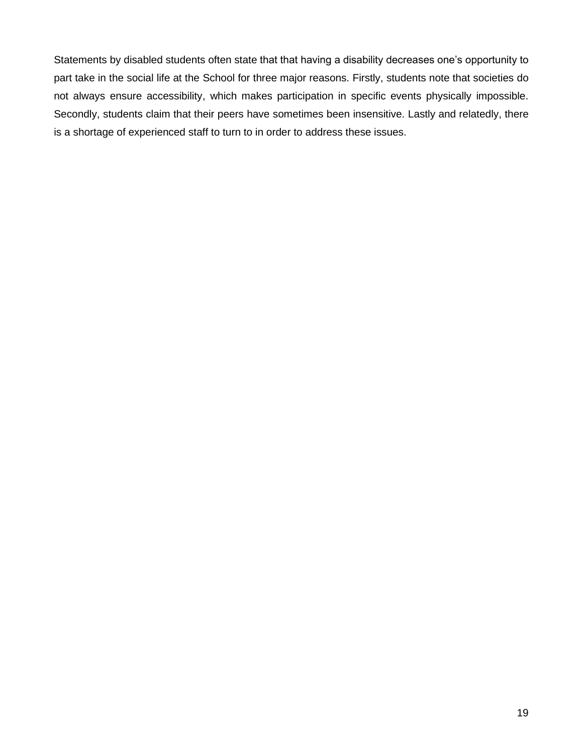Statements by disabled students often state that that having a disability decreases one's opportunity to part take in the social life at the School for three major reasons. Firstly, students note that societies do not always ensure accessibility, which makes participation in specific events physically impossible. Secondly, students claim that their peers have sometimes been insensitive. Lastly and relatedly, there is a shortage of experienced staff to turn to in order to address these issues.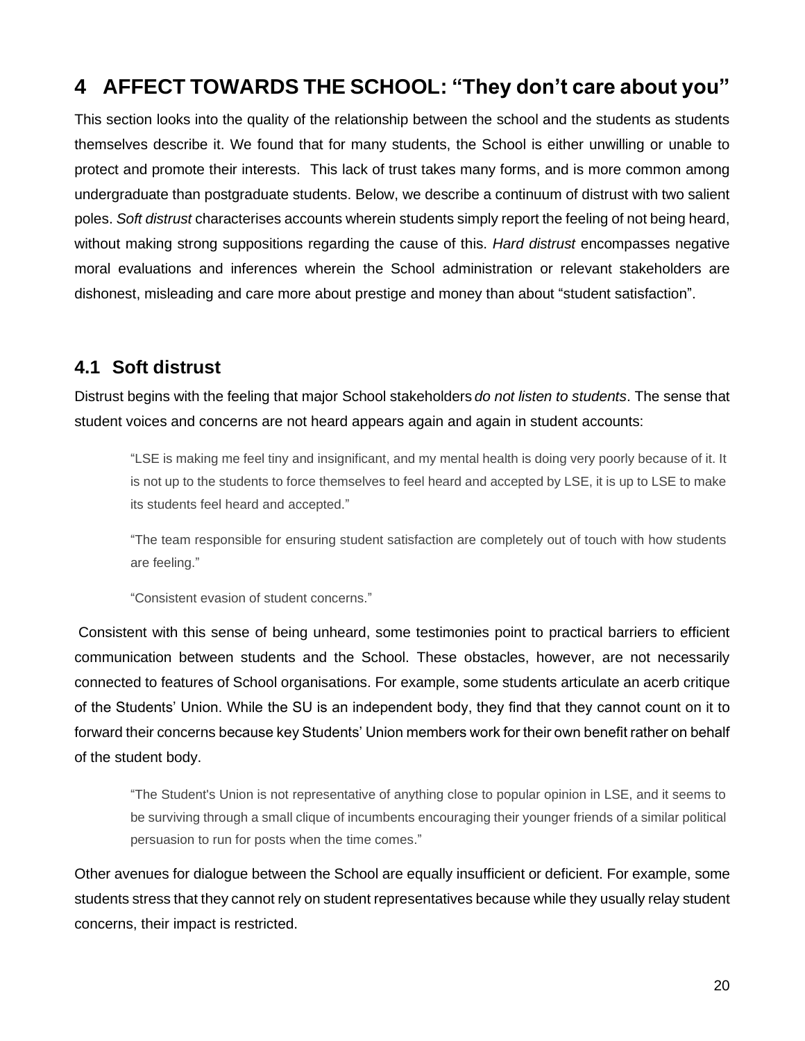# 4 AFFECT TOWARDS THE SCHOOL: "They don't care about you"

This section looks into the quality of the relationship between the school and the students as students themselves describe it. We found that for many students, the School is either unwilling or unable to protect and promote their interests. This lack of trust takes many forms, and is more common among undergraduate than postgraduate students. Below, we describe a continuum of distrust with two salient poles. *Soft distrust* characterises accounts wherein students simply report the feeling of not being heard, without making strong suppositions regarding the cause of this. *Hard distrust* encompasses negative moral evaluations and inferences wherein the School administration or relevant stakeholders are dishonest, misleading and care more about prestige and money than about "student satisfaction".

## 4.1 Soft distrust

Distrust begins with the feeling that major School stakeholders *do not listen to students*. The sense that student voices and concerns are not heard appears again and again in student accounts:

> "LSE is making me feel tiny and insignificant, and my mental health is doing very poorly because of it. It is not up to the students to force themselves to feel heard and accepted by LSE, it is up to LSE to make its students feel heard and accepted."
>
> "The team responsible for ensuring student satisfaction are completely out of touch with how students are feeling."
>
> "Consistent evasion of student concerns."

Consistent with this sense of being unheard, some testimonies point to practical barriers to efficient communication between students and the School. These obstacles, however, are not necessarily connected to features of School organisations. For example, some students articulate an acerb critique of the Students' Union. While the SU is an independent body, they find that they cannot count on it to forward their concerns because key Students' Union members work for their own benefit rather on behalf of the student body.

> "The Student's Union is not representative of anything close to popular opinion in LSE, and it seems to be surviving through a small clique of incumbents encouraging their younger friends of a similar political persuasion to run for posts when the time comes."

Other avenues for dialogue between the School are equally insufficient or deficient. For example, some students stress that they cannot rely on student representatives because while they usually relay student concerns, their impact is restricted.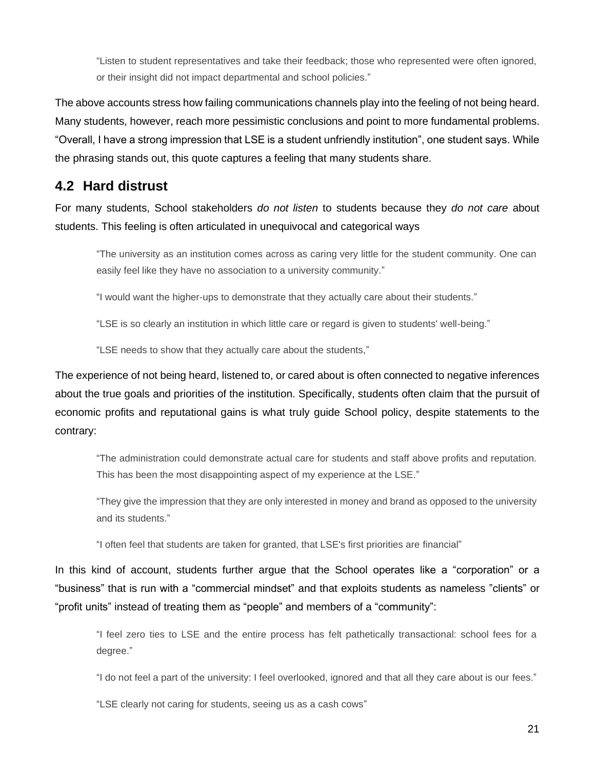> "Listen to student representatives and take their feedback; those who represented were often ignored, or their insight did not impact departmental and school policies."

The above accounts stress how failing communications channels play into the feeling of not being heard. Many students, however, reach more pessimistic conclusions and point to more fundamental problems. "Overall, I have a strong impression that LSE is a student unfriendly institution", one student says. While the phrasing stands out, this quote captures a feeling that many students share.

## 4.2 Hard distrust

For many students, School stakeholders *do not listen* to students because they *do not care* about students. This feeling is often articulated in unequivocal and categorical ways

> "The university as an institution comes across as caring very little for the student community. One can easily feel like they have no association to a university community."
>
> "I would want the higher-ups to demonstrate that they actually care about their students."
>
> "LSE is so clearly an institution in which little care or regard is given to students' well-being."
>
> "LSE needs to show that they actually care about the students,"

The experience of not being heard, listened to, or cared about is often connected to negative inferences about the true goals and priorities of the institution. Specifically, students often claim that the pursuit of economic profits and reputational gains is what truly guide School policy, despite statements to the contrary:

> "The administration could demonstrate actual care for students and staff above profits and reputation. This has been the most disappointing aspect of my experience at the LSE."
>
> "They give the impression that they are only interested in money and brand as opposed to the university and its students."
>
> "I often feel that students are taken for granted, that LSE's first priorities are financial"

In this kind of account, students further argue that the School operates like a "corporation" or a "business" that is run with a "commercial mindset" and that exploits students as nameless "clients" or "profit units" instead of treating them as "people" and members of a "community":

> "I feel zero ties to LSE and the entire process has felt pathetically transactional: school fees for a degree."
>
> "I do not feel a part of the university: I feel overlooked, ignored and that all they care about is our fees."
>
> "LSE clearly not caring for students, seeing us as a cash cows"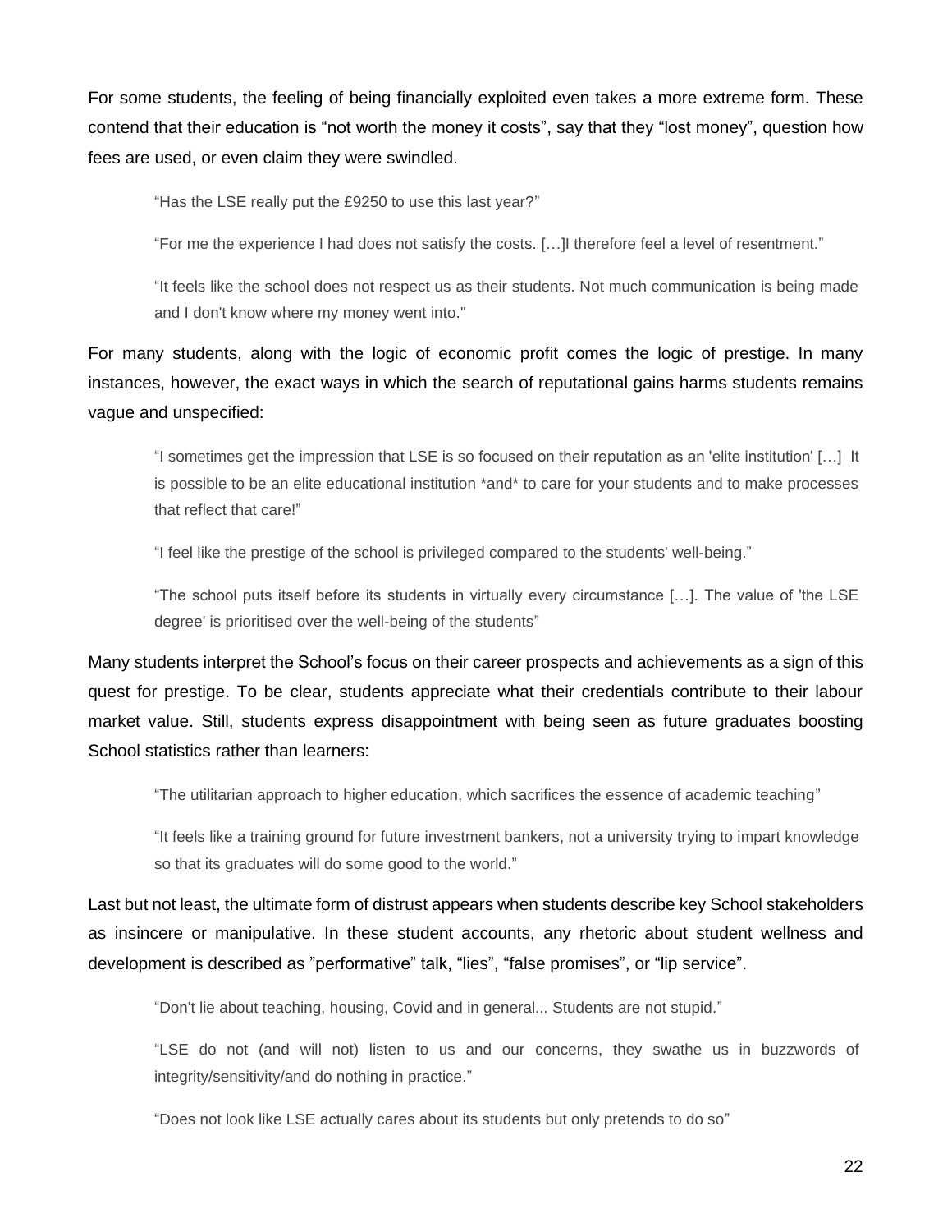For some students, the feeling of being financially exploited even takes a more extreme form. These contend that their education is "not worth the money it costs", say that they "lost money", question how fees are used, or even claim they were swindled.

> "Has the LSE really put the £9250 to use this last year?"
>
> "For me the experience I had does not satisfy the costs. […]I therefore feel a level of resentment."
>
> "It feels like the school does not respect us as their students. Not much communication is being made and I don't know where my money went into."

For many students, along with the logic of economic profit comes the logic of prestige. In many instances, however, the exact ways in which the search of reputational gains harms students remains vague and unspecified:

> "I sometimes get the impression that LSE is so focused on their reputation as an 'elite institution' […] It is possible to be an elite educational institution *and* to care for your students and to make processes that reflect that care!"
>
> "I feel like the prestige of the school is privileged compared to the students' well-being."
>
> "The school puts itself before its students in virtually every circumstance […]. The value of 'the LSE degree' is prioritised over the well-being of the students"

Many students interpret the School's focus on their career prospects and achievements as a sign of this quest for prestige. To be clear, students appreciate what their credentials contribute to their labour market value. Still, students express disappointment with being seen as future graduates boosting School statistics rather than learners:

> "The utilitarian approach to higher education, which sacrifices the essence of academic teaching"
>
> "It feels like a training ground for future investment bankers, not a university trying to impart knowledge so that its graduates will do some good to the world."

Last but not least, the ultimate form of distrust appears when students describe key School stakeholders as insincere or manipulative. In these student accounts, any rhetoric about student wellness and development is described as "performative" talk, "lies", "false promises", or "lip service".

> "Don't lie about teaching, housing, Covid and in general... Students are not stupid."
>
> "LSE do not (and will not) listen to us and our concerns, they swathe us in buzzwords of integrity/sensitivity/and do nothing in practice."
>
> "Does not look like LSE actually cares about its students but only pretends to do so"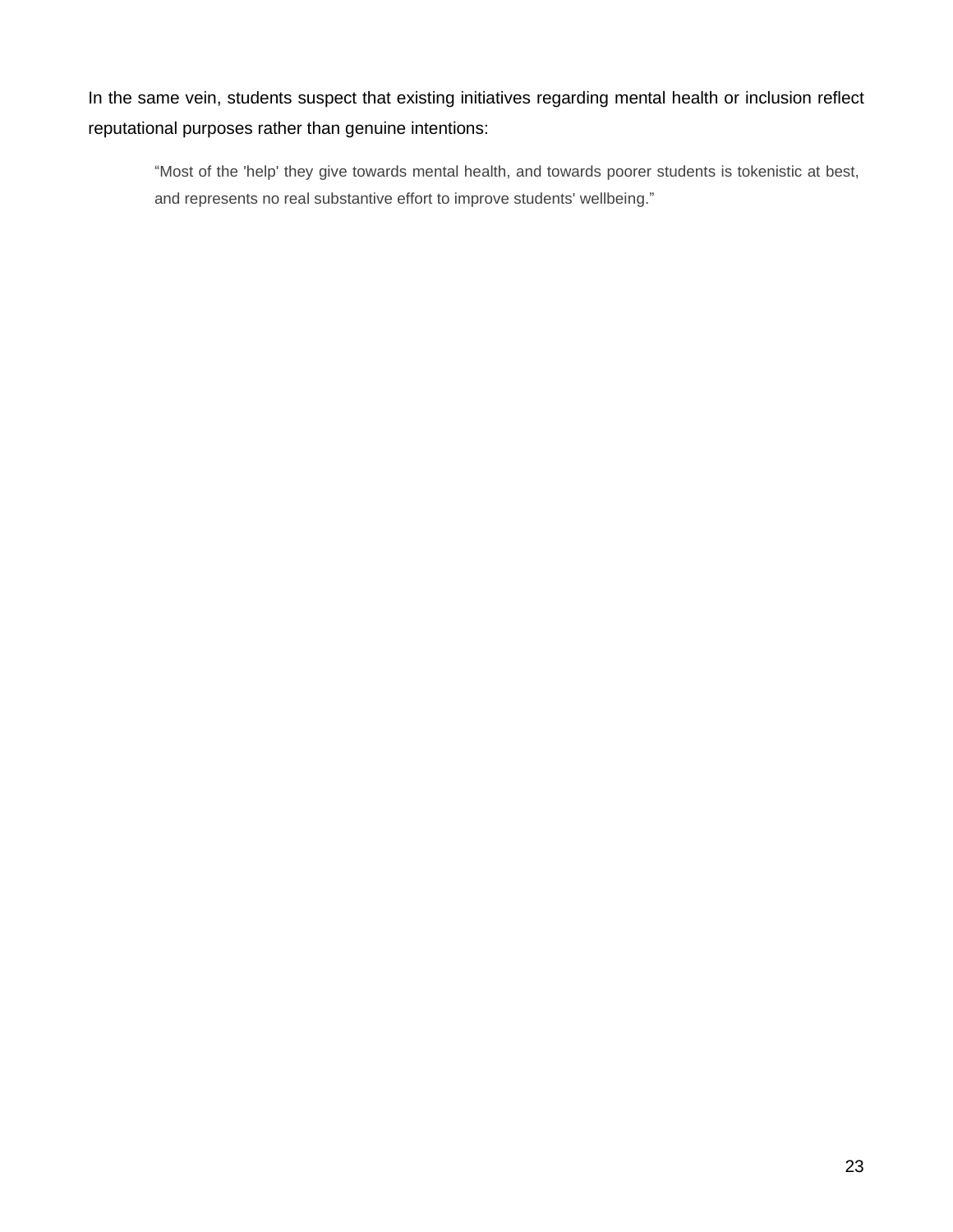In the same vein, students suspect that existing initiatives regarding mental health or inclusion reflect reputational purposes rather than genuine intentions:

> "Most of the 'help' they give towards mental health, and towards poorer students is tokenistic at best, and represents no real substantive effort to improve students' wellbeing."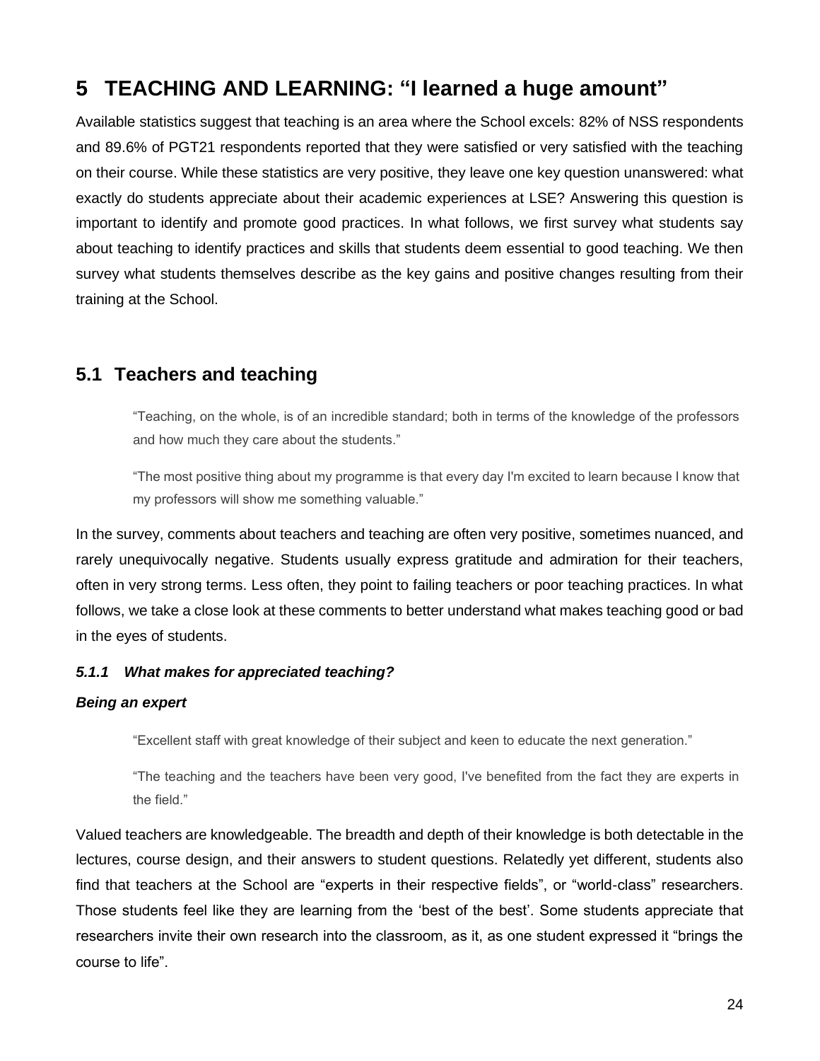# 5 TEACHING AND LEARNING: "I learned a huge amount"

Available statistics suggest that teaching is an area where the School excels: 82% of NSS respondents and 89.6% of PGT21 respondents reported that they were satisfied or very satisfied with the teaching on their course. While these statistics are very positive, they leave one key question unanswered: what exactly do students appreciate about their academic experiences at LSE? Answering this question is important to identify and promote good practices. In what follows, we first survey what students say about teaching to identify practices and skills that students deem essential to good teaching. We then survey what students themselves describe as the key gains and positive changes resulting from their training at the School.

## 5.1 Teachers and teaching

> "Teaching, on the whole, is of an incredible standard; both in terms of the knowledge of the professors and how much they care about the students."

> "The most positive thing about my programme is that every day I'm excited to learn because I know that my professors will show me something valuable."

In the survey, comments about teachers and teaching are often very positive, sometimes nuanced, and rarely unequivocally negative. Students usually express gratitude and admiration for their teachers, often in very strong terms. Less often, they point to failing teachers or poor teaching practices. In what follows, we take a close look at these comments to better understand what makes teaching good or bad in the eyes of students.

### *5.1.1 What makes for appreciated teaching?*

***Being an expert***

> "Excellent staff with great knowledge of their subject and keen to educate the next generation."

> "The teaching and the teachers have been very good, I've benefited from the fact they are experts in the field."

Valued teachers are knowledgeable. The breadth and depth of their knowledge is both detectable in the lectures, course design, and their answers to student questions. Relatedly yet different, students also find that teachers at the School are "experts in their respective fields", or "world-class" researchers. Those students feel like they are learning from the 'best of the best'. Some students appreciate that researchers invite their own research into the classroom, as it, as one student expressed it "brings the course to life".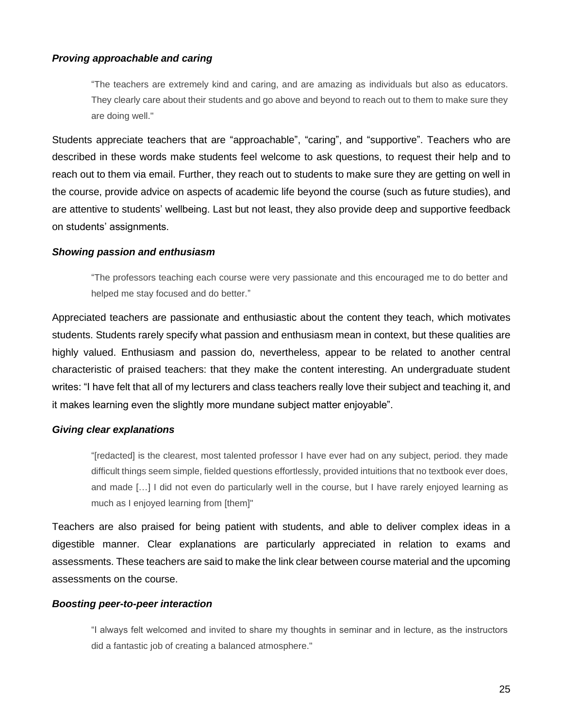#### *Proving approachable and caring*

> "The teachers are extremely kind and caring, and are amazing as individuals but also as educators. They clearly care about their students and go above and beyond to reach out to them to make sure they are doing well."

Students appreciate teachers that are "approachable", "caring", and "supportive". Teachers who are described in these words make students feel welcome to ask questions, to request their help and to reach out to them via email. Further, they reach out to students to make sure they are getting on well in the course, provide advice on aspects of academic life beyond the course (such as future studies), and are attentive to students' wellbeing. Last but not least, they also provide deep and supportive feedback on students' assignments.

#### *Showing passion and enthusiasm*

> "The professors teaching each course were very passionate and this encouraged me to do better and helped me stay focused and do better."

Appreciated teachers are passionate and enthusiastic about the content they teach, which motivates students. Students rarely specify what passion and enthusiasm mean in context, but these qualities are highly valued. Enthusiasm and passion do, nevertheless, appear to be related to another central characteristic of praised teachers: that they make the content interesting. An undergraduate student writes: "I have felt that all of my lecturers and class teachers really love their subject and teaching it, and it makes learning even the slightly more mundane subject matter enjoyable".

#### *Giving clear explanations*

> "[redacted] is the clearest, most talented professor I have ever had on any subject, period. they made difficult things seem simple, fielded questions effortlessly, provided intuitions that no textbook ever does, and made […] I did not even do particularly well in the course, but I have rarely enjoyed learning as much as I enjoyed learning from [them]"

Teachers are also praised for being patient with students, and able to deliver complex ideas in a digestible manner. Clear explanations are particularly appreciated in relation to exams and assessments. These teachers are said to make the link clear between course material and the upcoming assessments on the course.

#### *Boosting peer-to-peer interaction*

> "I always felt welcomed and invited to share my thoughts in seminar and in lecture, as the instructors did a fantastic job of creating a balanced atmosphere."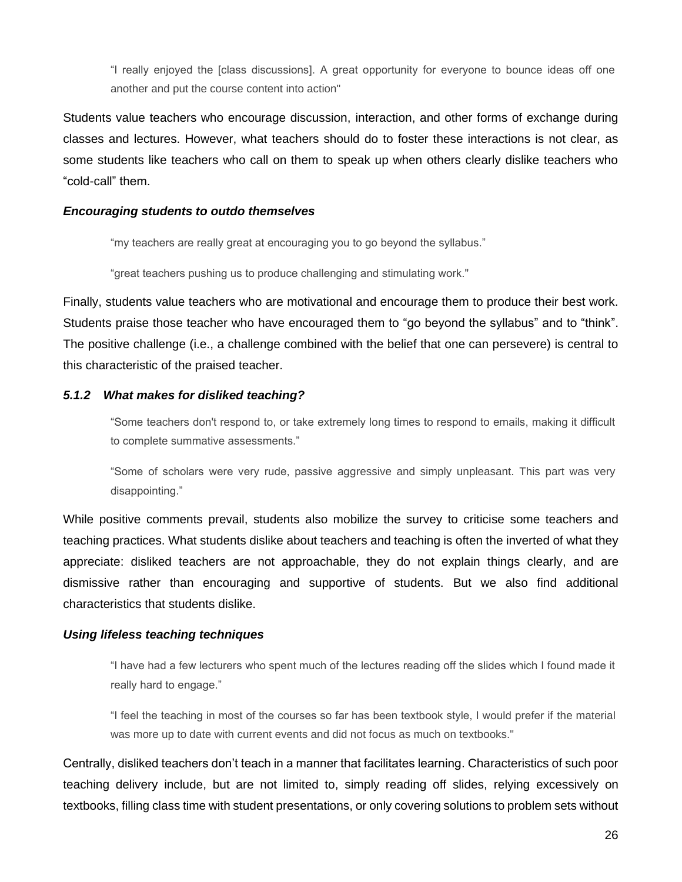> "I really enjoyed the [class discussions]. A great opportunity for everyone to bounce ideas off one another and put the course content into action"

Students value teachers who encourage discussion, interaction, and other forms of exchange during classes and lectures. However, what teachers should do to foster these interactions is not clear, as some students like teachers who call on them to speak up when others clearly dislike teachers who "cold-call" them.

***Encouraging students to outdo themselves***

> "my teachers are really great at encouraging you to go beyond the syllabus."

> "great teachers pushing us to produce challenging and stimulating work."

Finally, students value teachers who are motivational and encourage them to produce their best work. Students praise those teacher who have encouraged them to "go beyond the syllabus" and to "think". The positive challenge (i.e., a challenge combined with the belief that one can persevere) is central to this characteristic of the praised teacher.

#### *5.1.2 What makes for disliked teaching?*

> "Some teachers don't respond to, or take extremely long times to respond to emails, making it difficult to complete summative assessments."

> "Some of scholars were very rude, passive aggressive and simply unpleasant. This part was very disappointing."

While positive comments prevail, students also mobilize the survey to criticise some teachers and teaching practices. What students dislike about teachers and teaching is often the inverted of what they appreciate: disliked teachers are not approachable, they do not explain things clearly, and are dismissive rather than encouraging and supportive of students. But we also find additional characteristics that students dislike.

***Using lifeless teaching techniques***

> "I have had a few lecturers who spent much of the lectures reading off the slides which I found made it really hard to engage."

> "I feel the teaching in most of the courses so far has been textbook style, I would prefer if the material was more up to date with current events and did not focus as much on textbooks."

Centrally, disliked teachers don't teach in a manner that facilitates learning. Characteristics of such poor teaching delivery include, but are not limited to, simply reading off slides, relying excessively on textbooks, filling class time with student presentations, or only covering solutions to problem sets without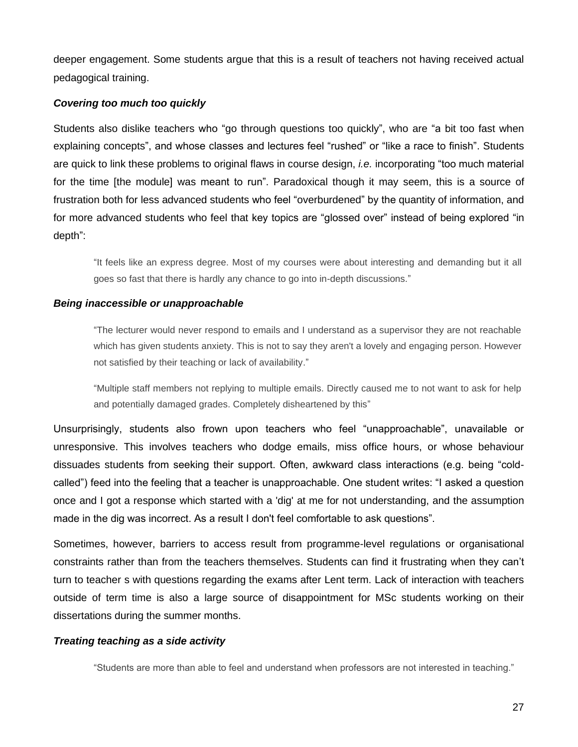deeper engagement. Some students argue that this is a result of teachers not having received actual pedagogical training.

### *Covering too much too quickly*

Students also dislike teachers who "go through questions too quickly", who are "a bit too fast when explaining concepts", and whose classes and lectures feel "rushed" or "like a race to finish". Students are quick to link these problems to original flaws in course design, *i.e.* incorporating "too much material for the time [the module] was meant to run". Paradoxical though it may seem, this is a source of frustration both for less advanced students who feel "overburdened" by the quantity of information, and for more advanced students who feel that key topics are "glossed over" instead of being explored "in depth":

> "It feels like an express degree. Most of my courses were about interesting and demanding but it all goes so fast that there is hardly any chance to go into in-depth discussions."

### *Being inaccessible or unapproachable*

> "The lecturer would never respond to emails and I understand as a supervisor they are not reachable which has given students anxiety. This is not to say they aren't a lovely and engaging person. However not satisfied by their teaching or lack of availability."

> "Multiple staff members not replying to multiple emails. Directly caused me to not want to ask for help and potentially damaged grades. Completely disheartened by this"

Unsurprisingly, students also frown upon teachers who feel "unapproachable", unavailable or unresponsive. This involves teachers who dodge emails, miss office hours, or whose behaviour dissuades students from seeking their support. Often, awkward class interactions (e.g. being "cold-called") feed into the feeling that a teacher is unapproachable. One student writes: "I asked a question once and I got a response which started with a 'dig' at me for not understanding, and the assumption made in the dig was incorrect. As a result I don't feel comfortable to ask questions".

Sometimes, however, barriers to access result from programme-level regulations or organisational constraints rather than from the teachers themselves. Students can find it frustrating when they can't turn to teacher s with questions regarding the exams after Lent term. Lack of interaction with teachers outside of term time is also a large source of disappointment for MSc students working on their dissertations during the summer months.

### *Treating teaching as a side activity*

> "Students are more than able to feel and understand when professors are not interested in teaching."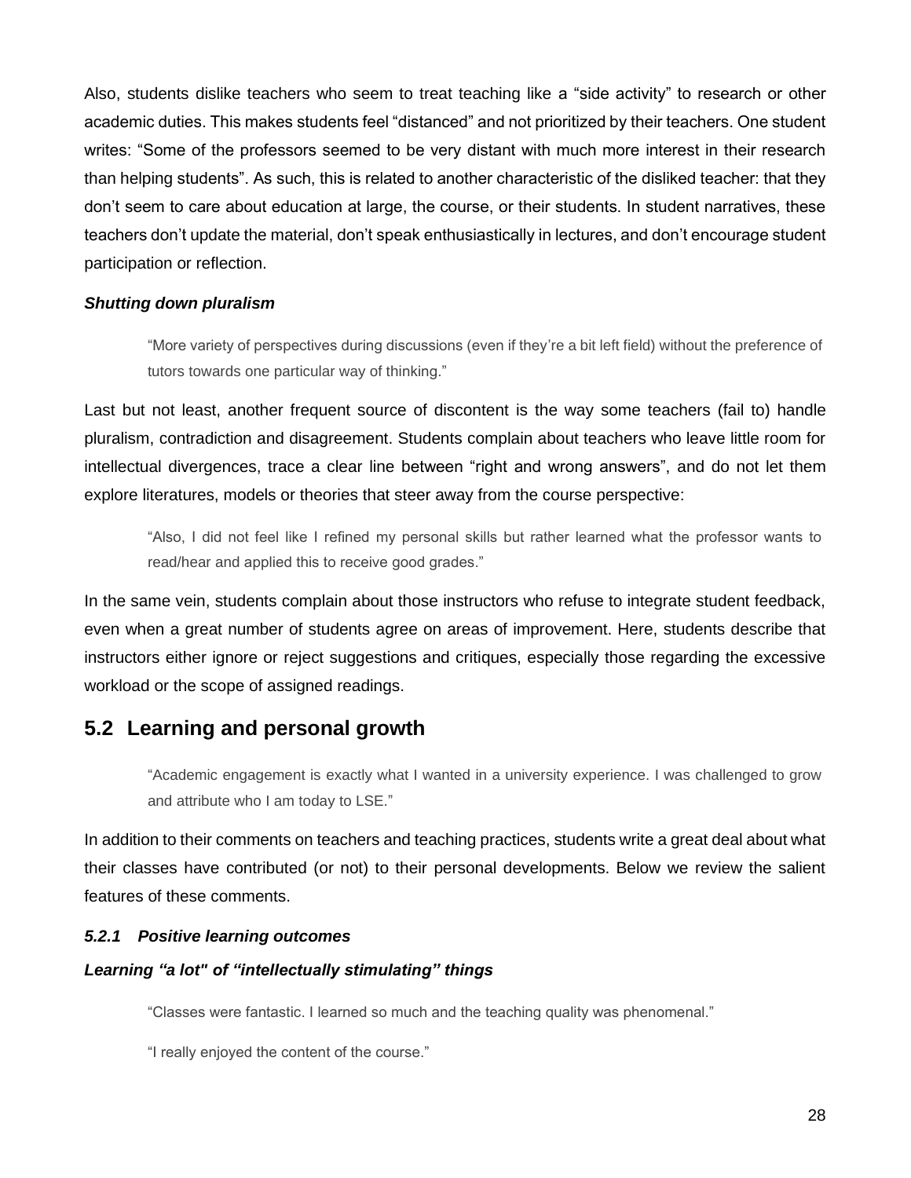Also, students dislike teachers who seem to treat teaching like a “side activity” to research or other academic duties. This makes students feel “distanced” and not prioritized by their teachers. One student writes: “Some of the professors seemed to be very distant with much more interest in their research than helping students”. As such, this is related to another characteristic of the disliked teacher: that they don’t seem to care about education at large, the course, or their students. In student narratives, these teachers don’t update the material, don’t speak enthusiastically in lectures, and don’t encourage student participation or reflection.

***Shutting down pluralism***

> “More variety of perspectives during discussions (even if they’re a bit left field) without the preference of tutors towards one particular way of thinking.”

Last but not least, another frequent source of discontent is the way some teachers (fail to) handle pluralism, contradiction and disagreement. Students complain about teachers who leave little room for intellectual divergences, trace a clear line between “right and wrong answers”, and do not let them explore literatures, models or theories that steer away from the course perspective:

> “Also, I did not feel like I refined my personal skills but rather learned what the professor wants to read/hear and applied this to receive good grades.”

In the same vein, students complain about those instructors who refuse to integrate student feedback, even when a great number of students agree on areas of improvement. Here, students describe that instructors either ignore or reject suggestions and critiques, especially those regarding the excessive workload or the scope of assigned readings.

## 5.2 Learning and personal growth

> “Academic engagement is exactly what I wanted in a university experience. I was challenged to grow and attribute who I am today to LSE.”

In addition to their comments on teachers and teaching practices, students write a great deal about what their classes have contributed (or not) to their personal developments. Below we review the salient features of these comments.

### *5.2.1 Positive learning outcomes*

***Learning “a lot" of “intellectually stimulating” things***

> “Classes were fantastic. I learned so much and the teaching quality was phenomenal.”
>
> “I really enjoyed the content of the course.”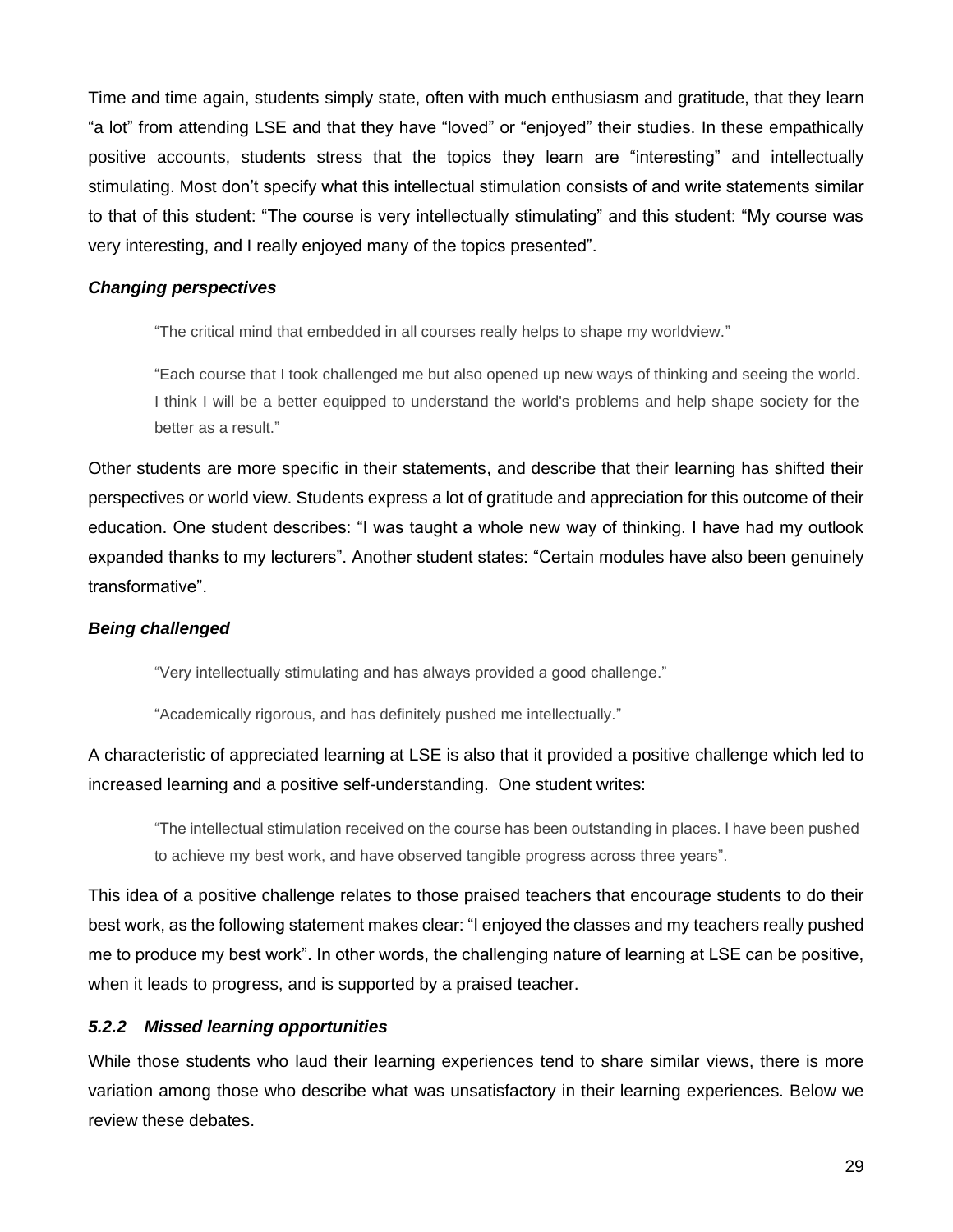Time and time again, students simply state, often with much enthusiasm and gratitude, that they learn "a lot" from attending LSE and that they have "loved" or "enjoyed" their studies. In these empathically positive accounts, students stress that the topics they learn are "interesting" and intellectually stimulating. Most don't specify what this intellectual stimulation consists of and write statements similar to that of this student: "The course is very intellectually stimulating" and this student: "My course was very interesting, and I really enjoyed many of the topics presented".

#### *Changing perspectives*

> "The critical mind that embedded in all courses really helps to shape my worldview."
>
> "Each course that I took challenged me but also opened up new ways of thinking and seeing the world. I think I will be a better equipped to understand the world's problems and help shape society for the better as a result."

Other students are more specific in their statements, and describe that their learning has shifted their perspectives or world view. Students express a lot of gratitude and appreciation for this outcome of their education. One student describes: "I was taught a whole new way of thinking. I have had my outlook expanded thanks to my lecturers". Another student states: "Certain modules have also been genuinely transformative".

#### *Being challenged*

> "Very intellectually stimulating and has always provided a good challenge."
>
> "Academically rigorous, and has definitely pushed me intellectually."

A characteristic of appreciated learning at LSE is also that it provided a positive challenge which led to increased learning and a positive self-understanding. One student writes:

> "The intellectual stimulation received on the course has been outstanding in places. I have been pushed to achieve my best work, and have observed tangible progress across three years".

This idea of a positive challenge relates to those praised teachers that encourage students to do their best work, as the following statement makes clear: "I enjoyed the classes and my teachers really pushed me to produce my best work". In other words, the challenging nature of learning at LSE can be positive, when it leads to progress, and is supported by a praised teacher.

### *5.2.2 Missed learning opportunities*

While those students who laud their learning experiences tend to share similar views, there is more variation among those who describe what was unsatisfactory in their learning experiences. Below we review these debates.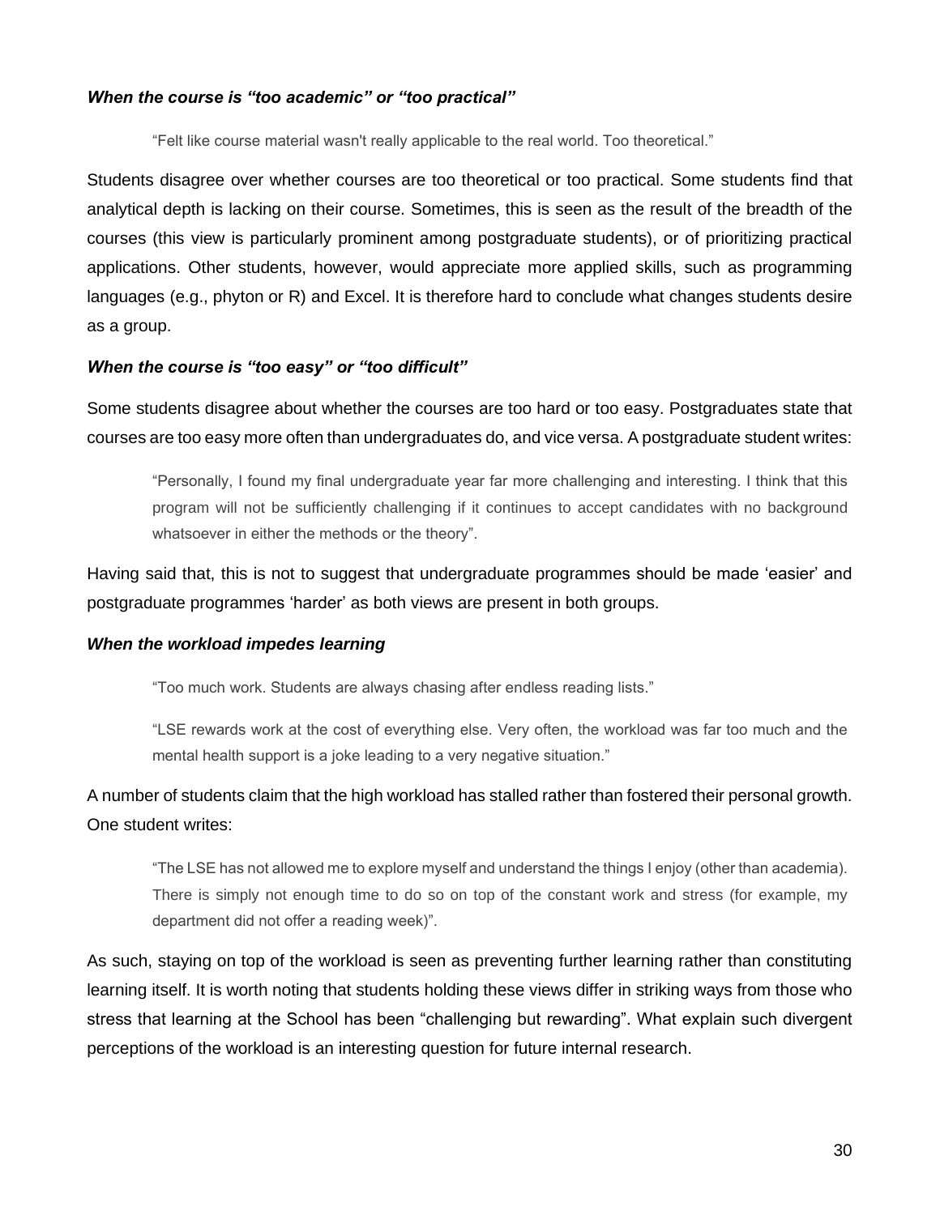### *When the course is "too academic" or "too practical"*

> "Felt like course material wasn't really applicable to the real world. Too theoretical."

Students disagree over whether courses are too theoretical or too practical. Some students find that analytical depth is lacking on their course. Sometimes, this is seen as the result of the breadth of the courses (this view is particularly prominent among postgraduate students), or of prioritizing practical applications. Other students, however, would appreciate more applied skills, such as programming languages (e.g., phyton or R) and Excel. It is therefore hard to conclude what changes students desire as a group.

### *When the course is "too easy" or "too difficult"*

Some students disagree about whether the courses are too hard or too easy. Postgraduates state that courses are too easy more often than undergraduates do, and vice versa. A postgraduate student writes:

> "Personally, I found my final undergraduate year far more challenging and interesting. I think that this program will not be sufficiently challenging if it continues to accept candidates with no background whatsoever in either the methods or the theory".

Having said that, this is not to suggest that undergraduate programmes should be made 'easier' and postgraduate programmes 'harder' as both views are present in both groups.

### *When the workload impedes learning*

> "Too much work. Students are always chasing after endless reading lists."

> "LSE rewards work at the cost of everything else. Very often, the workload was far too much and the mental health support is a joke leading to a very negative situation."

A number of students claim that the high workload has stalled rather than fostered their personal growth. One student writes:

> "The LSE has not allowed me to explore myself and understand the things I enjoy (other than academia). There is simply not enough time to do so on top of the constant work and stress (for example, my department did not offer a reading week)".

As such, staying on top of the workload is seen as preventing further learning rather than constituting learning itself. It is worth noting that students holding these views differ in striking ways from those who stress that learning at the School has been "challenging but rewarding". What explain such divergent perceptions of the workload is an interesting question for future internal research.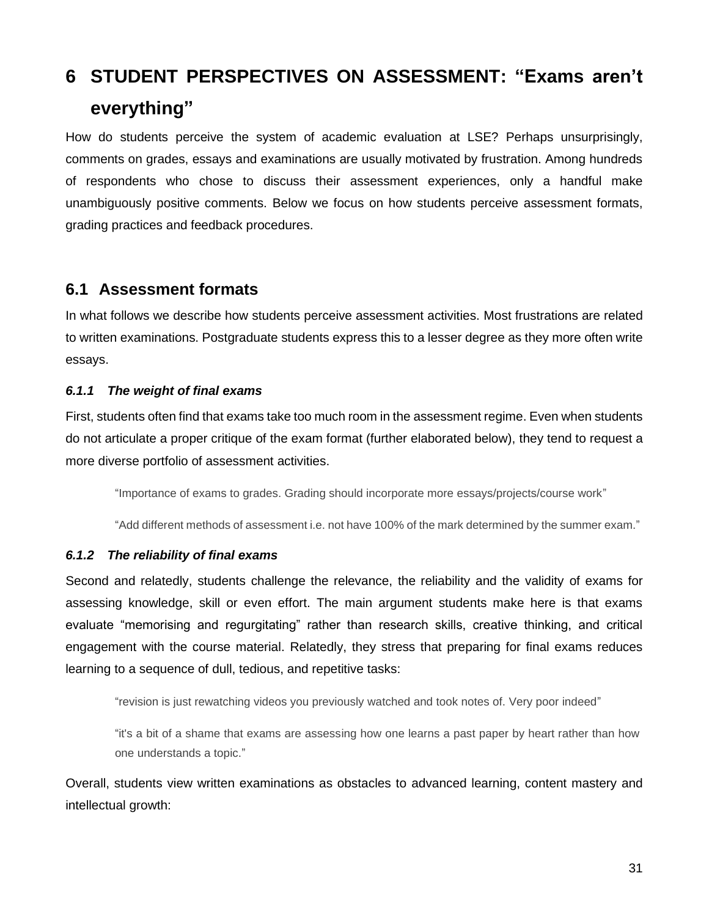# 6 STUDENT PERSPECTIVES ON ASSESSMENT: "Exams aren't everything"

How do students perceive the system of academic evaluation at LSE? Perhaps unsurprisingly, comments on grades, essays and examinations are usually motivated by frustration. Among hundreds of respondents who chose to discuss their assessment experiences, only a handful make unambiguously positive comments. Below we focus on how students perceive assessment formats, grading practices and feedback procedures.

## 6.1 Assessment formats

In what follows we describe how students perceive assessment activities. Most frustrations are related to written examinations. Postgraduate students express this to a lesser degree as they more often write essays.

### *6.1.1 The weight of final exams*

First, students often find that exams take too much room in the assessment regime. Even when students do not articulate a proper critique of the exam format (further elaborated below), they tend to request a more diverse portfolio of assessment activities.

> "Importance of exams to grades. Grading should incorporate more essays/projects/course work"

> "Add different methods of assessment i.e. not have 100% of the mark determined by the summer exam."

### *6.1.2 The reliability of final exams*

Second and relatedly, students challenge the relevance, the reliability and the validity of exams for assessing knowledge, skill or even effort. The main argument students make here is that exams evaluate "memorising and regurgitating" rather than research skills, creative thinking, and critical engagement with the course material. Relatedly, they stress that preparing for final exams reduces learning to a sequence of dull, tedious, and repetitive tasks:

> "revision is just rewatching videos you previously watched and took notes of. Very poor indeed"

> "it's a bit of a shame that exams are assessing how one learns a past paper by heart rather than how one understands a topic."

Overall, students view written examinations as obstacles to advanced learning, content mastery and intellectual growth: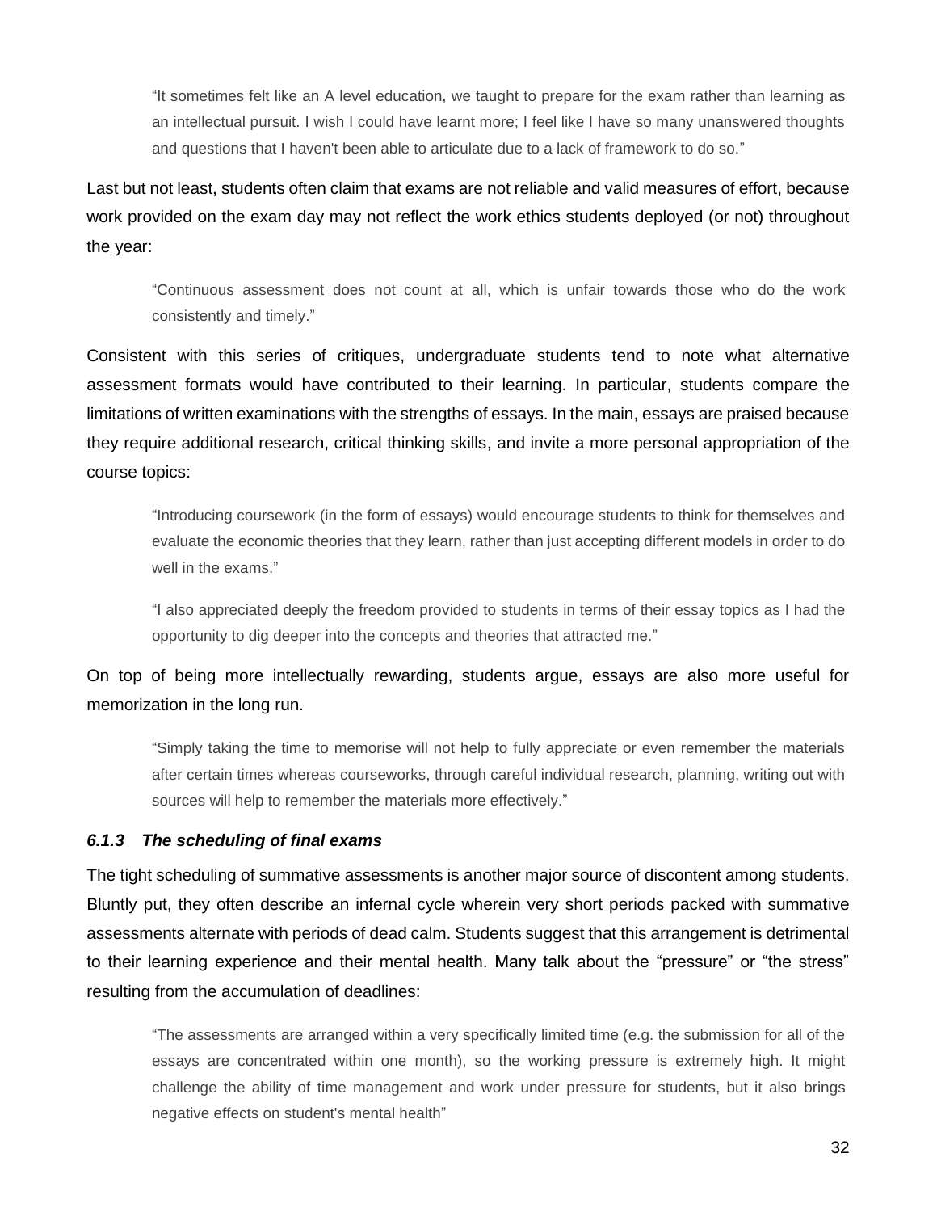> "It sometimes felt like an A level education, we taught to prepare for the exam rather than learning as an intellectual pursuit. I wish I could have learnt more; I feel like I have so many unanswered thoughts and questions that I haven't been able to articulate due to a lack of framework to do so."

Last but not least, students often claim that exams are not reliable and valid measures of effort, because work provided on the exam day may not reflect the work ethics students deployed (or not) throughout the year:

> "Continuous assessment does not count at all, which is unfair towards those who do the work consistently and timely."

Consistent with this series of critiques, undergraduate students tend to note what alternative assessment formats would have contributed to their learning. In particular, students compare the limitations of written examinations with the strengths of essays. In the main, essays are praised because they require additional research, critical thinking skills, and invite a more personal appropriation of the course topics:

> "Introducing coursework (in the form of essays) would encourage students to think for themselves and evaluate the economic theories that they learn, rather than just accepting different models in order to do well in the exams."

> "I also appreciated deeply the freedom provided to students in terms of their essay topics as I had the opportunity to dig deeper into the concepts and theories that attracted me."

On top of being more intellectually rewarding, students argue, essays are also more useful for memorization in the long run.

> "Simply taking the time to memorise will not help to fully appreciate or even remember the materials after certain times whereas courseworks, through careful individual research, planning, writing out with sources will help to remember the materials more effectively."

#### *6.1.3 The scheduling of final exams*

The tight scheduling of summative assessments is another major source of discontent among students. Bluntly put, they often describe an infernal cycle wherein very short periods packed with summative assessments alternate with periods of dead calm. Students suggest that this arrangement is detrimental to their learning experience and their mental health. Many talk about the "pressure" or "the stress" resulting from the accumulation of deadlines:

> "The assessments are arranged within a very specifically limited time (e.g. the submission for all of the essays are concentrated within one month), so the working pressure is extremely high. It might challenge the ability of time management and work under pressure for students, but it also brings negative effects on student's mental health"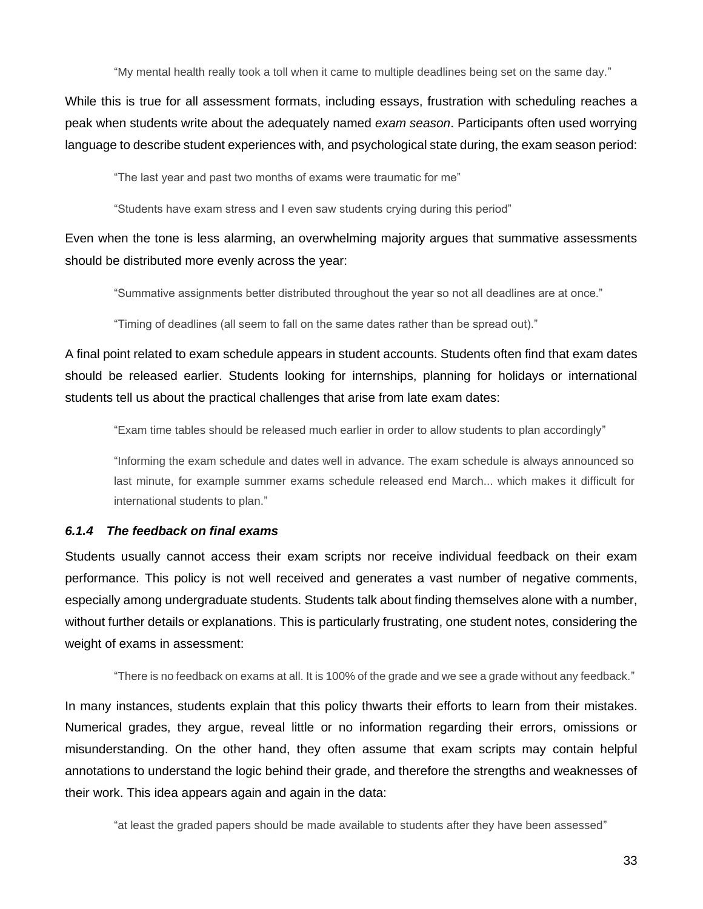> "My mental health really took a toll when it came to multiple deadlines being set on the same day."

While this is true for all assessment formats, including essays, frustration with scheduling reaches a peak when students write about the adequately named *exam season*. Participants often used worrying language to describe student experiences with, and psychological state during, the exam season period:

> "The last year and past two months of exams were traumatic for me"

> "Students have exam stress and I even saw students crying during this period"

Even when the tone is less alarming, an overwhelming majority argues that summative assessments should be distributed more evenly across the year:

> "Summative assignments better distributed throughout the year so not all deadlines are at once."

> "Timing of deadlines (all seem to fall on the same dates rather than be spread out)."

A final point related to exam schedule appears in student accounts. Students often find that exam dates should be released earlier. Students looking for internships, planning for holidays or international students tell us about the practical challenges that arise from late exam dates:

> "Exam time tables should be released much earlier in order to allow students to plan accordingly"

> "Informing the exam schedule and dates well in advance. The exam schedule is always announced so last minute, for example summer exams schedule released end March... which makes it difficult for international students to plan."

#### *6.1.4 The feedback on final exams*

Students usually cannot access their exam scripts nor receive individual feedback on their exam performance. This policy is not well received and generates a vast number of negative comments, especially among undergraduate students. Students talk about finding themselves alone with a number, without further details or explanations. This is particularly frustrating, one student notes, considering the weight of exams in assessment:

> "There is no feedback on exams at all. It is 100% of the grade and we see a grade without any feedback."

In many instances, students explain that this policy thwarts their efforts to learn from their mistakes. Numerical grades, they argue, reveal little or no information regarding their errors, omissions or misunderstanding. On the other hand, they often assume that exam scripts may contain helpful annotations to understand the logic behind their grade, and therefore the strengths and weaknesses of their work. This idea appears again and again in the data:

> "at least the graded papers should be made available to students after they have been assessed"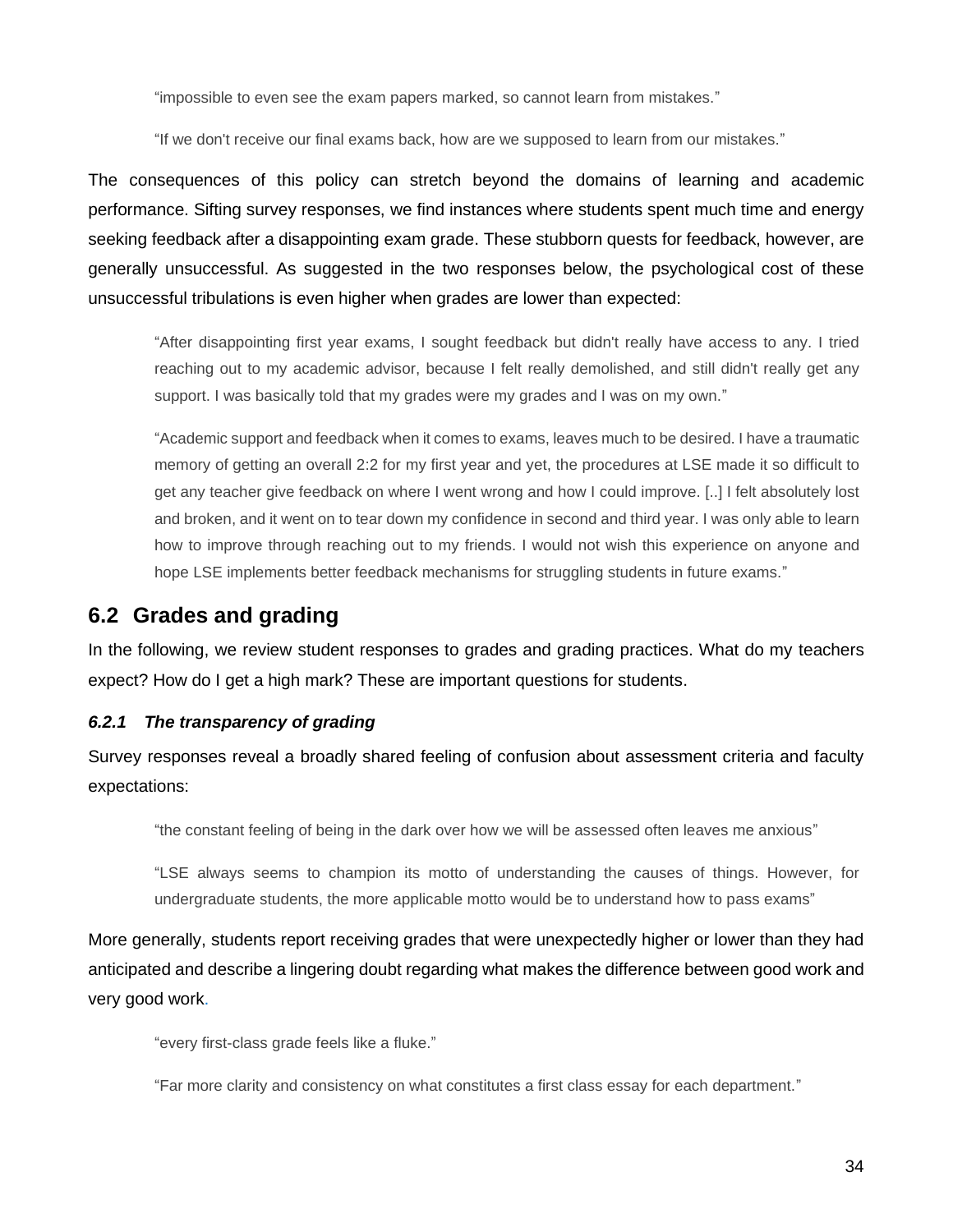> "impossible to even see the exam papers marked, so cannot learn from mistakes."

> "If we don't receive our final exams back, how are we supposed to learn from our mistakes."

The consequences of this policy can stretch beyond the domains of learning and academic performance. Sifting survey responses, we find instances where students spent much time and energy seeking feedback after a disappointing exam grade. These stubborn quests for feedback, however, are generally unsuccessful. As suggested in the two responses below, the psychological cost of these unsuccessful tribulations is even higher when grades are lower than expected:

> "After disappointing first year exams, I sought feedback but didn't really have access to any. I tried reaching out to my academic advisor, because I felt really demolished, and still didn't really get any support. I was basically told that my grades were my grades and I was on my own."

> "Academic support and feedback when it comes to exams, leaves much to be desired. I have a traumatic memory of getting an overall 2:2 for my first year and yet, the procedures at LSE made it so difficult to get any teacher give feedback on where I went wrong and how I could improve. [..] I felt absolutely lost and broken, and it went on to tear down my confidence in second and third year. I was only able to learn how to improve through reaching out to my friends. I would not wish this experience on anyone and hope LSE implements better feedback mechanisms for struggling students in future exams."

## 6.2 Grades and grading

In the following, we review student responses to grades and grading practices. What do my teachers expect? How do I get a high mark? These are important questions for students.

### *6.2.1 The transparency of grading*

Survey responses reveal a broadly shared feeling of confusion about assessment criteria and faculty expectations:

> "the constant feeling of being in the dark over how we will be assessed often leaves me anxious"

> "LSE always seems to champion its motto of understanding the causes of things. However, for undergraduate students, the more applicable motto would be to understand how to pass exams"

More generally, students report receiving grades that were unexpectedly higher or lower than they had anticipated and describe a lingering doubt regarding what makes the difference between good work and very good work.

> "every first-class grade feels like a fluke."

> "Far more clarity and consistency on what constitutes a first class essay for each department."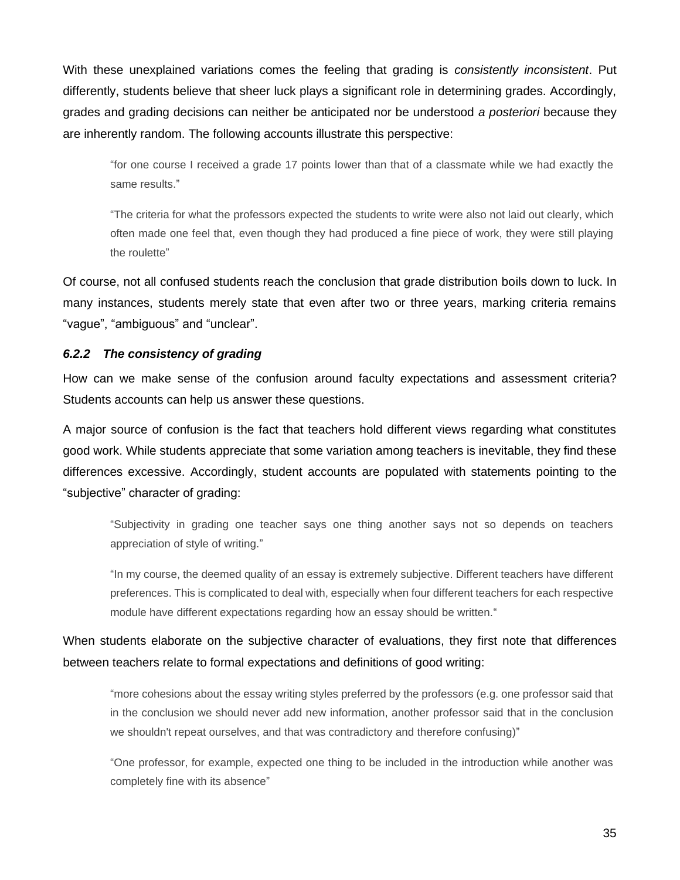With these unexplained variations comes the feeling that grading is *consistently inconsistent*. Put differently, students believe that sheer luck plays a significant role in determining grades. Accordingly, grades and grading decisions can neither be anticipated nor be understood *a posteriori* because they are inherently random. The following accounts illustrate this perspective:

> "for one course I received a grade 17 points lower than that of a classmate while we had exactly the same results."

> "The criteria for what the professors expected the students to write were also not laid out clearly, which often made one feel that, even though they had produced a fine piece of work, they were still playing the roulette"

Of course, not all confused students reach the conclusion that grade distribution boils down to luck. In many instances, students merely state that even after two or three years, marking criteria remains "vague", "ambiguous" and "unclear".

#### *6.2.2 The consistency of grading*

How can we make sense of the confusion around faculty expectations and assessment criteria? Students accounts can help us answer these questions.

A major source of confusion is the fact that teachers hold different views regarding what constitutes good work. While students appreciate that some variation among teachers is inevitable, they find these differences excessive. Accordingly, student accounts are populated with statements pointing to the "subjective" character of grading:

> "Subjectivity in grading one teacher says one thing another says not so depends on teachers appreciation of style of writing."

> "In my course, the deemed quality of an essay is extremely subjective. Different teachers have different preferences. This is complicated to deal with, especially when four different teachers for each respective module have different expectations regarding how an essay should be written."

When students elaborate on the subjective character of evaluations, they first note that differences between teachers relate to formal expectations and definitions of good writing:

> "more cohesions about the essay writing styles preferred by the professors (e.g. one professor said that in the conclusion we should never add new information, another professor said that in the conclusion we shouldn't repeat ourselves, and that was contradictory and therefore confusing)"

> "One professor, for example, expected one thing to be included in the introduction while another was completely fine with its absence"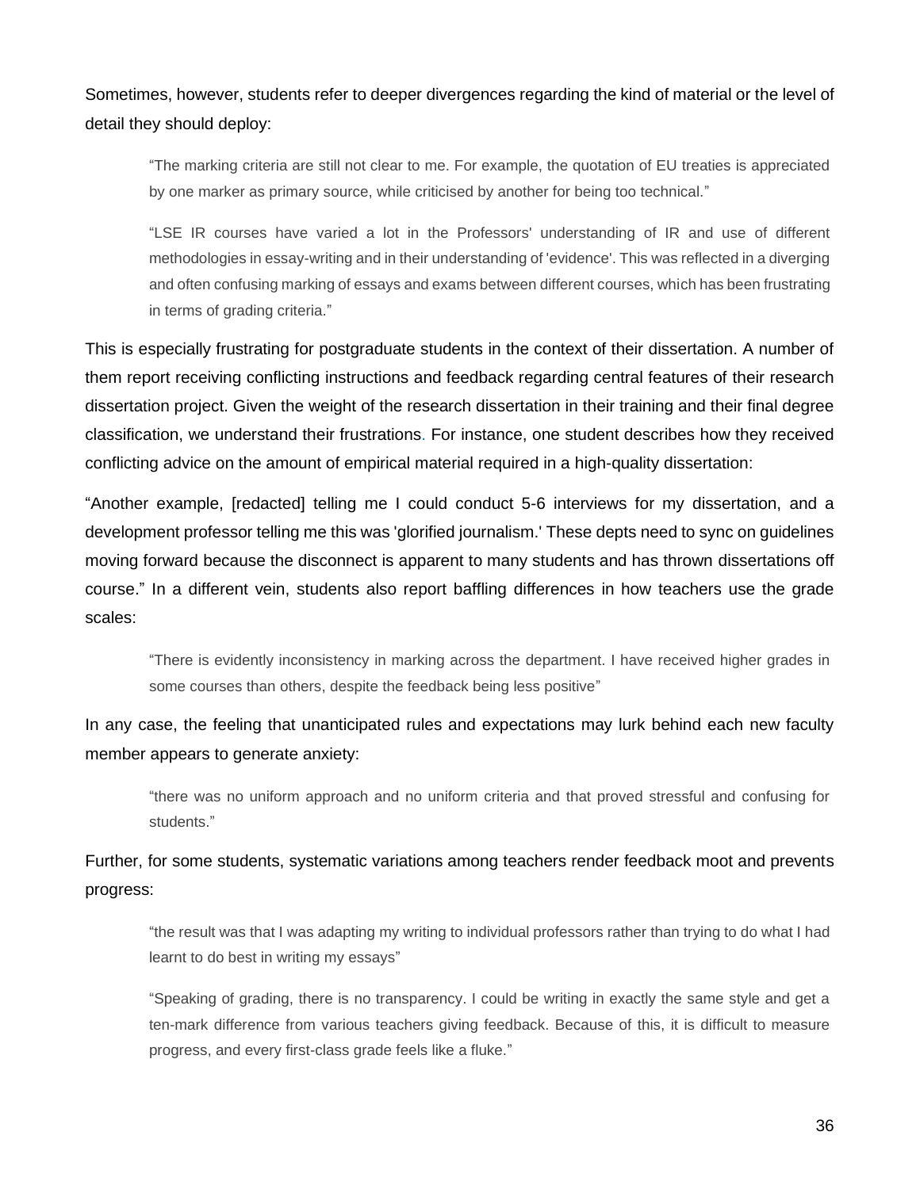Sometimes, however, students refer to deeper divergences regarding the kind of material or the level of detail they should deploy:

> "The marking criteria are still not clear to me. For example, the quotation of EU treaties is appreciated by one marker as primary source, while criticised by another for being too technical."

> "LSE IR courses have varied a lot in the Professors' understanding of IR and use of different methodologies in essay-writing and in their understanding of 'evidence'. This was reflected in a diverging and often confusing marking of essays and exams between different courses, which has been frustrating in terms of grading criteria."

This is especially frustrating for postgraduate students in the context of their dissertation. A number of them report receiving conflicting instructions and feedback regarding central features of their research dissertation project. Given the weight of the research dissertation in their training and their final degree classification, we understand their frustrations. For instance, one student describes how they received conflicting advice on the amount of empirical material required in a high-quality dissertation:

"Another example, [redacted] telling me I could conduct 5-6 interviews for my dissertation, and a development professor telling me this was 'glorified journalism.' These depts need to sync on guidelines moving forward because the disconnect is apparent to many students and has thrown dissertations off course." In a different vein, students also report baffling differences in how teachers use the grade scales:

> "There is evidently inconsistency in marking across the department. I have received higher grades in some courses than others, despite the feedback being less positive"

In any case, the feeling that unanticipated rules and expectations may lurk behind each new faculty member appears to generate anxiety:

> "there was no uniform approach and no uniform criteria and that proved stressful and confusing for students."

Further, for some students, systematic variations among teachers render feedback moot and prevents progress:

> "the result was that I was adapting my writing to individual professors rather than trying to do what I had learnt to do best in writing my essays"

> "Speaking of grading, there is no transparency. I could be writing in exactly the same style and get a ten-mark difference from various teachers giving feedback. Because of this, it is difficult to measure progress, and every first-class grade feels like a fluke."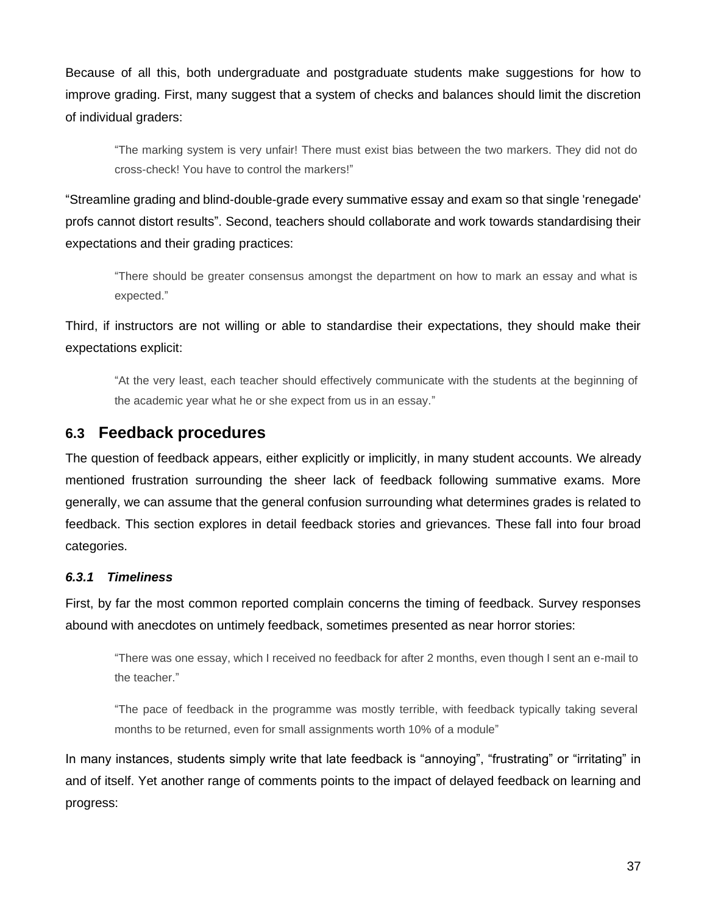Because of all this, both undergraduate and postgraduate students make suggestions for how to improve grading. First, many suggest that a system of checks and balances should limit the discretion of individual graders:

> "The marking system is very unfair! There must exist bias between the two markers. They did not do cross-check! You have to control the markers!"

"Streamline grading and blind-double-grade every summative essay and exam so that single 'renegade' profs cannot distort results". Second, teachers should collaborate and work towards standardising their expectations and their grading practices:

> "There should be greater consensus amongst the department on how to mark an essay and what is expected."

Third, if instructors are not willing or able to standardise their expectations, they should make their expectations explicit:

> "At the very least, each teacher should effectively communicate with the students at the beginning of the academic year what he or she expect from us in an essay."

## 6.3 Feedback procedures

The question of feedback appears, either explicitly or implicitly, in many student accounts. We already mentioned frustration surrounding the sheer lack of feedback following summative exams. More generally, we can assume that the general confusion surrounding what determines grades is related to feedback. This section explores in detail feedback stories and grievances. These fall into four broad categories.

### *6.3.1 Timeliness*

First, by far the most common reported complain concerns the timing of feedback. Survey responses abound with anecdotes on untimely feedback, sometimes presented as near horror stories:

> "There was one essay, which I received no feedback for after 2 months, even though I sent an e-mail to the teacher."

> "The pace of feedback in the programme was mostly terrible, with feedback typically taking several months to be returned, even for small assignments worth 10% of a module"

In many instances, students simply write that late feedback is "annoying", "frustrating" or "irritating" in and of itself. Yet another range of comments points to the impact of delayed feedback on learning and progress: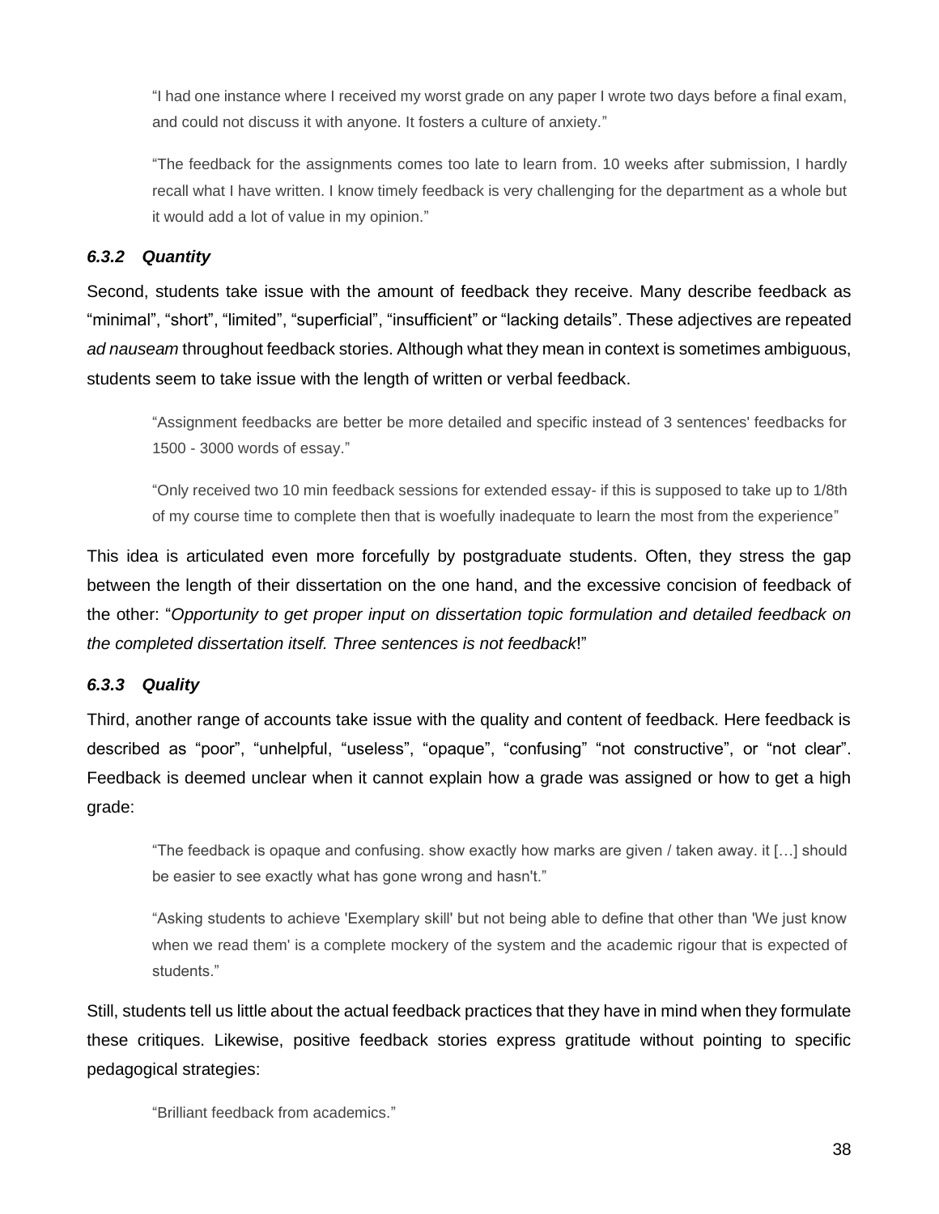> "I had one instance where I received my worst grade on any paper I wrote two days before a final exam, and could not discuss it with anyone. It fosters a culture of anxiety."

> "The feedback for the assignments comes too late to learn from. 10 weeks after submission, I hardly recall what I have written. I know timely feedback is very challenging for the department as a whole but it would add a lot of value in my opinion."

### *6.3.2 Quantity*

Second, students take issue with the amount of feedback they receive. Many describe feedback as "minimal", "short", "limited", "superficial", "insufficient" or "lacking details". These adjectives are repeated *ad nauseam* throughout feedback stories. Although what they mean in context is sometimes ambiguous, students seem to take issue with the length of written or verbal feedback.

> "Assignment feedbacks are better be more detailed and specific instead of 3 sentences' feedbacks for 1500 - 3000 words of essay."

> "Only received two 10 min feedback sessions for extended essay- if this is supposed to take up to 1/8th of my course time to complete then that is woefully inadequate to learn the most from the experience"

This idea is articulated even more forcefully by postgraduate students. Often, they stress the gap between the length of their dissertation on the one hand, and the excessive concision of feedback of the other: "*Opportunity to get proper input on dissertation topic formulation and detailed feedback on the completed dissertation itself. Three sentences is not feedback*!"

### *6.3.3 Quality*

Third, another range of accounts take issue with the quality and content of feedback. Here feedback is described as "poor", "unhelpful, "useless", "opaque", "confusing" "not constructive", or "not clear". Feedback is deemed unclear when it cannot explain how a grade was assigned or how to get a high grade:

> "The feedback is opaque and confusing. show exactly how marks are given / taken away. it […] should be easier to see exactly what has gone wrong and hasn't."

> "Asking students to achieve 'Exemplary skill' but not being able to define that other than 'We just know when we read them' is a complete mockery of the system and the academic rigour that is expected of students."

Still, students tell us little about the actual feedback practices that they have in mind when they formulate these critiques. Likewise, positive feedback stories express gratitude without pointing to specific pedagogical strategies:

> "Brilliant feedback from academics."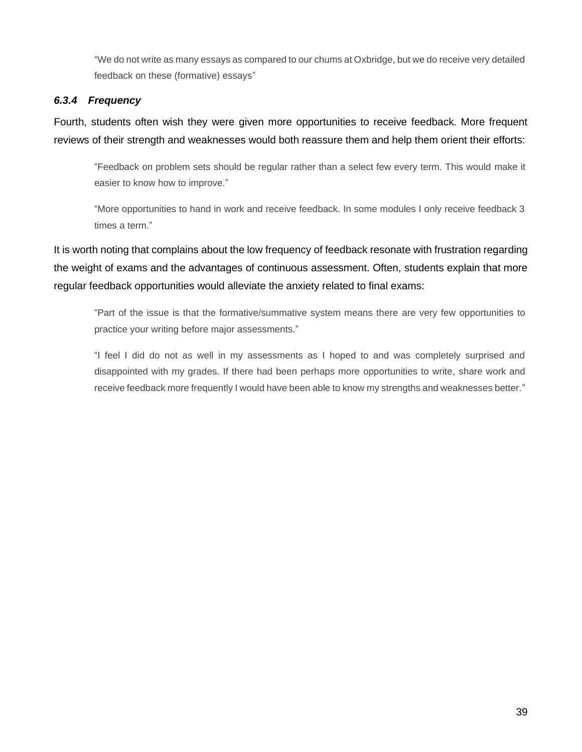> “We do not write as many essays as compared to our chums at Oxbridge, but we do receive very detailed feedback on these (formative) essays”

#### *6.3.4 Frequency*

Fourth, students often wish they were given more opportunities to receive feedback. More frequent reviews of their strength and weaknesses would both reassure them and help them orient their efforts:

> “Feedback on problem sets should be regular rather than a select few every term. This would make it easier to know how to improve.”

> “More opportunities to hand in work and receive feedback. In some modules I only receive feedback 3 times a term.”

It is worth noting that complains about the low frequency of feedback resonate with frustration regarding the weight of exams and the advantages of continuous assessment. Often, students explain that more regular feedback opportunities would alleviate the anxiety related to final exams:

> “Part of the issue is that the formative/summative system means there are very few opportunities to practice your writing before major assessments.”

> “I feel I did do not as well in my assessments as I hoped to and was completely surprised and disappointed with my grades. If there had been perhaps more opportunities to write, share work and receive feedback more frequently I would have been able to know my strengths and weaknesses better.”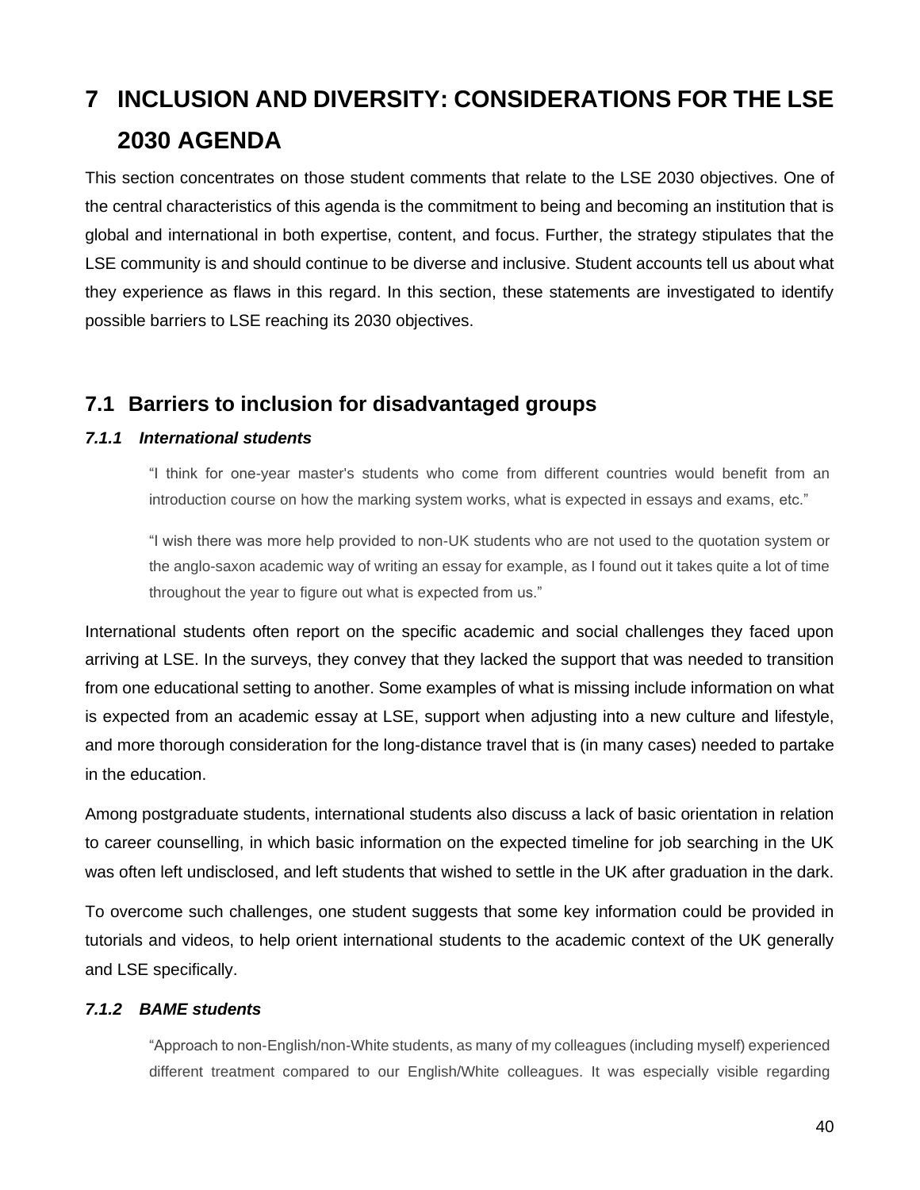# 7 INCLUSION AND DIVERSITY: CONSIDERATIONS FOR THE LSE 2030 AGENDA

This section concentrates on those student comments that relate to the LSE 2030 objectives. One of the central characteristics of this agenda is the commitment to being and becoming an institution that is global and international in both expertise, content, and focus. Further, the strategy stipulates that the LSE community is and should continue to be diverse and inclusive. Student accounts tell us about what they experience as flaws in this regard. In this section, these statements are investigated to identify possible barriers to LSE reaching its 2030 objectives.

## 7.1 Barriers to inclusion for disadvantaged groups

### *7.1.1 International students*

> "I think for one-year master's students who come from different countries would benefit from an introduction course on how the marking system works, what is expected in essays and exams, etc."

> "I wish there was more help provided to non-UK students who are not used to the quotation system or the anglo-saxon academic way of writing an essay for example, as I found out it takes quite a lot of time throughout the year to figure out what is expected from us."

International students often report on the specific academic and social challenges they faced upon arriving at LSE. In the surveys, they convey that they lacked the support that was needed to transition from one educational setting to another. Some examples of what is missing include information on what is expected from an academic essay at LSE, support when adjusting into a new culture and lifestyle, and more thorough consideration for the long-distance travel that is (in many cases) needed to partake in the education.

Among postgraduate students, international students also discuss a lack of basic orientation in relation to career counselling, in which basic information on the expected timeline for job searching in the UK was often left undisclosed, and left students that wished to settle in the UK after graduation in the dark.

To overcome such challenges, one student suggests that some key information could be provided in tutorials and videos, to help orient international students to the academic context of the UK generally and LSE specifically.

### *7.1.2 BAME students*

> "Approach to non-English/non-White students, as many of my colleagues (including myself) experienced different treatment compared to our English/White colleagues. It was especially visible regarding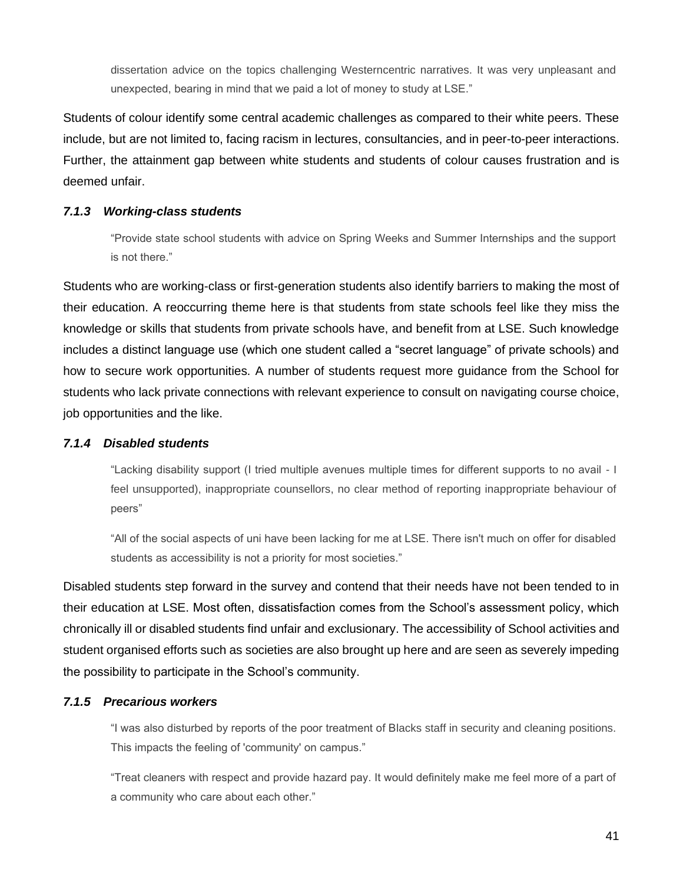> dissertation advice on the topics challenging Westerncentric narratives. It was very unpleasant and unexpected, bearing in mind that we paid a lot of money to study at LSE."

Students of colour identify some central academic challenges as compared to their white peers. These include, but are not limited to, facing racism in lectures, consultancies, and in peer-to-peer interactions. Further, the attainment gap between white students and students of colour causes frustration and is deemed unfair.

#### *7.1.3 Working-class students*

> "Provide state school students with advice on Spring Weeks and Summer Internships and the support is not there."

Students who are working-class or first-generation students also identify barriers to making the most of their education. A reoccurring theme here is that students from state schools feel like they miss the knowledge or skills that students from private schools have, and benefit from at LSE. Such knowledge includes a distinct language use (which one student called a "secret language" of private schools) and how to secure work opportunities. A number of students request more guidance from the School for students who lack private connections with relevant experience to consult on navigating course choice, job opportunities and the like.

#### *7.1.4 Disabled students*

> "Lacking disability support (I tried multiple avenues multiple times for different supports to no avail - I feel unsupported), inappropriate counsellors, no clear method of reporting inappropriate behaviour of peers"

> "All of the social aspects of uni have been lacking for me at LSE. There isn't much on offer for disabled students as accessibility is not a priority for most societies."

Disabled students step forward in the survey and contend that their needs have not been tended to in their education at LSE. Most often, dissatisfaction comes from the School's assessment policy, which chronically ill or disabled students find unfair and exclusionary. The accessibility of School activities and student organised efforts such as societies are also brought up here and are seen as severely impeding the possibility to participate in the School's community.

#### *7.1.5 Precarious workers*

> "I was also disturbed by reports of the poor treatment of Blacks staff in security and cleaning positions. This impacts the feeling of 'community' on campus."

> "Treat cleaners with respect and provide hazard pay. It would definitely make me feel more of a part of a community who care about each other."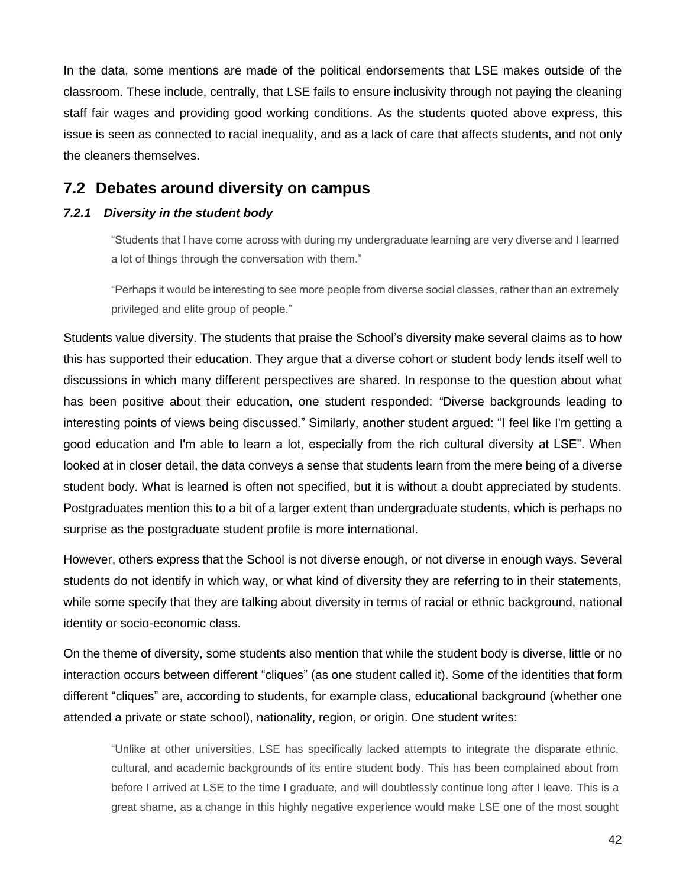In the data, some mentions are made of the political endorsements that LSE makes outside of the classroom. These include, centrally, that LSE fails to ensure inclusivity through not paying the cleaning staff fair wages and providing good working conditions. As the students quoted above express, this issue is seen as connected to racial inequality, and as a lack of care that affects students, and not only the cleaners themselves.

## 7.2 Debates around diversity on campus

### *7.2.1 Diversity in the student body*

> "Students that I have come across with during my undergraduate learning are very diverse and I learned a lot of things through the conversation with them."
>
> "Perhaps it would be interesting to see more people from diverse social classes, rather than an extremely privileged and elite group of people."

Students value diversity. The students that praise the School's diversity make several claims as to how this has supported their education. They argue that a diverse cohort or student body lends itself well to discussions in which many different perspectives are shared. In response to the question about what has been positive about their education, one student responded: "Diverse backgrounds leading to interesting points of views being discussed." Similarly, another student argued: "I feel like I'm getting a good education and I'm able to learn a lot, especially from the rich cultural diversity at LSE". When looked at in closer detail, the data conveys a sense that students learn from the mere being of a diverse student body. What is learned is often not specified, but it is without a doubt appreciated by students. Postgraduates mention this to a bit of a larger extent than undergraduate students, which is perhaps no surprise as the postgraduate student profile is more international.

However, others express that the School is not diverse enough, or not diverse in enough ways. Several students do not identify in which way, or what kind of diversity they are referring to in their statements, while some specify that they are talking about diversity in terms of racial or ethnic background, national identity or socio-economic class.

On the theme of diversity, some students also mention that while the student body is diverse, little or no interaction occurs between different "cliques" (as one student called it). Some of the identities that form different "cliques" are, according to students, for example class, educational background (whether one attended a private or state school), nationality, region, or origin. One student writes:

> "Unlike at other universities, LSE has specifically lacked attempts to integrate the disparate ethnic, cultural, and academic backgrounds of its entire student body. This has been complained about from before I arrived at LSE to the time I graduate, and will doubtlessly continue long after I leave. This is a great shame, as a change in this highly negative experience would make LSE one of the most sought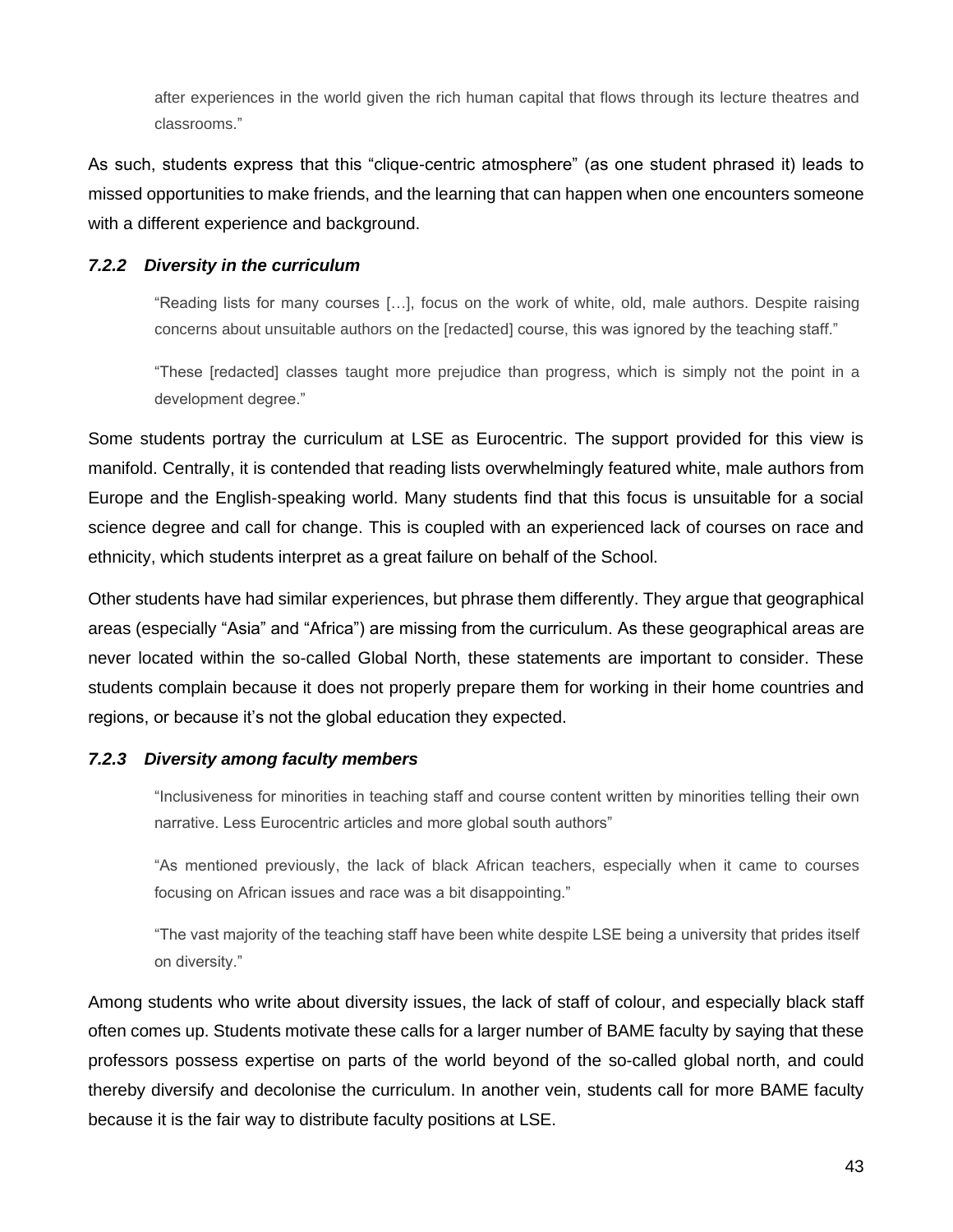> after experiences in the world given the rich human capital that flows through its lecture theatres and classrooms."

As such, students express that this "clique-centric atmosphere" (as one student phrased it) leads to missed opportunities to make friends, and the learning that can happen when one encounters someone with a different experience and background.

### *7.2.2 Diversity in the curriculum*

> "Reading lists for many courses […], focus on the work of white, old, male authors. Despite raising concerns about unsuitable authors on the [redacted] course, this was ignored by the teaching staff."

> "These [redacted] classes taught more prejudice than progress, which is simply not the point in a development degree."

Some students portray the curriculum at LSE as Eurocentric. The support provided for this view is manifold. Centrally, it is contended that reading lists overwhelmingly featured white, male authors from Europe and the English-speaking world. Many students find that this focus is unsuitable for a social science degree and call for change. This is coupled with an experienced lack of courses on race and ethnicity, which students interpret as a great failure on behalf of the School.

Other students have had similar experiences, but phrase them differently. They argue that geographical areas (especially "Asia" and "Africa") are missing from the curriculum. As these geographical areas are never located within the so-called Global North, these statements are important to consider. These students complain because it does not properly prepare them for working in their home countries and regions, or because it's not the global education they expected.

### *7.2.3 Diversity among faculty members*

> "Inclusiveness for minorities in teaching staff and course content written by minorities telling their own narrative. Less Eurocentric articles and more global south authors"

> "As mentioned previously, the lack of black African teachers, especially when it came to courses focusing on African issues and race was a bit disappointing."

> "The vast majority of the teaching staff have been white despite LSE being a university that prides itself on diversity."

Among students who write about diversity issues, the lack of staff of colour, and especially black staff often comes up. Students motivate these calls for a larger number of BAME faculty by saying that these professors possess expertise on parts of the world beyond of the so-called global north, and could thereby diversify and decolonise the curriculum. In another vein, students call for more BAME faculty because it is the fair way to distribute faculty positions at LSE.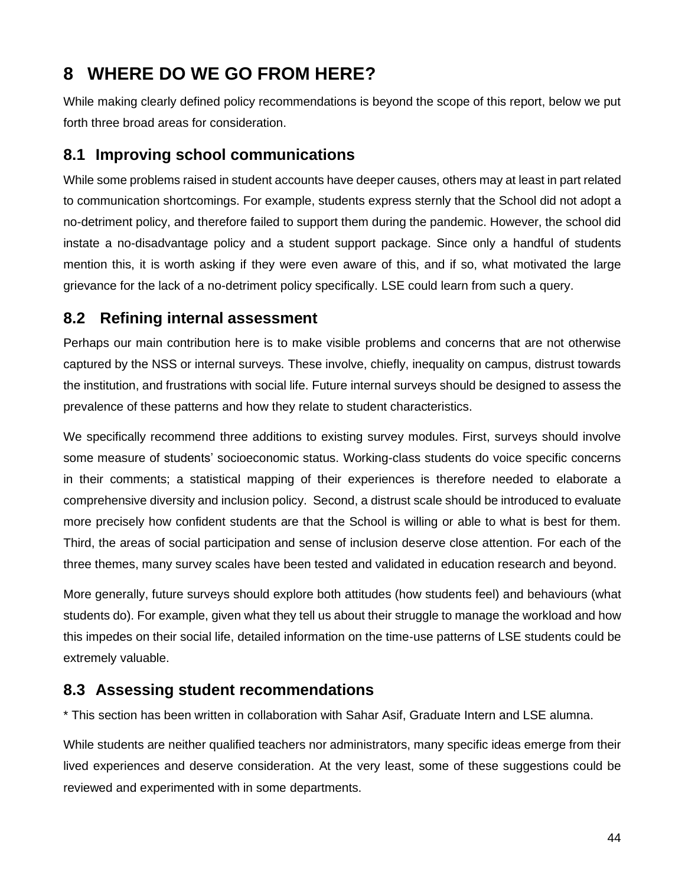# 8 WHERE DO WE GO FROM HERE?

While making clearly defined policy recommendations is beyond the scope of this report, below we put forth three broad areas for consideration.

## 8.1 Improving school communications

While some problems raised in student accounts have deeper causes, others may at least in part related to communication shortcomings. For example, students express sternly that the School did not adopt a no-detriment policy, and therefore failed to support them during the pandemic. However, the school did instate a no-disadvantage policy and a student support package. Since only a handful of students mention this, it is worth asking if they were even aware of this, and if so, what motivated the large grievance for the lack of a no-detriment policy specifically. LSE could learn from such a query.

## 8.2 Refining internal assessment

Perhaps our main contribution here is to make visible problems and concerns that are not otherwise captured by the NSS or internal surveys. These involve, chiefly, inequality on campus, distrust towards the institution, and frustrations with social life. Future internal surveys should be designed to assess the prevalence of these patterns and how they relate to student characteristics.

We specifically recommend three additions to existing survey modules. First, surveys should involve some measure of students' socioeconomic status. Working-class students do voice specific concerns in their comments; a statistical mapping of their experiences is therefore needed to elaborate a comprehensive diversity and inclusion policy. Second, a distrust scale should be introduced to evaluate more precisely how confident students are that the School is willing or able to what is best for them. Third, the areas of social participation and sense of inclusion deserve close attention. For each of the three themes, many survey scales have been tested and validated in education research and beyond.

More generally, future surveys should explore both attitudes (how students feel) and behaviours (what students do). For example, given what they tell us about their struggle to manage the workload and how this impedes on their social life, detailed information on the time-use patterns of LSE students could be extremely valuable.

## 8.3 Assessing student recommendations

* This section has been written in collaboration with Sahar Asif, Graduate Intern and LSE alumna.

While students are neither qualified teachers nor administrators, many specific ideas emerge from their lived experiences and deserve consideration. At the very least, some of these suggestions could be reviewed and experimented with in some departments.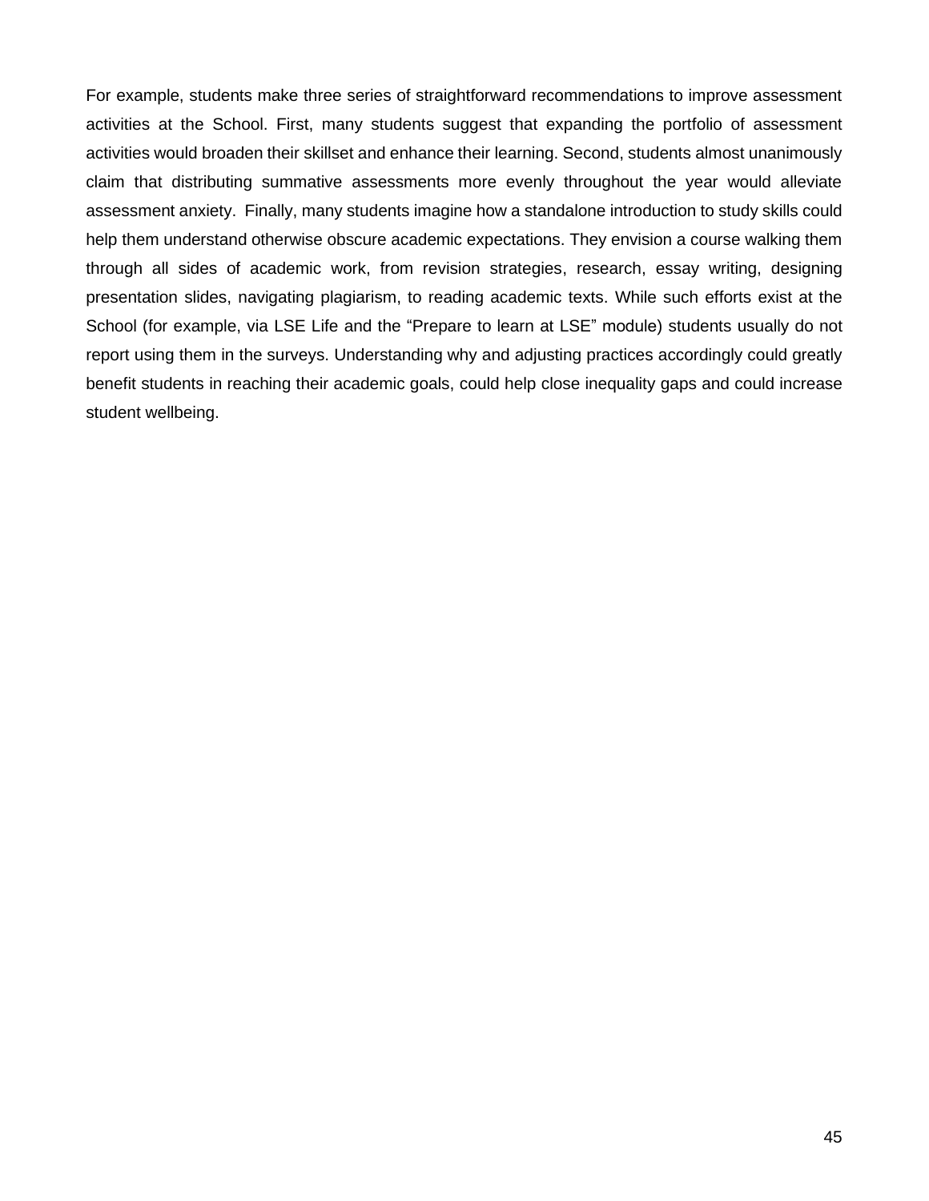For example, students make three series of straightforward recommendations to improve assessment activities at the School. First, many students suggest that expanding the portfolio of assessment activities would broaden their skillset and enhance their learning. Second, students almost unanimously claim that distributing summative assessments more evenly throughout the year would alleviate assessment anxiety. Finally, many students imagine how a standalone introduction to study skills could help them understand otherwise obscure academic expectations. They envision a course walking them through all sides of academic work, from revision strategies, research, essay writing, designing presentation slides, navigating plagiarism, to reading academic texts. While such efforts exist at the School (for example, via LSE Life and the "Prepare to learn at LSE" module) students usually do not report using them in the surveys. Understanding why and adjusting practices accordingly could greatly benefit students in reaching their academic goals, could help close inequality gaps and could increase student wellbeing.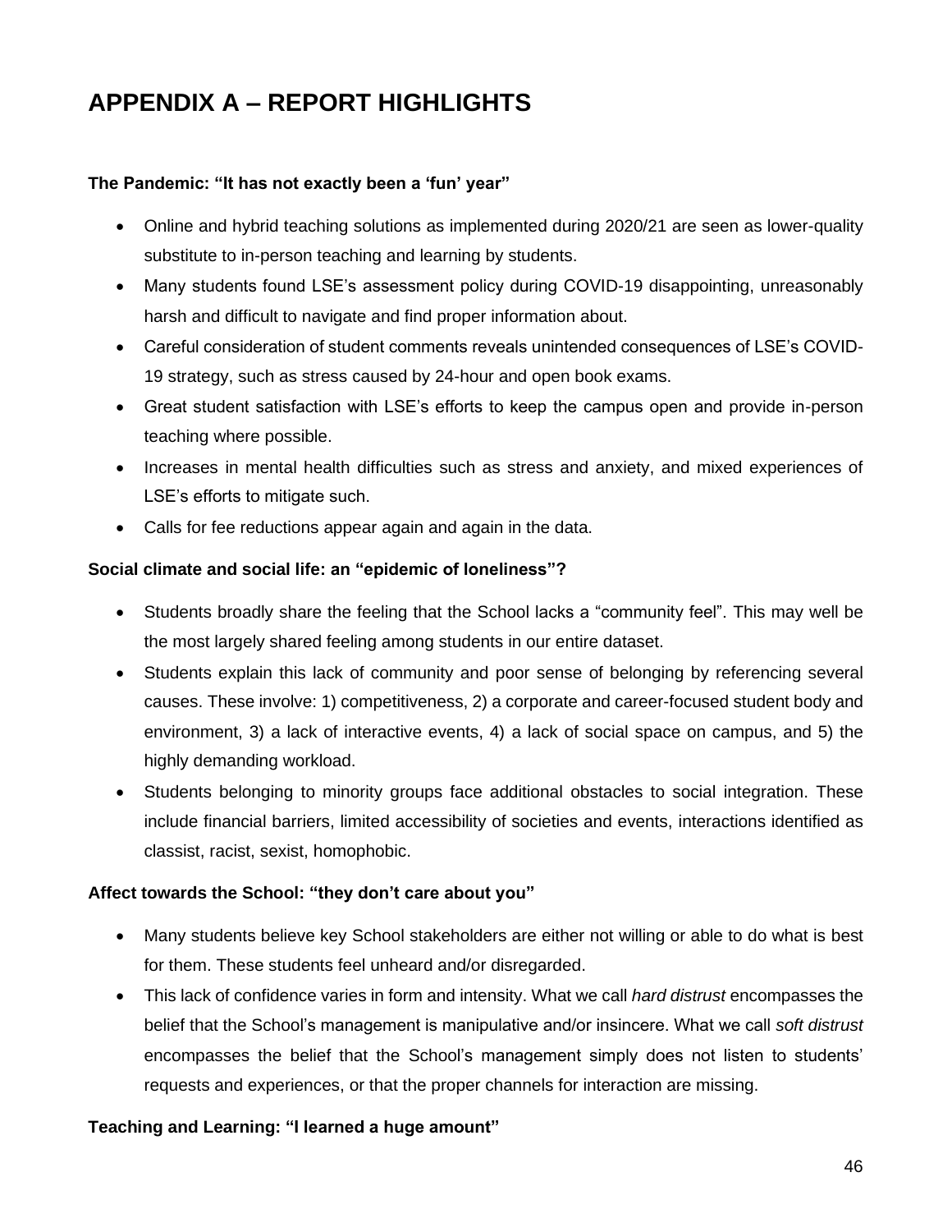# APPENDIX A – REPORT HIGHLIGHTS

**The Pandemic: "It has not exactly been a 'fun' year"**

- Online and hybrid teaching solutions as implemented during 2020/21 are seen as lower-quality substitute to in-person teaching and learning by students.
- Many students found LSE's assessment policy during COVID-19 disappointing, unreasonably harsh and difficult to navigate and find proper information about.
- Careful consideration of student comments reveals unintended consequences of LSE's COVID-19 strategy, such as stress caused by 24-hour and open book exams.
- Great student satisfaction with LSE's efforts to keep the campus open and provide in-person teaching where possible.
- Increases in mental health difficulties such as stress and anxiety, and mixed experiences of LSE's efforts to mitigate such.
- Calls for fee reductions appear again and again in the data.

**Social climate and social life: an "epidemic of loneliness"?**

- Students broadly share the feeling that the School lacks a "community feel". This may well be the most largely shared feeling among students in our entire dataset.
- Students explain this lack of community and poor sense of belonging by referencing several causes. These involve: 1) competitiveness, 2) a corporate and career-focused student body and environment, 3) a lack of interactive events, 4) a lack of social space on campus, and 5) the highly demanding workload.
- Students belonging to minority groups face additional obstacles to social integration. These include financial barriers, limited accessibility of societies and events, interactions identified as classist, racist, sexist, homophobic.

**Affect towards the School: "they don't care about you"**

- Many students believe key School stakeholders are either not willing or able to do what is best for them. These students feel unheard and/or disregarded.
- This lack of confidence varies in form and intensity. What we call *hard distrust* encompasses the belief that the School's management is manipulative and/or insincere. What we call *soft distrust* encompasses the belief that the School's management simply does not listen to students' requests and experiences, or that the proper channels for interaction are missing.

**Teaching and Learning: "I learned a huge amount"**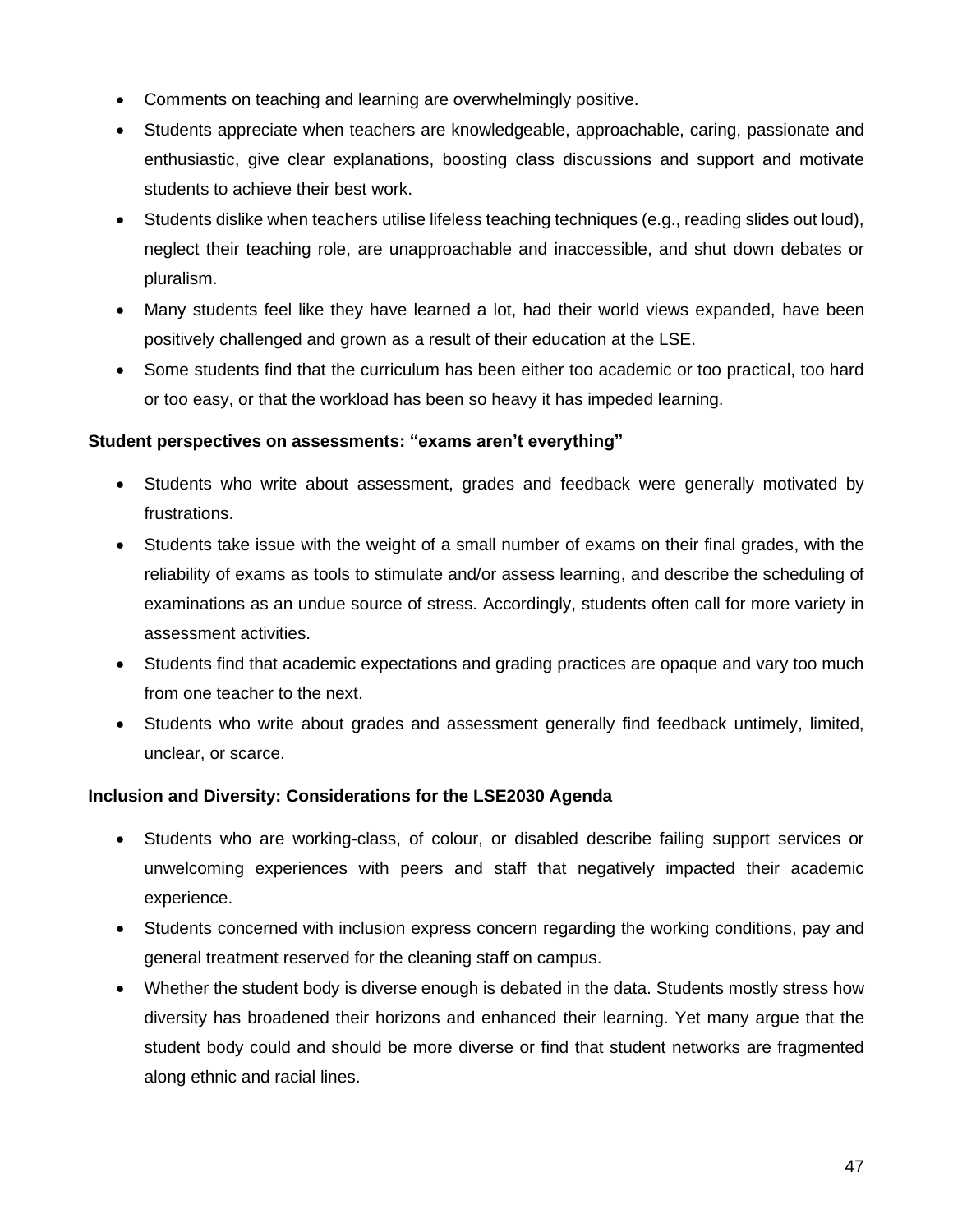- Comments on teaching and learning are overwhelmingly positive.
- Students appreciate when teachers are knowledgeable, approachable, caring, passionate and enthusiastic, give clear explanations, boosting class discussions and support and motivate students to achieve their best work.
- Students dislike when teachers utilise lifeless teaching techniques (e.g., reading slides out loud), neglect their teaching role, are unapproachable and inaccessible, and shut down debates or pluralism.
- Many students feel like they have learned a lot, had their world views expanded, have been positively challenged and grown as a result of their education at the LSE.
- Some students find that the curriculum has been either too academic or too practical, too hard or too easy, or that the workload has been so heavy it has impeded learning.

**Student perspectives on assessments: "exams aren't everything"**

- Students who write about assessment, grades and feedback were generally motivated by frustrations.
- Students take issue with the weight of a small number of exams on their final grades, with the reliability of exams as tools to stimulate and/or assess learning, and describe the scheduling of examinations as an undue source of stress. Accordingly, students often call for more variety in assessment activities.
- Students find that academic expectations and grading practices are opaque and vary too much from one teacher to the next.
- Students who write about grades and assessment generally find feedback untimely, limited, unclear, or scarce.

**Inclusion and Diversity: Considerations for the LSE2030 Agenda**

- Students who are working-class, of colour, or disabled describe failing support services or unwelcoming experiences with peers and staff that negatively impacted their academic experience.
- Students concerned with inclusion express concern regarding the working conditions, pay and general treatment reserved for the cleaning staff on campus.
- Whether the student body is diverse enough is debated in the data. Students mostly stress how diversity has broadened their horizons and enhanced their learning. Yet many argue that the student body could and should be more diverse or find that student networks are fragmented along ethnic and racial lines.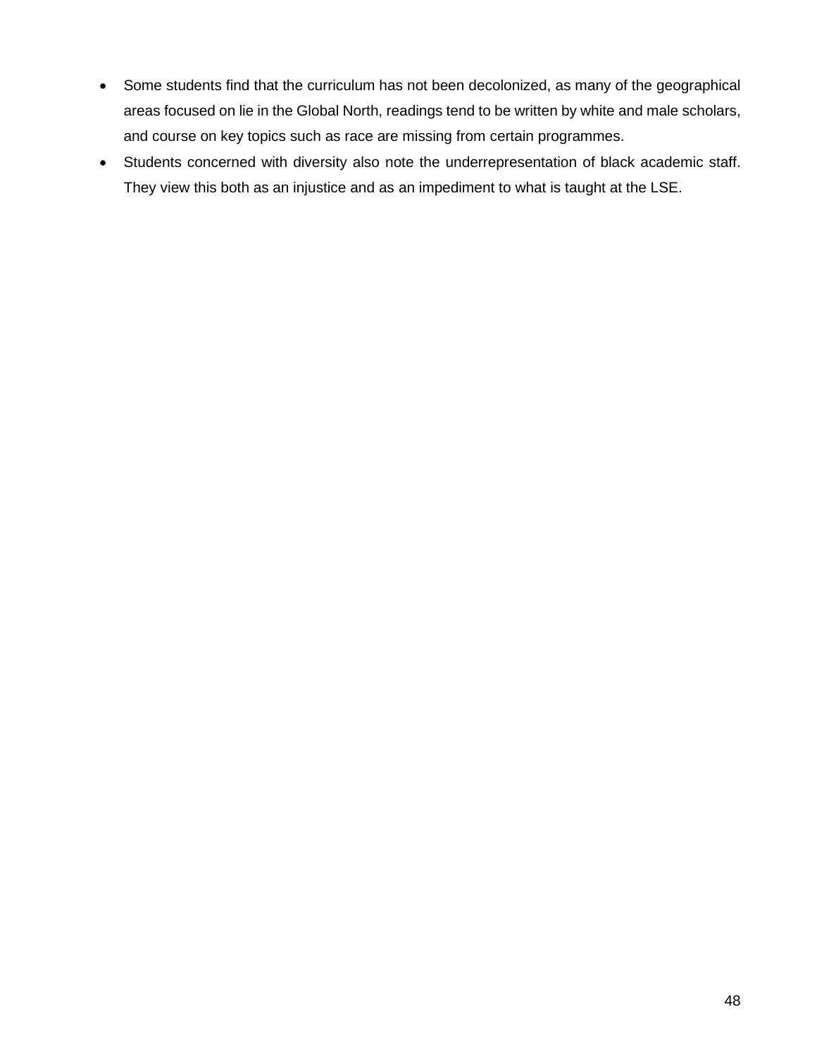- Some students find that the curriculum has not been decolonized, as many of the geographical areas focused on lie in the Global North, readings tend to be written by white and male scholars, and course on key topics such as race are missing from certain programmes.
- Students concerned with diversity also note the underrepresentation of black academic staff. They view this both as an injustice and as an impediment to what is taught at the LSE.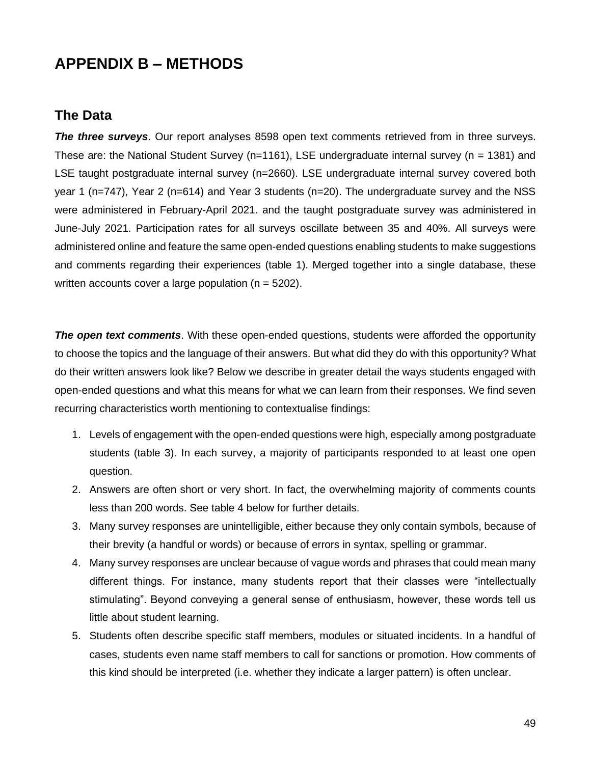# APPENDIX B – METHODS

## The Data

***The three surveys***. Our report analyses 8598 open text comments retrieved from in three surveys. These are: the National Student Survey (n=1161), LSE undergraduate internal survey (n = 1381) and LSE taught postgraduate internal survey (n=2660). LSE undergraduate internal survey covered both year 1 (n=747), Year 2 (n=614) and Year 3 students (n=20). The undergraduate survey and the NSS were administered in February-April 2021. and the taught postgraduate survey was administered in June-July 2021. Participation rates for all surveys oscillate between 35 and 40%. All surveys were administered online and feature the same open-ended questions enabling students to make suggestions and comments regarding their experiences (table 1). Merged together into a single database, these written accounts cover a large population (n = 5202).

***The open text comments***. With these open-ended questions, students were afforded the opportunity to choose the topics and the language of their answers. But what did they do with this opportunity? What do their written answers look like? Below we describe in greater detail the ways students engaged with open-ended questions and what this means for what we can learn from their responses. We find seven recurring characteristics worth mentioning to contextualise findings:

1. Levels of engagement with the open-ended questions were high, especially among postgraduate students (table 3). In each survey, a majority of participants responded to at least one open question.
2. Answers are often short or very short. In fact, the overwhelming majority of comments counts less than 200 words. See table 4 below for further details.
3. Many survey responses are unintelligible, either because they only contain symbols, because of their brevity (a handful or words) or because of errors in syntax, spelling or grammar.
4. Many survey responses are unclear because of vague words and phrases that could mean many different things. For instance, many students report that their classes were "intellectually stimulating". Beyond conveying a general sense of enthusiasm, however, these words tell us little about student learning.
5. Students often describe specific staff members, modules or situated incidents. In a handful of cases, students even name staff members to call for sanctions or promotion. How comments of this kind should be interpreted (i.e. whether they indicate a larger pattern) is often unclear.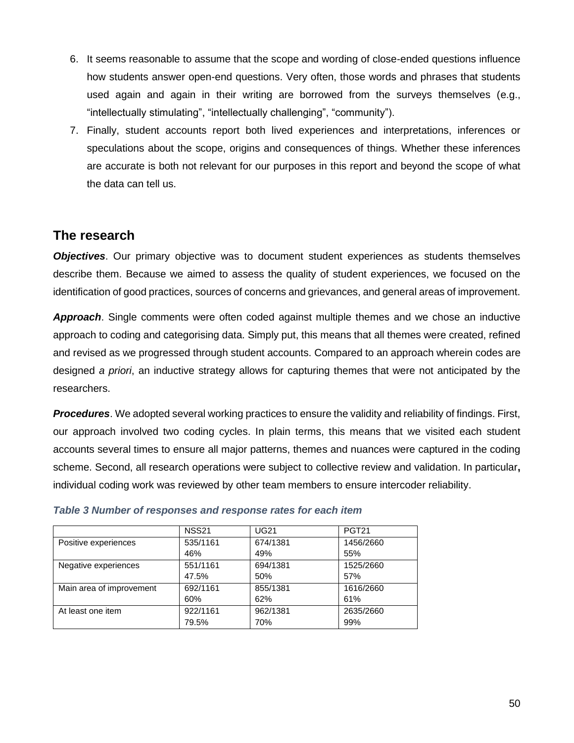6. It seems reasonable to assume that the scope and wording of close-ended questions influence how students answer open-end questions. Very often, those words and phrases that students used again and again in their writing are borrowed from the surveys themselves (e.g., "intellectually stimulating", "intellectually challenging", "community").
7. Finally, student accounts report both lived experiences and interpretations, inferences or speculations about the scope, origins and consequences of things. Whether these inferences are accurate is both not relevant for our purposes in this report and beyond the scope of what the data can tell us.

## The research

***Objectives***. Our primary objective was to document student experiences as students themselves describe them. Because we aimed to assess the quality of student experiences, we focused on the identification of good practices, sources of concerns and grievances, and general areas of improvement.

***Approach***. Single comments were often coded against multiple themes and we chose an inductive approach to coding and categorising data. Simply put, this means that all themes were created, refined and revised as we progressed through student accounts. Compared to an approach wherein codes are designed *a priori*, an inductive strategy allows for capturing themes that were not anticipated by the researchers.

***Procedures***. We adopted several working practices to ensure the validity and reliability of findings. First, our approach involved two coding cycles. In plain terms, this means that we visited each student accounts several times to ensure all major patterns, themes and nuances were captured in the coding scheme. Second, all research operations were subject to collective review and validation. In particular**,** individual coding work was reviewed by other team members to ensure intercoder reliability.

***Table 3 Number of responses and response rates for each item***

| | NSS21 | UG21 | PGT21 |
|---|---|---|---|
| Positive experiences | 535/1161<br>46% | 674/1381<br>49% | 1456/2660<br>55% |
| Negative experiences | 551/1161<br>47.5% | 694/1381<br>50% | 1525/2660<br>57% |
| Main area of improvement | 692/1161<br>60% | 855/1381<br>62% | 1616/2660<br>61% |
| At least one item | 922/1161<br>79.5% | 962/1381<br>70% | 2635/2660<br>99% |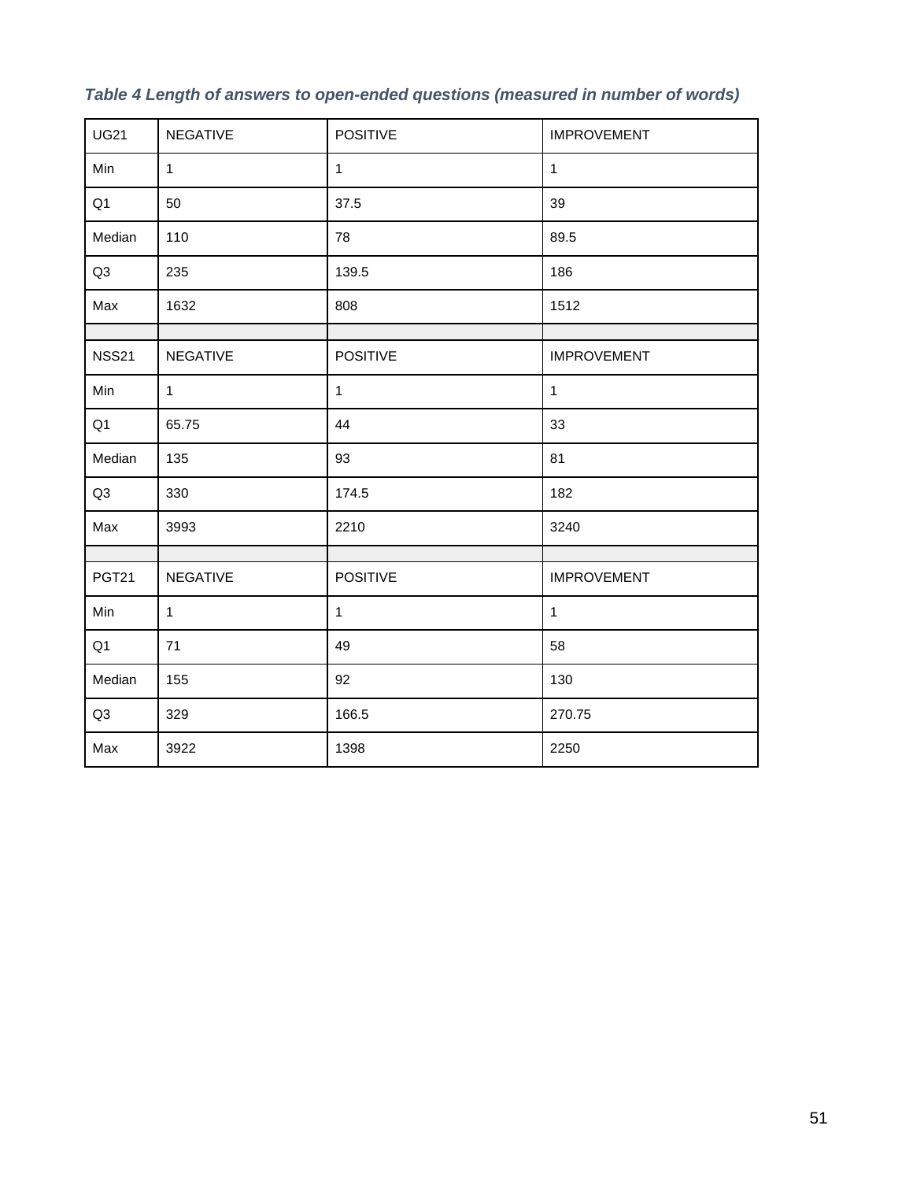*Table 4 Length of answers to open-ended questions (measured in number of words)*

| UG21 | NEGATIVE | POSITIVE | IMPROVEMENT |
| --- | --- | --- | --- |
| Min | 1 | 1 | 1 |
| Q1 | 50 | 37.5 | 39 |
| Median | 110 | 78 | 89.5 |
| Q3 | 235 | 139.5 | 186 |
| Max | 1632 | 808 | 1512 |
| | | | |
| NSS21 | NEGATIVE | POSITIVE | IMPROVEMENT |
| Min | 1 | 1 | 1 |
| Q1 | 65.75 | 44 | 33 |
| Median | 135 | 93 | 81 |
| Q3 | 330 | 174.5 | 182 |
| Max | 3993 | 2210 | 3240 |
| | | | |
| PGT21 | NEGATIVE | POSITIVE | IMPROVEMENT |
| Min | 1 | 1 | 1 |
| Q1 | 71 | 49 | 58 |
| Median | 155 | 92 | 130 |
| Q3 | 329 | 166.5 | 270.75 |
| Max | 3922 | 1398 | 2250 |